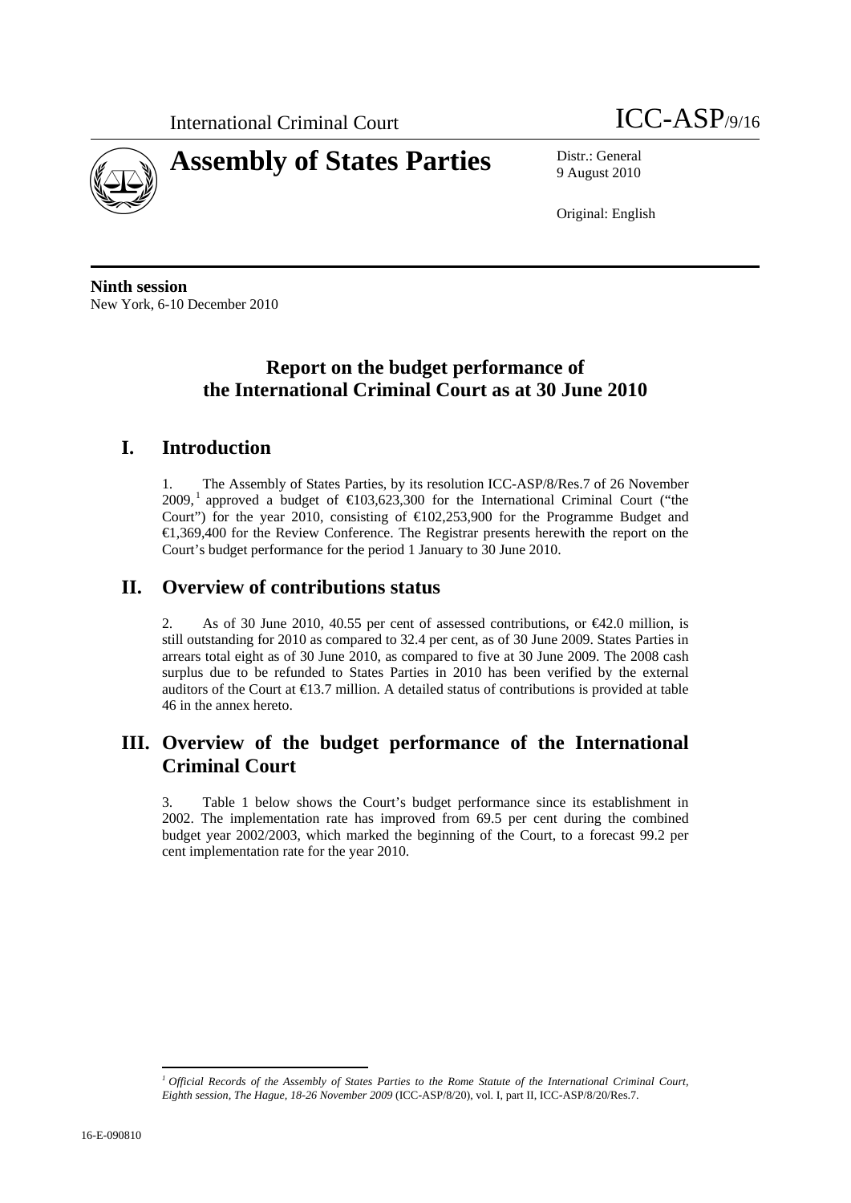International Criminal Court

ICC-ASP/9/16

# Assembly of States Parties

Distr.: General
9 August 2010

Original: English

**Ninth session**
New York, 6-10 December 2010

## Report on the budget performance of the International Criminal Court as at 30 June 2010

## I. Introduction

1. The Assembly of States Parties, by its resolution ICC-ASP/8/Res.7 of 26 November 2009,[1] approved a budget of €103,623,300 for the International Criminal Court ("the Court") for the year 2010, consisting of €102,253,900 for the Programme Budget and €1,369,400 for the Review Conference. The Registrar presents herewith the report on the Court's budget performance for the period 1 January to 30 June 2010.

## II. Overview of contributions status

2. As of 30 June 2010, 40.55 per cent of assessed contributions, or €42.0 million, is still outstanding for 2010 as compared to 32.4 per cent, as of 30 June 2009. States Parties in arrears total eight as of 30 June 2010, as compared to five at 30 June 2009. The 2008 cash surplus due to be refunded to States Parties in 2010 has been verified by the external auditors of the Court at €13.7 million. A detailed status of contributions is provided at table 46 in the annex hereto.

## III. Overview of the budget performance of the International Criminal Court

3. Table 1 below shows the Court's budget performance since its establishment in 2002. The implementation rate has improved from 69.5 per cent during the combined budget year 2002/2003, which marked the beginning of the Court, to a forecast 99.2 per cent implementation rate for the year 2010.

[1] *Official Records of the Assembly of States Parties to the Rome Statute of the International Criminal Court, Eighth session, The Hague, 18-26 November 2009* (ICC-ASP/8/20), vol. I, part II, ICC-ASP/8/20/Res.7.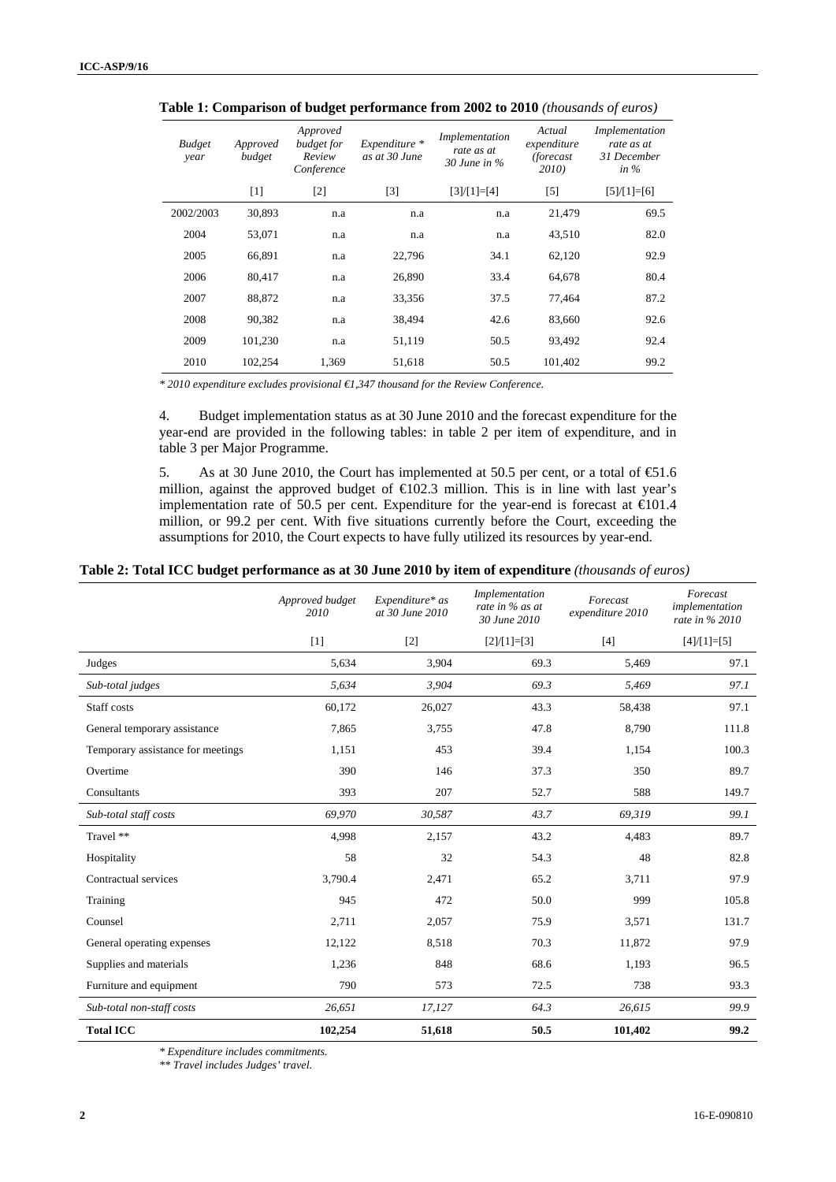**Table 1: Comparison of budget performance from 2002 to 2010** *(thousands of euros)*

| Budget year | Approved budget | Approved budget for Review Conference | Expenditure * as at 30 June | Implementation rate as at 30 June in % | Actual expenditure (forecast 2010) | Implementation rate as at 31 December in % |
|---|---|---|---|---|---|---|
| | [1] | [2] | [3] | [3]/[1]=[4] | [5] | [5]/[1]=[6] |
| 2002/2003 | 30,893 | n.a | n.a | n.a | 21,479 | 69.5 |
| 2004 | 53,071 | n.a | n.a | n.a | 43,510 | 82.0 |
| 2005 | 66,891 | n.a | 22,796 | 34.1 | 62,120 | 92.9 |
| 2006 | 80,417 | n.a | 26,890 | 33.4 | 64,678 | 80.4 |
| 2007 | 88,872 | n.a | 33,356 | 37.5 | 77,464 | 87.2 |
| 2008 | 90,382 | n.a | 38,494 | 42.6 | 83,660 | 92.6 |
| 2009 | 101,230 | n.a | 51,119 | 50.5 | 93,492 | 92.4 |
| 2010 | 102,254 | 1,369 | 51,618 | 50.5 | 101,402 | 99.2 |

*\* 2010 expenditure excludes provisional €1,347 thousand for the Review Conference.*

4. Budget implementation status as at 30 June 2010 and the forecast expenditure for the year-end are provided in the following tables: in table 2 per item of expenditure, and in table 3 per Major Programme.

5. As at 30 June 2010, the Court has implemented at 50.5 per cent, or a total of €51.6 million, against the approved budget of €102.3 million. This is in line with last year's implementation rate of 50.5 per cent. Expenditure for the year-end is forecast at €101.4 million, or 99.2 per cent. With five situations currently before the Court, exceeding the assumptions for 2010, the Court expects to have fully utilized its resources by year-end.

**Table 2: Total ICC budget performance as at 30 June 2010 by item of expenditure** *(thousands of euros)*

| | Approved budget 2010 | Expenditure* as at 30 June 2010 | Implementation rate in % as at 30 June 2010 | Forecast expenditure 2010 | Forecast implementation rate in % 2010 |
|---|---|---|---|---|---|
| | [1] | [2] | [2]/[1]=[3] | [4] | [4]/[1]=[5] |
| Judges | 5,634 | 3,904 | 69.3 | 5,469 | 97.1 |
| *Sub-total judges* | *5,634* | *3,904* | *69.3* | *5,469* | *97.1* |
| Staff costs | 60,172 | 26,027 | 43.3 | 58,438 | 97.1 |
| General temporary assistance | 7,865 | 3,755 | 47.8 | 8,790 | 111.8 |
| Temporary assistance for meetings | 1,151 | 453 | 39.4 | 1,154 | 100.3 |
| Overtime | 390 | 146 | 37.3 | 350 | 89.7 |
| Consultants | 393 | 207 | 52.7 | 588 | 149.7 |
| *Sub-total staff costs* | *69,970* | *30,587* | *43.7* | *69,319* | *99.1* |
| Travel ** | 4,998 | 2,157 | 43.2 | 4,483 | 89.7 |
| Hospitality | 58 | 32 | 54.3 | 48 | 82.8 |
| Contractual services | 3,790.4 | 2,471 | 65.2 | 3,711 | 97.9 |
| Training | 945 | 472 | 50.0 | 999 | 105.8 |
| Counsel | 2,711 | 2,057 | 75.9 | 3,571 | 131.7 |
| General operating expenses | 12,122 | 8,518 | 70.3 | 11,872 | 97.9 |
| Supplies and materials | 1,236 | 848 | 68.6 | 1,193 | 96.5 |
| Furniture and equipment | 790 | 573 | 72.5 | 738 | 93.3 |
| *Sub-total non-staff costs* | *26,651* | *17,127* | *64.3* | *26,615* | *99.9* |
| **Total ICC** | **102,254** | **51,618** | **50.5** | **101,402** | **99.2** |

*\* Expenditure includes commitments.*

*\*\* Travel includes Judges' travel.*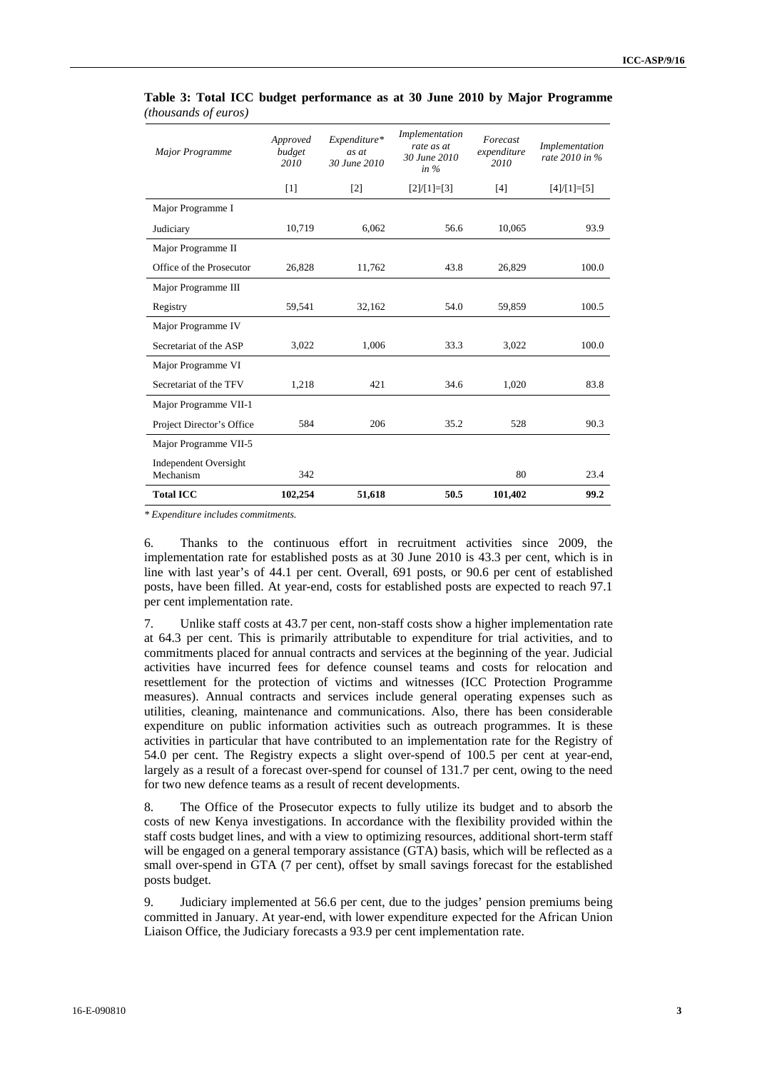**Table 3: Total ICC budget performance as at 30 June 2010 by Major Programme** *(thousands of euros)*

| *Major Programme* | *Approved budget 2010* | *Expenditure* as at 30 June 2010* | *Implementation rate as at 30 June 2010 in %* | *Forecast expenditure 2010* | *Implementation rate 2010 in %* |
|---|---|---|---|---|---|
| | [1] | [2] | [2]/[1]=[3] | [4] | [4]/[1]=[5] |
| Major Programme I | | | | | |
| Judiciary | 10,719 | 6,062 | 56.6 | 10,065 | 93.9 |
| Major Programme II | | | | | |
| Office of the Prosecutor | 26,828 | 11,762 | 43.8 | 26,829 | 100.0 |
| Major Programme III | | | | | |
| Registry | 59,541 | 32,162 | 54.0 | 59,859 | 100.5 |
| Major Programme IV | | | | | |
| Secretariat of the ASP | 3,022 | 1,006 | 33.3 | 3,022 | 100.0 |
| Major Programme VI | | | | | |
| Secretariat of the TFV | 1,218 | 421 | 34.6 | 1,020 | 83.8 |
| Major Programme VII-1 | | | | | |
| Project Director's Office | 584 | 206 | 35.2 | 528 | 90.3 |
| Major Programme VII-5 | | | | | |
| Independent Oversight Mechanism | 342 | | | 80 | 23.4 |
| **Total ICC** | **102,254** | **51,618** | **50.5** | **101,402** | **99.2** |

*\* Expenditure includes commitments.*

6. Thanks to the continuous effort in recruitment activities since 2009, the implementation rate for established posts as at 30 June 2010 is 43.3 per cent, which is in line with last year's of 44.1 per cent. Overall, 691 posts, or 90.6 per cent of established posts, have been filled. At year-end, costs for established posts are expected to reach 97.1 per cent implementation rate.

7. Unlike staff costs at 43.7 per cent, non-staff costs show a higher implementation rate at 64.3 per cent. This is primarily attributable to expenditure for trial activities, and to commitments placed for annual contracts and services at the beginning of the year. Judicial activities have incurred fees for defence counsel teams and costs for relocation and resettlement for the protection of victims and witnesses (ICC Protection Programme measures). Annual contracts and services include general operating expenses such as utilities, cleaning, maintenance and communications. Also, there has been considerable expenditure on public information activities such as outreach programmes. It is these activities in particular that have contributed to an implementation rate for the Registry of 54.0 per cent. The Registry expects a slight over-spend of 100.5 per cent at year-end, largely as a result of a forecast over-spend for counsel of 131.7 per cent, owing to the need for two new defence teams as a result of recent developments.

8. The Office of the Prosecutor expects to fully utilize its budget and to absorb the costs of new Kenya investigations. In accordance with the flexibility provided within the staff costs budget lines, and with a view to optimizing resources, additional short-term staff will be engaged on a general temporary assistance (GTA) basis, which will be reflected as a small over-spend in GTA (7 per cent), offset by small savings forecast for the established posts budget.

9. Judiciary implemented at 56.6 per cent, due to the judges' pension premiums being committed in January. At year-end, with lower expenditure expected for the African Union Liaison Office, the Judiciary forecasts a 93.9 per cent implementation rate.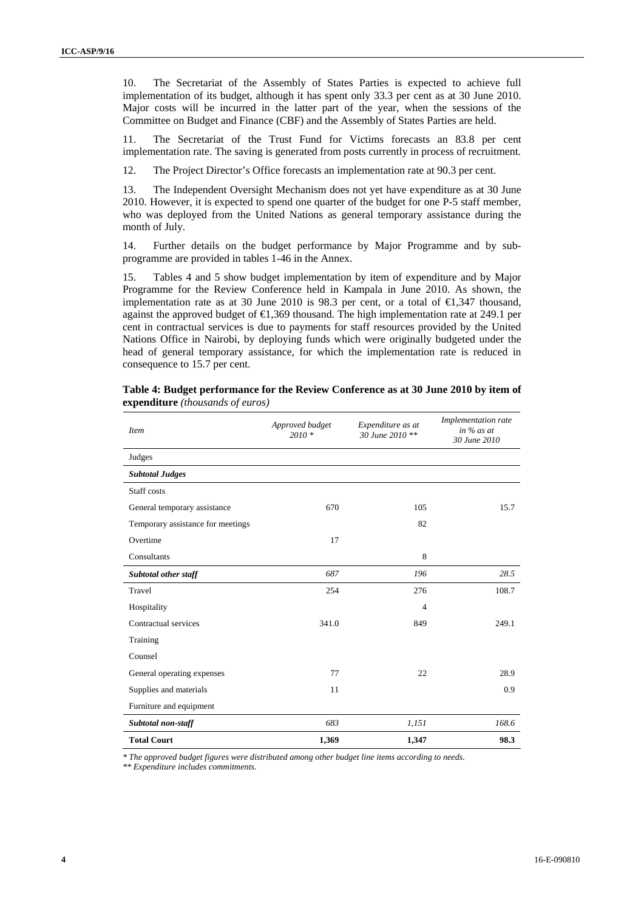10. The Secretariat of the Assembly of States Parties is expected to achieve full implementation of its budget, although it has spent only 33.3 per cent as at 30 June 2010. Major costs will be incurred in the latter part of the year, when the sessions of the Committee on Budget and Finance (CBF) and the Assembly of States Parties are held.

11. The Secretariat of the Trust Fund for Victims forecasts an 83.8 per cent implementation rate. The saving is generated from posts currently in process of recruitment.

12. The Project Director's Office forecasts an implementation rate at 90.3 per cent.

13. The Independent Oversight Mechanism does not yet have expenditure as at 30 June 2010. However, it is expected to spend one quarter of the budget for one P-5 staff member, who was deployed from the United Nations as general temporary assistance during the month of July.

14. Further details on the budget performance by Major Programme and by sub-programme are provided in tables 1-46 in the Annex.

15. Tables 4 and 5 show budget implementation by item of expenditure and by Major Programme for the Review Conference held in Kampala in June 2010. As shown, the implementation rate as at 30 June 2010 is 98.3 per cent, or a total of €1,347 thousand, against the approved budget of €1,369 thousand. The high implementation rate at 249.1 per cent in contractual services is due to payments for staff resources provided by the United Nations Office in Nairobi, by deploying funds which were originally budgeted under the head of general temporary assistance, for which the implementation rate is reduced in consequence to 15.7 per cent.

**Table 4: Budget performance for the Review Conference as at 30 June 2010 by item of expenditure** *(thousands of euros)*

| *Item* | *Approved budget 2010 \** | *Expenditure as at 30 June 2010 \*\** | *Implementation rate in % as at 30 June 2010* |
|---|---|---|---|
| Judges | | | |
| ***Subtotal Judges*** | | | |
| Staff costs | | | |
| General temporary assistance | 670 | 105 | 15.7 |
| Temporary assistance for meetings | | 82 | |
| Overtime | 17 | | |
| Consultants | | 8 | |
| ***Subtotal other staff*** | *687* | *196* | *28.5* |
| Travel | 254 | 276 | 108.7 |
| Hospitality | | 4 | |
| Contractual services | 341.0 | 849 | 249.1 |
| Training | | | |
| Counsel | | | |
| General operating expenses | 77 | 22 | 28.9 |
| Supplies and materials | 11 | | 0.9 |
| Furniture and equipment | | | |
| ***Subtotal non-staff*** | *683* | *1,151* | *168.6* |
| **Total Court** | **1,369** | **1,347** | **98.3** |

*\* The approved budget figures were distributed among other budget line items according to needs.*

*\*\* Expenditure includes commitments.*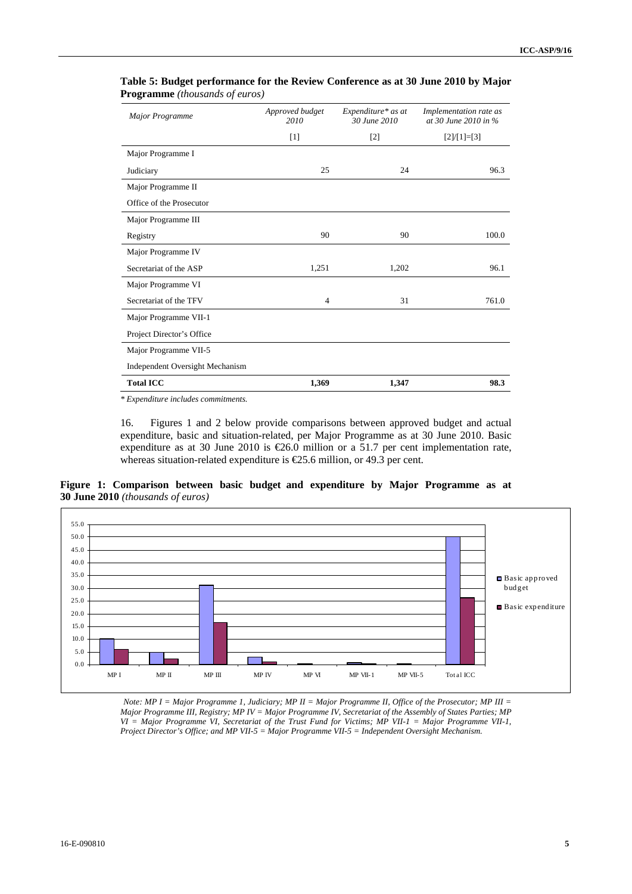**Table 5: Budget performance for the Review Conference as at 30 June 2010 by Major Programme** *(thousands of euros)*

| *Major Programme* | *Approved budget 2010* | *Expenditure\* as at 30 June 2010* | *Implementation rate as at 30 June 2010 in %* |
|---|---|---|---|
| | [1] | [2] | [2]/[1]=[3] |
| Major Programme I<br>Judiciary | 25 | 24 | 96.3 |
| Major Programme II<br>Office of the Prosecutor | | | |
| Major Programme III<br>Registry | 90 | 90 | 100.0 |
| Major Programme IV<br>Secretariat of the ASP | 1,251 | 1,202 | 96.1 |
| Major Programme VI<br>Secretariat of the TFV | 4 | 31 | 761.0 |
| Major Programme VII-1<br>Project Director's Office | | | |
| Major Programme VII-5<br>Independent Oversight Mechanism | | | |
| **Total ICC** | **1,369** | **1,347** | **98.3** |

*\* Expenditure includes commitments.*

16. Figures 1 and 2 below provide comparisons between approved budget and actual expenditure, basic and situation-related, per Major Programme as at 30 June 2010. Basic expenditure as at 30 June 2010 is €26.0 million or a 51.7 per cent implementation rate, whereas situation-related expenditure is €25.6 million, or 49.3 per cent.

**Figure 1: Comparison between basic budget and expenditure by Major Programme as at 30 June 2010** *(thousands of euros)*

*Note: MP I = Major Programme 1, Judiciary; MP II = Major Programme II, Office of the Prosecutor; MP III = Major Programme III, Registry; MP IV = Major Programme IV, Secretariat of the Assembly of States Parties; MP VI = Major Programme VI, Secretariat of the Trust Fund for Victims; MP VII-1 = Major Programme VII-1, Project Director's Office; and MP VII-5 = Major Programme VII-5 = Independent Oversight Mechanism.*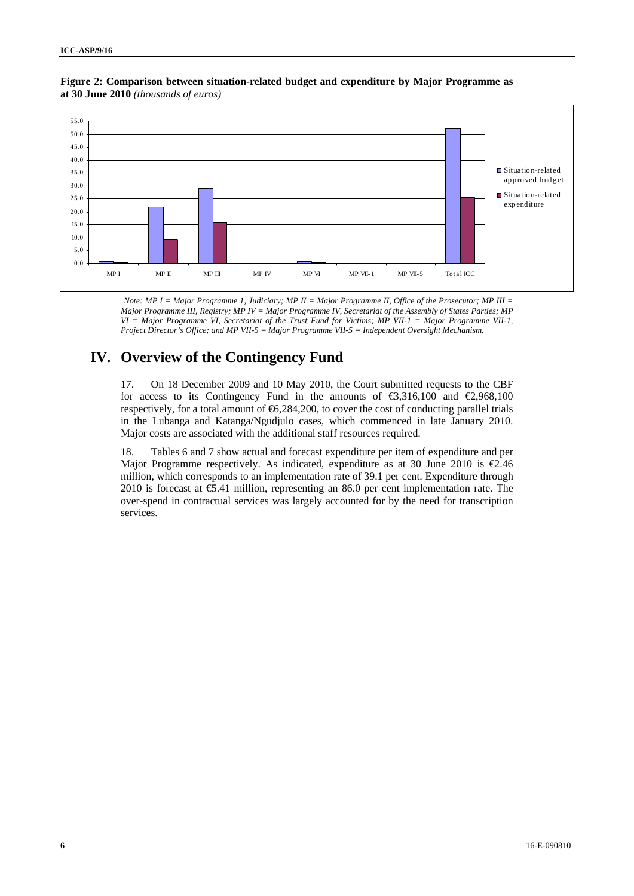**Figure 2: Comparison between situation-related budget and expenditure by Major Programme as at 30 June 2010** *(thousands of euros)*

*Note: MP I = Major Programme 1, Judiciary; MP II = Major Programme II, Office of the Prosecutor; MP III = Major Programme III, Registry; MP IV = Major Programme IV, Secretariat of the Assembly of States Parties; MP VI = Major Programme VI, Secretariat of the Trust Fund for Victims; MP VII-1 = Major Programme VII-1, Project Director's Office; and MP VII-5 = Major Programme VII-5 = Independent Oversight Mechanism.*

# IV. Overview of the Contingency Fund

17. On 18 December 2009 and 10 May 2010, the Court submitted requests to the CBF for access to its Contingency Fund in the amounts of €3,316,100 and €2,968,100 respectively, for a total amount of €6,284,200, to cover the cost of conducting parallel trials in the Lubanga and Katanga/Ngudjulo cases, which commenced in late January 2010. Major costs are associated with the additional staff resources required.

18. Tables 6 and 7 show actual and forecast expenditure per item of expenditure and per Major Programme respectively. As indicated, expenditure as at 30 June 2010 is €2.46 million, which corresponds to an implementation rate of 39.1 per cent. Expenditure through 2010 is forecast at €5.41 million, representing an 86.0 per cent implementation rate. The over-spend in contractual services was largely accounted for by the need for transcription services.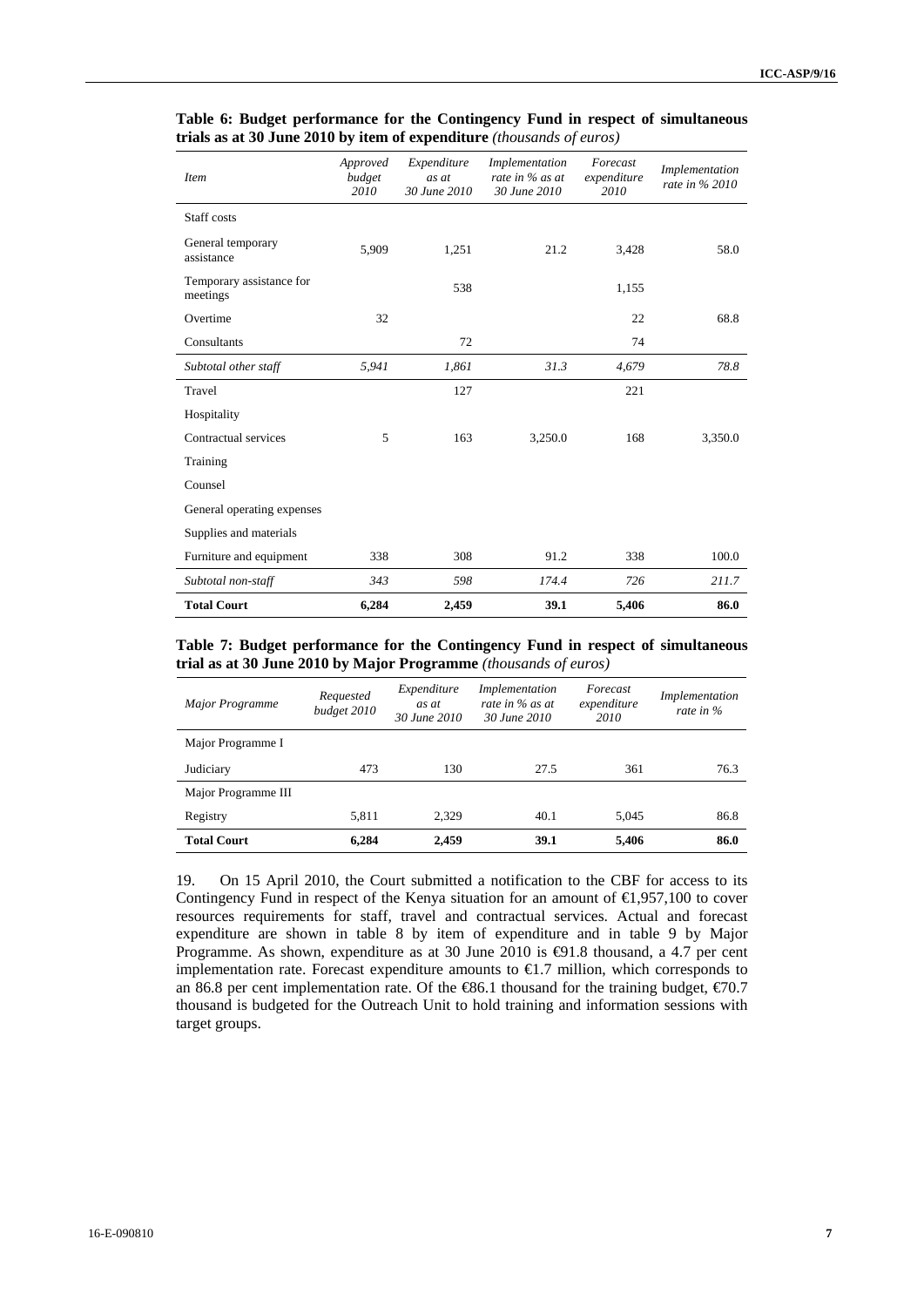**Table 6: Budget performance for the Contingency Fund in respect of simultaneous trials as at 30 June 2010 by item of expenditure** *(thousands of euros)*

| *Item* | *Approved budget 2010* | *Expenditure as at 30 June 2010* | *Implementation rate in % as at 30 June 2010* | *Forecast expenditure 2010* | *Implementation rate in % 2010* |
|---|---|---|---|---|---|
| Staff costs | | | | | |
| General temporary assistance | 5,909 | 1,251 | 21.2 | 3,428 | 58.0 |
| Temporary assistance for meetings | | 538 | | 1,155 | |
| Overtime | 32 | | | 22 | 68.8 |
| Consultants | | 72 | | 74 | |
| *Subtotal other staff* | *5,941* | *1,861* | *31.3* | *4,679* | *78.8* |
| Travel | | 127 | | 221 | |
| Hospitality | | | | | |
| Contractual services | 5 | 163 | 3,250.0 | 168 | 3,350.0 |
| Training | | | | | |
| Counsel | | | | | |
| General operating expenses | | | | | |
| Supplies and materials | | | | | |
| Furniture and equipment | 338 | 308 | 91.2 | 338 | 100.0 |
| *Subtotal non-staff* | *343* | *598* | *174.4* | *726* | *211.7* |
| **Total Court** | **6,284** | **2,459** | **39.1** | **5,406** | **86.0** |

**Table 7: Budget performance for the Contingency Fund in respect of simultaneous trial as at 30 June 2010 by Major Programme** *(thousands of euros)*

| *Major Programme* | *Requested budget 2010* | *Expenditure as at 30 June 2010* | *Implementation rate in % as at 30 June 2010* | *Forecast expenditure 2010* | *Implementation rate in %* |
|---|---|---|---|---|---|
| Major Programme I | | | | | |
| Judiciary | 473 | 130 | 27.5 | 361 | 76.3 |
| Major Programme III | | | | | |
| Registry | 5,811 | 2,329 | 40.1 | 5,045 | 86.8 |
| **Total Court** | **6,284** | **2,459** | **39.1** | **5,406** | **86.0** |

19. On 15 April 2010, the Court submitted a notification to the CBF for access to its Contingency Fund in respect of the Kenya situation for an amount of €1,957,100 to cover resources requirements for staff, travel and contractual services. Actual and forecast expenditure are shown in table 8 by item of expenditure and in table 9 by Major Programme. As shown, expenditure as at 30 June 2010 is €91.8 thousand, a 4.7 per cent implementation rate. Forecast expenditure amounts to €1.7 million, which corresponds to an 86.8 per cent implementation rate. Of the €86.1 thousand for the training budget, €70.7 thousand is budgeted for the Outreach Unit to hold training and information sessions with target groups.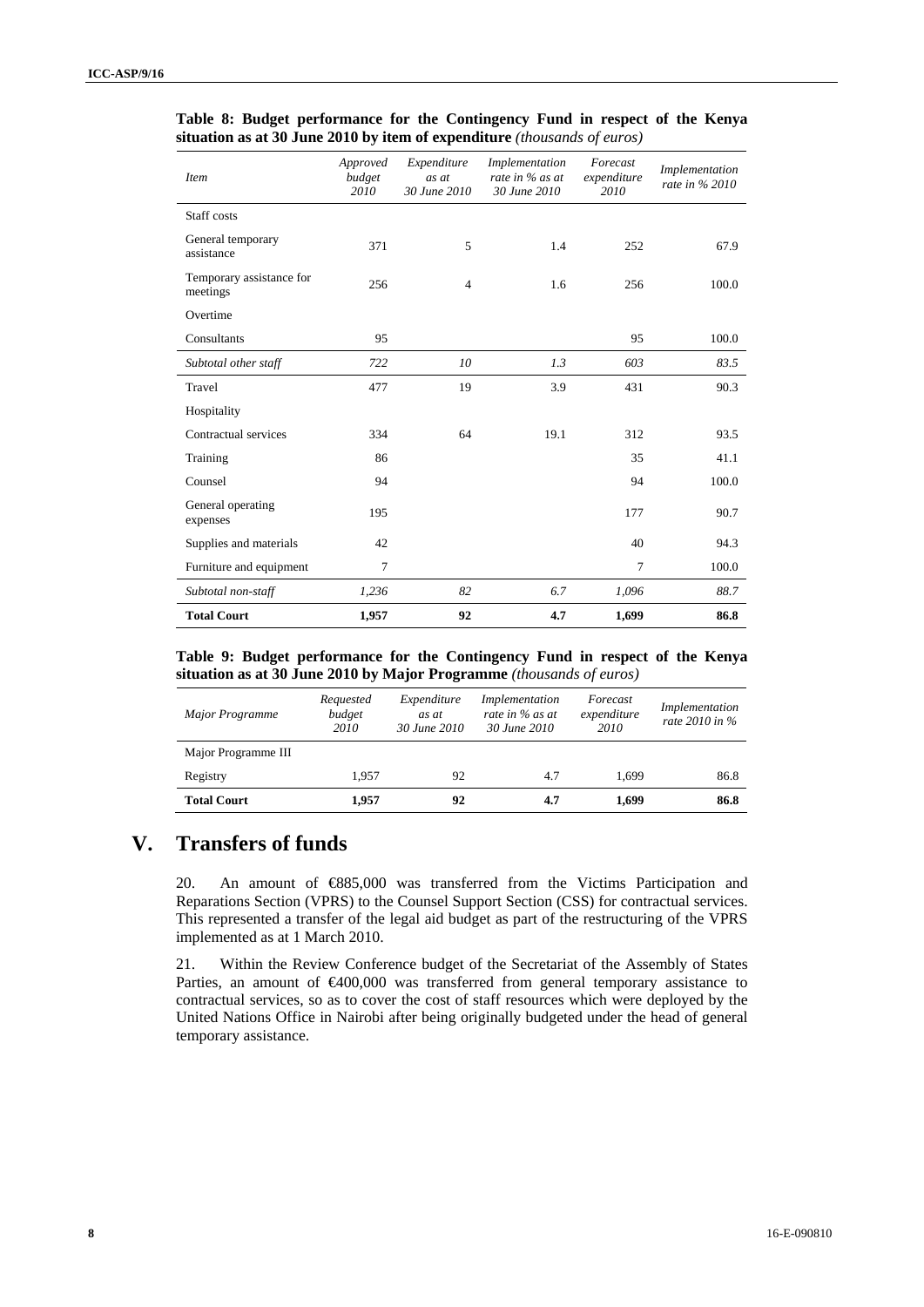**Table 8: Budget performance for the Contingency Fund in respect of the Kenya situation as at 30 June 2010 by item of expenditure** *(thousands of euros)*

| *Item* | *Approved budget 2010* | *Expenditure as at 30 June 2010* | *Implementation rate in % as at 30 June 2010* | *Forecast expenditure 2010* | *Implementation rate in % 2010* |
|---|---|---|---|---|---|
| Staff costs | | | | | |
| General temporary assistance | 371 | 5 | 1.4 | 252 | 67.9 |
| Temporary assistance for meetings | 256 | 4 | 1.6 | 256 | 100.0 |
| Overtime | | | | | |
| Consultants | 95 | | | 95 | 100.0 |
| *Subtotal other staff* | *722* | *10* | *1.3* | *603* | *83.5* |
| Travel | 477 | 19 | 3.9 | 431 | 90.3 |
| Hospitality | | | | | |
| Contractual services | 334 | 64 | 19.1 | 312 | 93.5 |
| Training | 86 | | | 35 | 41.1 |
| Counsel | 94 | | | 94 | 100.0 |
| General operating expenses | 195 | | | 177 | 90.7 |
| Supplies and materials | 42 | | | 40 | 94.3 |
| Furniture and equipment | 7 | | | 7 | 100.0 |
| *Subtotal non-staff* | *1,236* | *82* | *6.7* | *1,096* | *88.7* |
| **Total Court** | **1,957** | **92** | **4.7** | **1,699** | **86.8** |

**Table 9: Budget performance for the Contingency Fund in respect of the Kenya situation as at 30 June 2010 by Major Programme** *(thousands of euros)*

| *Major Programme* | *Requested budget 2010* | *Expenditure as at 30 June 2010* | *Implementation rate in % as at 30 June 2010* | *Forecast expenditure 2010* | *Implementation rate 2010 in %* |
|---|---|---|---|---|---|
| Major Programme III | | | | | |
| Registry | 1,957 | 92 | 4.7 | 1,699 | 86.8 |
| **Total Court** | **1,957** | **92** | **4.7** | **1,699** | **86.8** |

# V. Transfers of funds

20. An amount of €885,000 was transferred from the Victims Participation and Reparations Section (VPRS) to the Counsel Support Section (CSS) for contractual services. This represented a transfer of the legal aid budget as part of the restructuring of the VPRS implemented as at 1 March 2010.

21. Within the Review Conference budget of the Secretariat of the Assembly of States Parties, an amount of €400,000 was transferred from general temporary assistance to contractual services, so as to cover the cost of staff resources which were deployed by the United Nations Office in Nairobi after being originally budgeted under the head of general temporary assistance.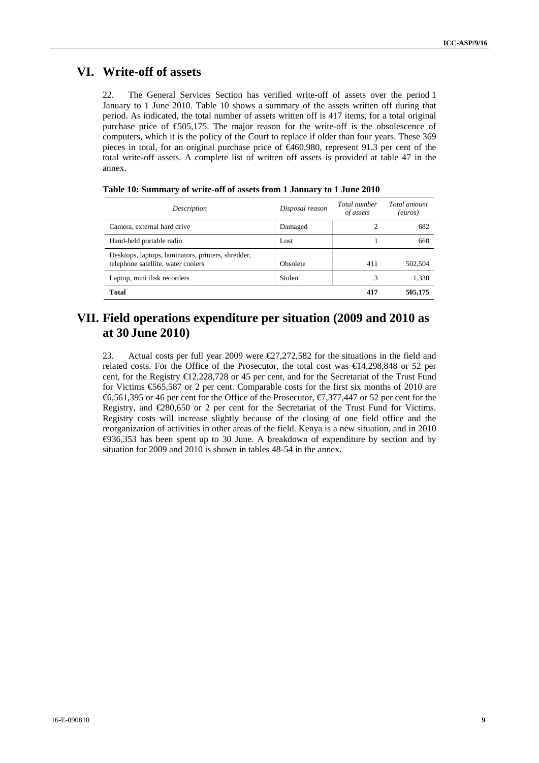# VI. Write-off of assets

22. The General Services Section has verified write-off of assets over the period 1 January to 1 June 2010. Table 10 shows a summary of the assets written off during that period. As indicated, the total number of assets written off is 417 items, for a total original purchase price of €505,175. The major reason for the write-off is the obsolescence of computers, which it is the policy of the Court to replace if older than four years. These 369 pieces in total, for an original purchase price of €460,980, represent 91.3 per cent of the total write-off assets. A complete list of written off assets is provided at table 47 in the annex.

**Table 10: Summary of write-off of assets from 1 January to 1 June 2010**

| *Description* | *Disposal reason* | *Total number of assets* | *Total amount (euros)* |
|---|---|---|---|
| Camera, external hard drive | Damaged | 2 | 682 |
| Hand-held portable radio | Lost | 1 | 660 |
| Desktops, laptops, laminators, printers, shredder, telephone satellite, water coolers | Obsolete | 411 | 502,504 |
| Laptop, mini disk recorders | Stolen | 3 | 1,330 |
| **Total** | | **417** | **505,175** |

# VII. Field operations expenditure per situation (2009 and 2010 as at 30 June 2010)

23. Actual costs per full year 2009 were €27,272,582 for the situations in the field and related costs. For the Office of the Prosecutor, the total cost was €14,298,848 or 52 per cent, for the Registry €12,228,728 or 45 per cent, and for the Secretariat of the Trust Fund for Victims €565,587 or 2 per cent. Comparable costs for the first six months of 2010 are €6,561,395 or 46 per cent for the Office of the Prosecutor, €7,377,447 or 52 per cent for the Registry, and €280,650 or 2 per cent for the Secretariat of the Trust Fund for Victims. Registry costs will increase slightly because of the closing of one field office and the reorganization of activities in other areas of the field. Kenya is a new situation, and in 2010 €936,353 has been spent up to 30 June. A breakdown of expenditure by section and by situation for 2009 and 2010 is shown in tables 48-54 in the annex.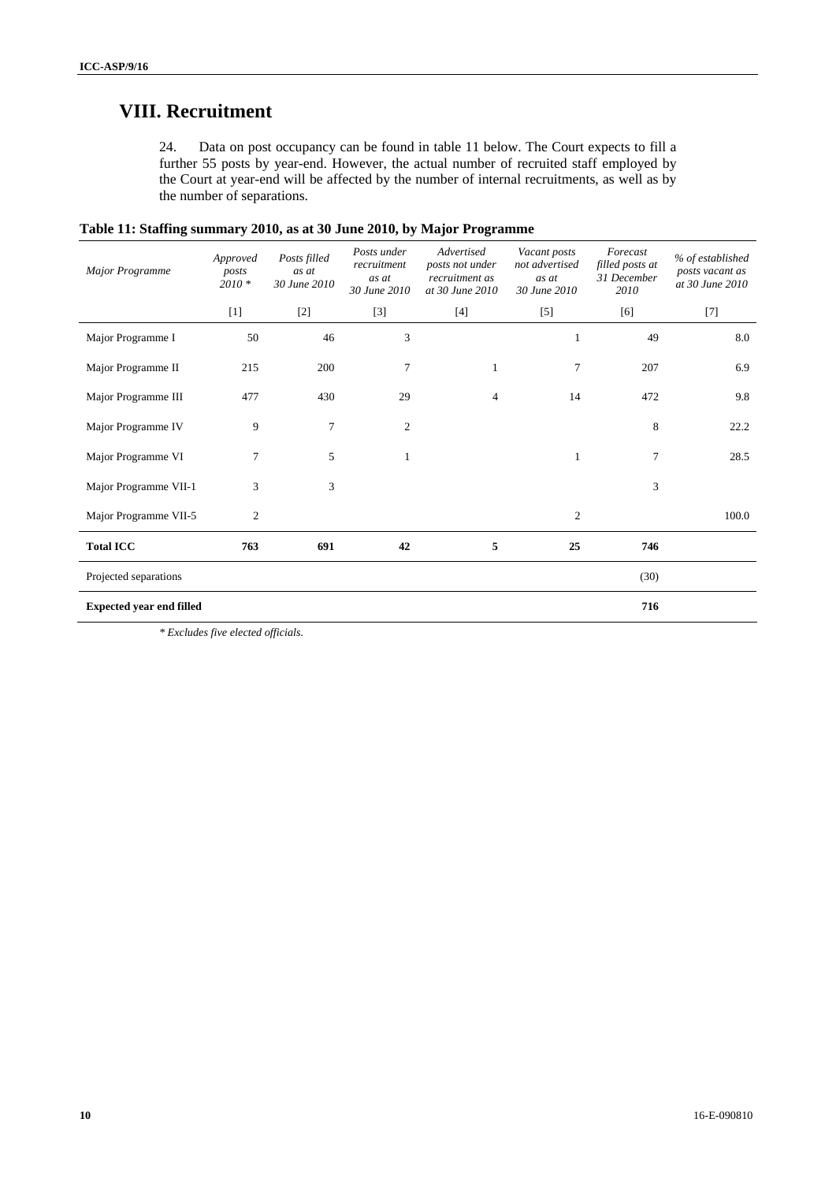# VIII. Recruitment

24. Data on post occupancy can be found in table 11 below. The Court expects to fill a further 55 posts by year-end. However, the actual number of recruited staff employed by the Court at year-end will be affected by the number of internal recruitments, as well as by the number of separations.

**Table 11: Staffing summary 2010, as at 30 June 2010, by Major Programme**

| *Major Programme* | *Approved posts 2010 \** | *Posts filled as at 30 June 2010* | *Posts under recruitment as at 30 June 2010* | *Advertised posts not under recruitment as at 30 June 2010* | *Vacant posts not advertised as at 30 June 2010* | *Forecast filled posts at 31 December 2010* | *% of established posts vacant as at 30 June 2010* |
|---|---|---|---|---|---|---|---|
| | [1] | [2] | [3] | [4] | [5] | [6] | [7] |
| Major Programme I | 50 | 46 | 3 | | 1 | 49 | 8.0 |
| Major Programme II | 215 | 200 | 7 | 1 | 7 | 207 | 6.9 |
| Major Programme III | 477 | 430 | 29 | 4 | 14 | 472 | 9.8 |
| Major Programme IV | 9 | 7 | 2 | | | 8 | 22.2 |
| Major Programme VI | 7 | 5 | 1 | | 1 | 7 | 28.5 |
| Major Programme VII-1 | 3 | 3 | | | | 3 | |
| Major Programme VII-5 | 2 | | | | 2 | | 100.0 |
| **Total ICC** | **763** | **691** | **42** | **5** | **25** | **746** | |
| Projected separations | | | | | | (30) | |
| **Expected year end filled** | | | | | | **716** | |

*\* Excludes five elected officials.*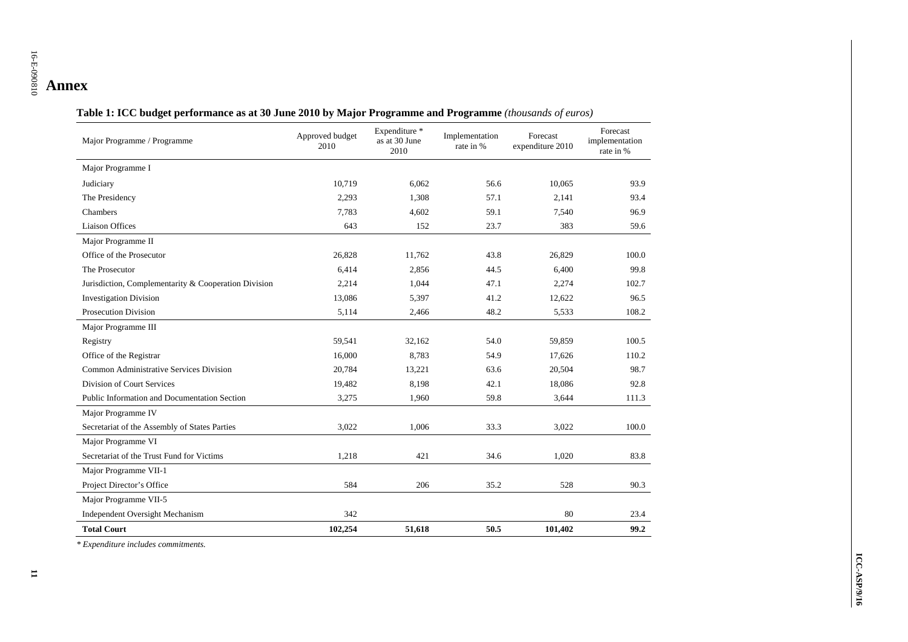# Annex

**Table 1: ICC budget performance as at 30 June 2010 by Major Programme and Programme** *(thousands of euros)*

| Major Programme / Programme | Approved budget 2010 | Expenditure * as at 30 June 2010 | Implementation rate in % | Forecast expenditure 2010 | Forecast implementation rate in % |
|---|---|---|---|---|---|
| Major Programme I | | | | | |
| Judiciary | 10,719 | 6,062 | 56.6 | 10,065 | 93.9 |
| The Presidency | 2,293 | 1,308 | 57.1 | 2,141 | 93.4 |
| Chambers | 7,783 | 4,602 | 59.1 | 7,540 | 96.9 |
| Liaison Offices | 643 | 152 | 23.7 | 383 | 59.6 |
| Major Programme II | | | | | |
| Office of the Prosecutor | 26,828 | 11,762 | 43.8 | 26,829 | 100.0 |
| The Prosecutor | 6,414 | 2,856 | 44.5 | 6,400 | 99.8 |
| Jurisdiction, Complementarity & Cooperation Division | 2,214 | 1,044 | 47.1 | 2,274 | 102.7 |
| Investigation Division | 13,086 | 5,397 | 41.2 | 12,622 | 96.5 |
| Prosecution Division | 5,114 | 2,466 | 48.2 | 5,533 | 108.2 |
| Major Programme III | | | | | |
| Registry | 59,541 | 32,162 | 54.0 | 59,859 | 100.5 |
| Office of the Registrar | 16,000 | 8,783 | 54.9 | 17,626 | 110.2 |
| Common Administrative Services Division | 20,784 | 13,221 | 63.6 | 20,504 | 98.7 |
| Division of Court Services | 19,482 | 8,198 | 42.1 | 18,086 | 92.8 |
| Public Information and Documentation Section | 3,275 | 1,960 | 59.8 | 3,644 | 111.3 |
| Major Programme IV | | | | | |
| Secretariat of the Assembly of States Parties | 3,022 | 1,006 | 33.3 | 3,022 | 100.0 |
| Major Programme VI | | | | | |
| Secretariat of the Trust Fund for Victims | 1,218 | 421 | 34.6 | 1,020 | 83.8 |
| Major Programme VII-1 | | | | | |
| Project Director's Office | 584 | 206 | 35.2 | 528 | 90.3 |
| Major Programme VII-5 | | | | | |
| Independent Oversight Mechanism | 342 | | | 80 | 23.4 |
| **Total Court** | **102,254** | **51,618** | **50.5** | **101,402** | **99.2** |

*\* Expenditure includes commitments.*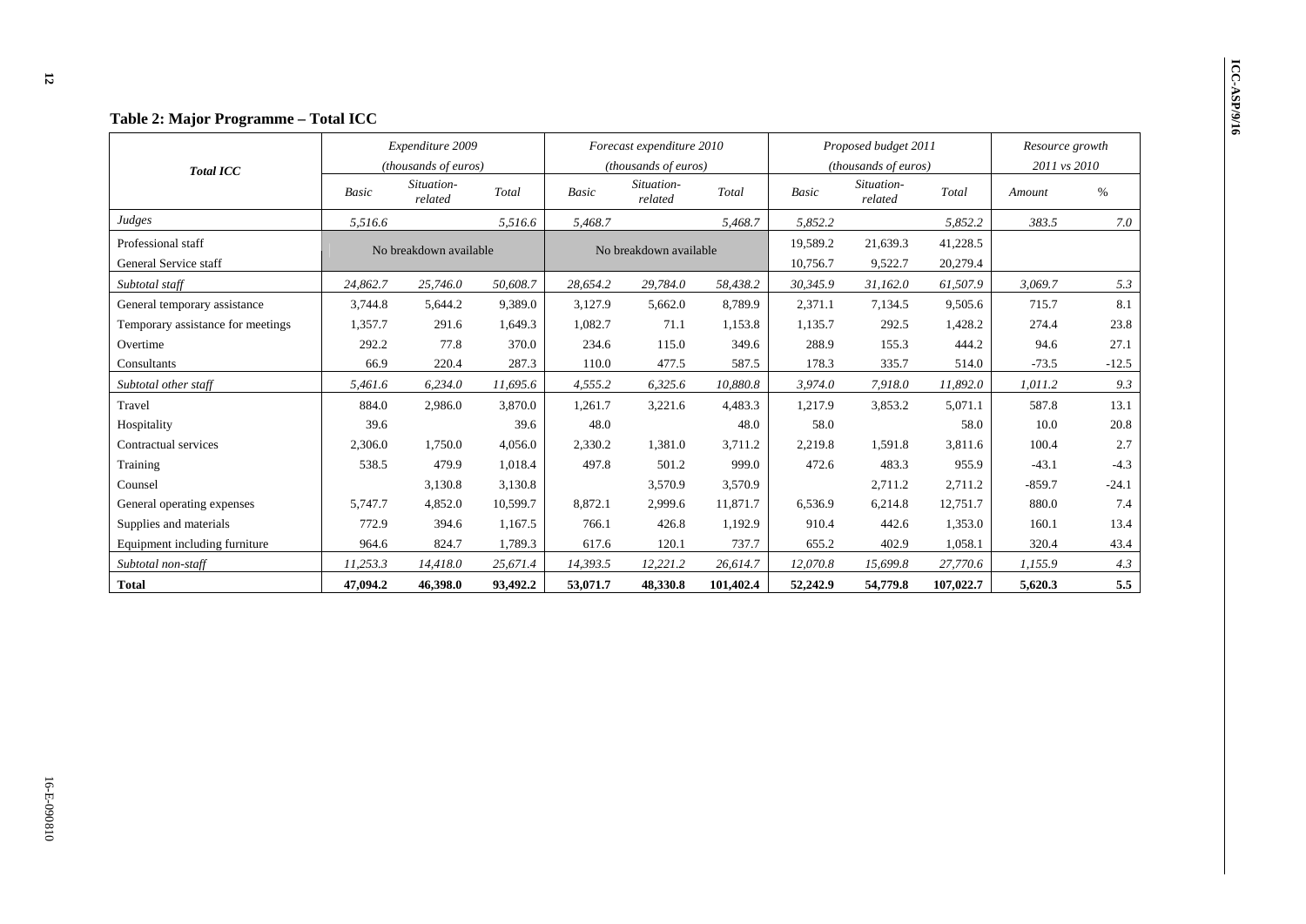**Table 2: Major Programme – Total ICC**

| *Total ICC* | *Expenditure 2009 (thousands of euros)* | | | *Forecast expenditure 2010 (thousands of euros)* | | | *Proposed budget 2011 (thousands of euros)* | | | *Resource growth 2011 vs 2010* | |
|---|---|---|---|---|---|---|---|---|---|---|---|
| | *Basic* | *Situation-related* | *Total* | *Basic* | *Situation-related* | *Total* | *Basic* | *Situation-related* | *Total* | *Amount* | *%* |
| *Judges* | *5,516.6* | | *5,516.6* | *5,468.7* | | *5,468.7* | *5,852.2* | | *5,852.2* | *383.5* | *7.0* |
| Professional staff | No breakdown available | | | No breakdown available | | | 19,589.2 | 21,639.3 | 41,228.5 | | |
| General Service staff | | | | | | | 10,756.7 | 9,522.7 | 20,279.4 | | |
| *Subtotal staff* | *24,862.7* | *25,746.0* | *50,608.7* | *28,654.2* | *29,784.0* | *58,438.2* | *30,345.9* | *31,162.0* | *61,507.9* | *3,069.7* | *5.3* |
| General temporary assistance | 3,744.8 | 5,644.2 | 9,389.0 | 3,127.9 | 5,662.0 | 8,789.9 | 2,371.1 | 7,134.5 | 9,505.6 | 715.7 | 8.1 |
| Temporary assistance for meetings | 1,357.7 | 291.6 | 1,649.3 | 1,082.7 | 71.1 | 1,153.8 | 1,135.7 | 292.5 | 1,428.2 | 274.4 | 23.8 |
| Overtime | 292.2 | 77.8 | 370.0 | 234.6 | 115.0 | 349.6 | 288.9 | 155.3 | 444.2 | 94.6 | 27.1 |
| Consultants | 66.9 | 220.4 | 287.3 | 110.0 | 477.5 | 587.5 | 178.3 | 335.7 | 514.0 | -73.5 | -12.5 |
| *Subtotal other staff* | *5,461.6* | *6,234.0* | *11,695.6* | *4,555.2* | *6,325.6* | *10,880.8* | *3,974.0* | *7,918.0* | *11,892.0* | *1,011.2* | *9.3* |
| Travel | 884.0 | 2,986.0 | 3,870.0 | 1,261.7 | 3,221.6 | 4,483.3 | 1,217.9 | 3,853.2 | 5,071.1 | 587.8 | 13.1 |
| Hospitality | 39.6 | | 39.6 | 48.0 | | 48.0 | 58.0 | | 58.0 | 10.0 | 20.8 |
| Contractual services | 2,306.0 | 1,750.0 | 4,056.0 | 2,330.2 | 1,381.0 | 3,711.2 | 2,219.8 | 1,591.8 | 3,811.6 | 100.4 | 2.7 |
| Training | 538.5 | 479.9 | 1,018.4 | 497.8 | 501.2 | 999.0 | 472.6 | 483.3 | 955.9 | -43.1 | -4.3 |
| Counsel | | 3,130.8 | 3,130.8 | | 3,570.9 | 3,570.9 | | 2,711.2 | 2,711.2 | -859.7 | -24.1 |
| General operating expenses | 5,747.7 | 4,852.0 | 10,599.7 | 8,872.1 | 2,999.6 | 11,871.7 | 6,536.9 | 6,214.8 | 12,751.7 | 880.0 | 7.4 |
| Supplies and materials | 772.9 | 394.6 | 1,167.5 | 766.1 | 426.8 | 1,192.9 | 910.4 | 442.6 | 1,353.0 | 160.1 | 13.4 |
| Equipment including furniture | 964.6 | 824.7 | 1,789.3 | 617.6 | 120.1 | 737.7 | 655.2 | 402.9 | 1,058.1 | 320.4 | 43.4 |
| *Subtotal non-staff* | *11,253.3* | *14,418.0* | *25,671.4* | *14,393.5* | *12,221.2* | *26,614.7* | *12,070.8* | *15,699.8* | *27,770.6* | *1,155.9* | *4.3* |
| **Total** | **47,094.2** | **46,398.0** | **93,492.2** | **53,071.7** | **48,330.8** | **101,402.4** | **52,242.9** | **54,779.8** | **107,022.7** | **5,620.3** | **5.5** |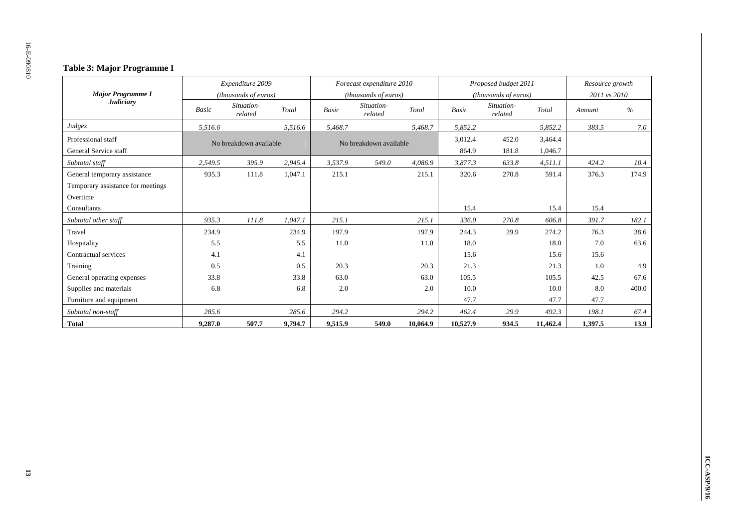### Table 3: Major Programme I

| *Major Programme I* **Judiciary** | *Expenditure 2009 (thousands of euros)* | | | *Forecast expenditure 2010 (thousands of euros)* | | | *Proposed budget 2011 (thousands of euros)* | | | *Resource growth 2011 vs 2010* | |
|---|---|---|---|---|---|---|---|---|---|---|---|
| | *Basic* | *Situation-related* | *Total* | *Basic* | *Situation-related* | *Total* | *Basic* | *Situation-related* | *Total* | *Amount* | *%* |
| *Judges* | *5,516.6* | | *5,516.6* | *5,468.7* | | *5,468.7* | *5,852.2* | | *5,852.2* | *383.5* | *7.0* |
| Professional staff | No breakdown available | | | No breakdown available | | | 3,012.4 | 452.0 | 3,464.4 | | |
| General Service staff | | | | | | | 864.9 | 181.8 | 1,046.7 | | |
| *Subtotal staff* | *2,549.5* | *395.9* | *2,945.4* | *3,537.9* | *549.0* | *4,086.9* | *3,877.3* | *633.8* | *4,511.1* | *424.2* | *10.4* |
| General temporary assistance | 935.3 | 111.8 | 1,047.1 | 215.1 | | 215.1 | 320.6 | 270.8 | 591.4 | 376.3 | 174.9 |
| Temporary assistance for meetings | | | | | | | | | | | |
| Overtime | | | | | | | | | | | |
| Consultants | | | | | | | 15.4 | | 15.4 | 15.4 | |
| *Subtotal other staff* | *935.3* | *111.8* | *1,047.1* | *215.1* | | *215.1* | *336.0* | *270.8* | *606.8* | *391.7* | *182.1* |
| Travel | 234.9 | | 234.9 | 197.9 | | 197.9 | 244.3 | 29.9 | 274.2 | 76.3 | 38.6 |
| Hospitality | 5.5 | | 5.5 | 11.0 | | 11.0 | 18.0 | | 18.0 | 7.0 | 63.6 |
| Contractual services | 4.1 | | 4.1 | | | | 15.6 | | 15.6 | 15.6 | |
| Training | 0.5 | | 0.5 | 20.3 | | 20.3 | 21.3 | | 21.3 | 1.0 | 4.9 |
| General operating expenses | 33.8 | | 33.8 | 63.0 | | 63.0 | 105.5 | | 105.5 | 42.5 | 67.6 |
| Supplies and materials | 6.8 | | 6.8 | 2.0 | | 2.0 | 10.0 | | 10.0 | 8.0 | 400.0 |
| Furniture and equipment | | | | | | | 47.7 | | 47.7 | 47.7 | |
| *Subtotal non-staff* | *285.6* | | *285.6* | *294.2* | | *294.2* | *462.4* | *29.9* | *492.3* | *198.1* | *67.4* |
| **Total** | **9,287.0** | **507.7** | **9,794.7** | **9,515.9** | **549.0** | **10,064.9** | **10,527.9** | **934.5** | **11,462.4** | **1,397.5** | **13.9** |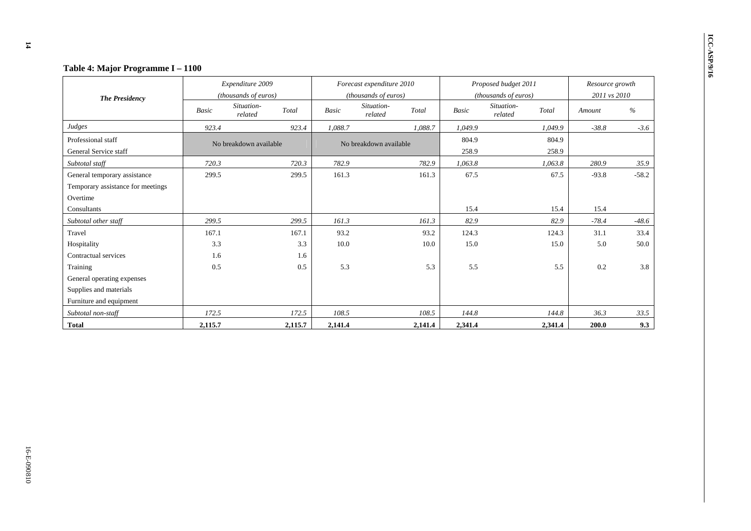## Table 4: Major Programme I – 1100

| The Presidency | Expenditure 2009 (thousands of euros) | | | Forecast expenditure 2010 (thousands of euros) | | | Proposed budget 2011 (thousands of euros) | | | Resource growth 2011 vs 2010 | |
|---|---|---|---|---|---|---|---|---|---|---|---|
| | Basic | Situation-related | Total | Basic | Situation-related | Total | Basic | Situation-related | Total | Amount | % |
| *Judges* | *923.4* | | *923.4* | *1,088.7* | | *1,088.7* | *1,049.9* | | *1,049.9* | *-38.8* | *-3.6* |
| Professional staff | No breakdown available | | | No breakdown available | | | 804.9 | | 804.9 | | |
| General Service staff | | | | | | | 258.9 | | 258.9 | | |
| *Subtotal staff* | *720.3* | | *720.3* | *782.9* | | *782.9* | *1,063.8* | | *1,063.8* | *280.9* | *35.9* |
| General temporary assistance | 299.5 | | 299.5 | 161.3 | | 161.3 | 67.5 | | 67.5 | -93.8 | -58.2 |
| Temporary assistance for meetings | | | | | | | | | | | |
| Overtime | | | | | | | | | | | |
| Consultants | | | | | | | 15.4 | | 15.4 | 15.4 | |
| *Subtotal other staff* | *299.5* | | *299.5* | *161.3* | | *161.3* | *82.9* | | *82.9* | *-78.4* | *-48.6* |
| Travel | 167.1 | | 167.1 | 93.2 | | 93.2 | 124.3 | | 124.3 | 31.1 | 33.4 |
| Hospitality | 3.3 | | 3.3 | 10.0 | | 10.0 | 15.0 | | 15.0 | 5.0 | 50.0 |
| Contractual services | 1.6 | | 1.6 | | | | | | | | |
| Training | 0.5 | | 0.5 | 5.3 | | 5.3 | 5.5 | | 5.5 | 0.2 | 3.8 |
| General operating expenses | | | | | | | | | | | |
| Supplies and materials | | | | | | | | | | | |
| Furniture and equipment | | | | | | | | | | | |
| *Subtotal non-staff* | *172.5* | | *172.5* | *108.5* | | *108.5* | *144.8* | | *144.8* | *36.3* | *33.5* |
| **Total** | **2,115.7** | | **2,115.7** | **2,141.4** | | **2,141.4** | **2,341.4** | | **2,341.4** | **200.0** | **9.3** |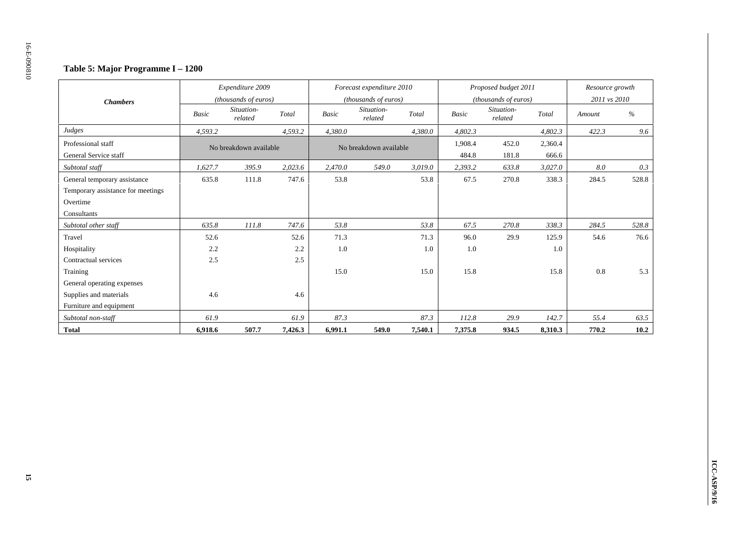### Table 5: Major Programme I – 1200

| Chambers | Expenditure 2009 (thousands of euros) | | | Forecast expenditure 2010 (thousands of euros) | | | Proposed budget 2011 (thousands of euros) | | | Resource growth 2011 vs 2010 | |
|---|---|---|---|---|---|---|---|---|---|---|---|
| | Basic | Situation-related | Total | Basic | Situation-related | Total | Basic | Situation-related | Total | Amount | % |
| *Judges* | *4,593.2* | | *4,593.2* | *4,380.0* | | *4,380.0* | *4,802.3* | | *4,802.3* | *422.3* | *9.6* |
| Professional staff | No breakdown available | | | No breakdown available | | | 1,908.4 | 452.0 | 2,360.4 | | |
| General Service staff | | | | | | | 484.8 | 181.8 | 666.6 | | |
| *Subtotal staff* | *1,627.7* | *395.9* | *2,023.6* | *2,470.0* | *549.0* | *3,019.0* | *2,393.2* | *633.8* | *3,027.0* | *8.0* | *0.3* |
| General temporary assistance | 635.8 | 111.8 | 747.6 | 53.8 | | 53.8 | 67.5 | 270.8 | 338.3 | 284.5 | 528.8 |
| Temporary assistance for meetings | | | | | | | | | | | |
| Overtime | | | | | | | | | | | |
| Consultants | | | | | | | | | | | |
| *Subtotal other staff* | *635.8* | *111.8* | *747.6* | *53.8* | | *53.8* | *67.5* | *270.8* | *338.3* | *284.5* | *528.8* |
| Travel | 52.6 | | 52.6 | 71.3 | | 71.3 | 96.0 | 29.9 | 125.9 | 54.6 | 76.6 |
| Hospitality | 2.2 | | 2.2 | 1.0 | | 1.0 | 1.0 | | 1.0 | | |
| Contractual services | 2.5 | | 2.5 | | | | | | | | |
| Training | | | | 15.0 | | 15.0 | 15.8 | | 15.8 | 0.8 | 5.3 |
| General operating expenses | | | | | | | | | | | |
| Supplies and materials | 4.6 | | 4.6 | | | | | | | | |
| Furniture and equipment | | | | | | | | | | | |
| *Subtotal non-staff* | *61.9* | | *61.9* | *87.3* | | *87.3* | *112.8* | *29.9* | *142.7* | *55.4* | *63.5* |
| **Total** | **6,918.6** | **507.7** | **7,426.3** | **6,991.1** | **549.0** | **7,540.1** | **7,375.8** | **934.5** | **8,310.3** | **770.2** | **10.2** |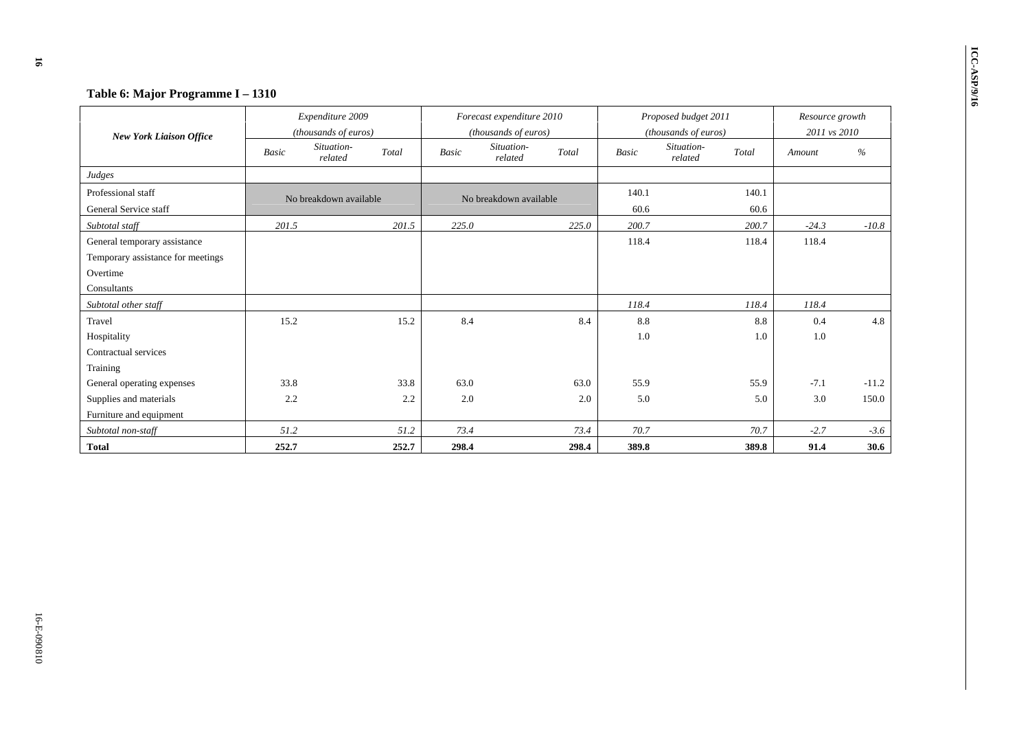**Table 6: Major Programme I – 1310**

| *New York Liaison Office* | *Expenditure 2009 (thousands of euros)* | | | *Forecast expenditure 2010 (thousands of euros)* | | | *Proposed budget 2011 (thousands of euros)* | | | *Resource growth 2011 vs 2010* | |
|---|---|---|---|---|---|---|---|---|---|---|---|
| | *Basic* | *Situation-related* | *Total* | *Basic* | *Situation-related* | *Total* | *Basic* | *Situation-related* | *Total* | *Amount* | *%* |
| *Judges* | | | | | | | | | | | |
| Professional staff | No breakdown available | | | No breakdown available | | | 140.1 | | 140.1 | | |
| General Service staff | | | | | | | 60.6 | | 60.6 | | |
| *Subtotal staff* | *201.5* | | *201.5* | *225.0* | | *225.0* | *200.7* | | *200.7* | *-24.3* | *-10.8* |
| General temporary assistance | | | | | | | 118.4 | | 118.4 | 118.4 | |
| Temporary assistance for meetings | | | | | | | | | | | |
| Overtime | | | | | | | | | | | |
| Consultants | | | | | | | | | | | |
| *Subtotal other staff* | | | | | | | *118.4* | | *118.4* | *118.4* | |
| Travel | 15.2 | | 15.2 | 8.4 | | 8.4 | 8.8 | | 8.8 | 0.4 | 4.8 |
| Hospitality | | | | | | | 1.0 | | 1.0 | 1.0 | |
| Contractual services | | | | | | | | | | | |
| Training | | | | | | | | | | | |
| General operating expenses | 33.8 | | 33.8 | 63.0 | | 63.0 | 55.9 | | 55.9 | -7.1 | -11.2 |
| Supplies and materials | 2.2 | | 2.2 | 2.0 | | 2.0 | 5.0 | | 5.0 | 3.0 | 150.0 |
| Furniture and equipment | | | | | | | | | | | |
| *Subtotal non-staff* | *51.2* | | *51.2* | *73.4* | | *73.4* | *70.7* | | *70.7* | *-2.7* | *-3.6* |
| **Total** | **252.7** | | **252.7** | **298.4** | | **298.4** | **389.8** | | **389.8** | **91.4** | **30.6** |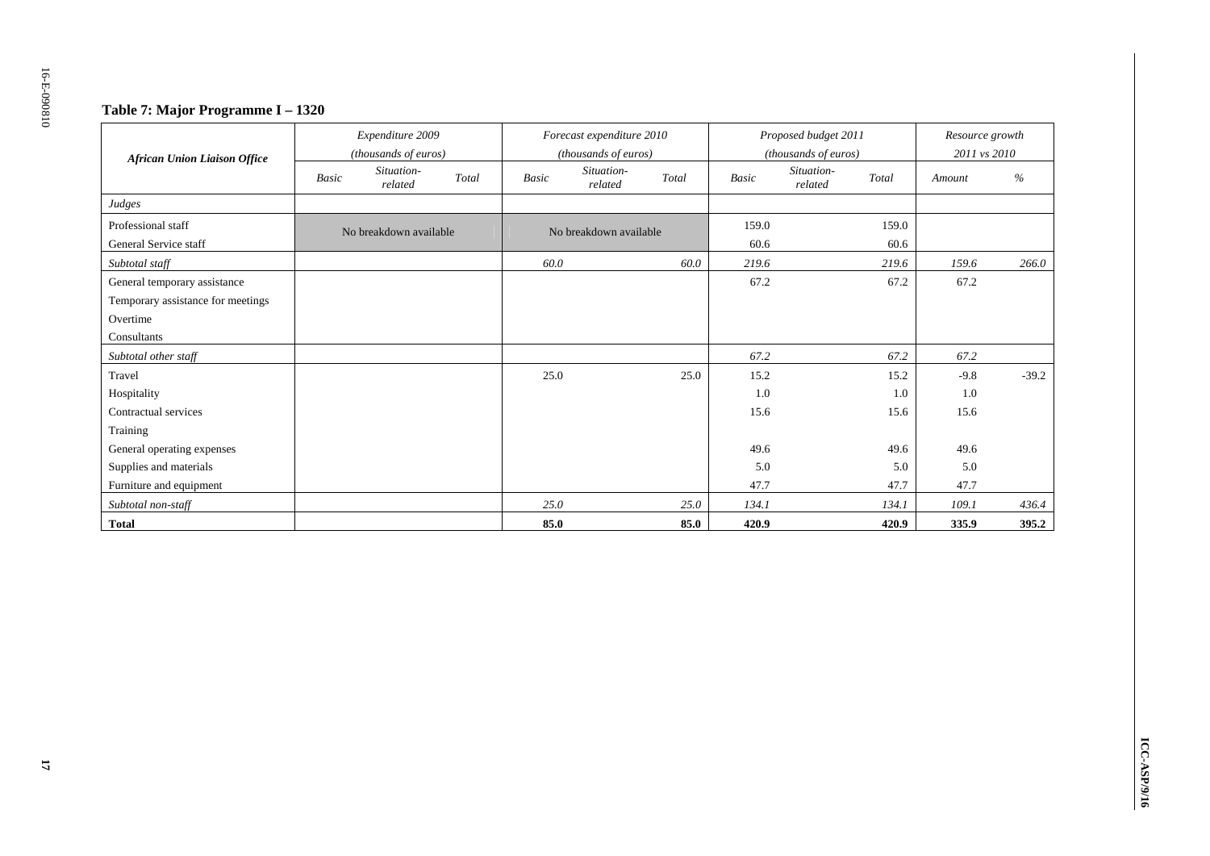### Table 7: Major Programme I – 1320

| *African Union Liaison Office* | *Expenditure 2009 (thousands of euros)* | | | *Forecast expenditure 2010 (thousands of euros)* | | | *Proposed budget 2011 (thousands of euros)* | | | *Resource growth 2011 vs 2010* | |
|---|---|---|---|---|---|---|---|---|---|---|---|
| | *Basic* | *Situation-related* | *Total* | *Basic* | *Situation-related* | *Total* | *Basic* | *Situation-related* | *Total* | *Amount* | *%* |
| *Judges* | | | | | | | | | | | |
| Professional staff | No breakdown available | | | No breakdown available | | | 159.0 | | 159.0 | | |
| General Service staff | | | | | | | 60.6 | | 60.6 | | |
| *Subtotal staff* | | | | *60.0* | | *60.0* | *219.6* | | *219.6* | *159.6* | *266.0* |
| General temporary assistance | | | | | | | 67.2 | | 67.2 | 67.2 | |
| Temporary assistance for meetings | | | | | | | | | | | |
| Overtime | | | | | | | | | | | |
| Consultants | | | | | | | | | | | |
| *Subtotal other staff* | | | | | | | *67.2* | | *67.2* | *67.2* | |
| Travel | | | | 25.0 | | 25.0 | 15.2 | | 15.2 | -9.8 | -39.2 |
| Hospitality | | | | | | | 1.0 | | 1.0 | 1.0 | |
| Contractual services | | | | | | | 15.6 | | 15.6 | 15.6 | |
| Training | | | | | | | | | | | |
| General operating expenses | | | | | | | 49.6 | | 49.6 | 49.6 | |
| Supplies and materials | | | | | | | 5.0 | | 5.0 | 5.0 | |
| Furniture and equipment | | | | | | | 47.7 | | 47.7 | 47.7 | |
| *Subtotal non-staff* | | | | *25.0* | | *25.0* | *134.1* | | *134.1* | *109.1* | *436.4* |
| **Total** | | | | **85.0** | | **85.0** | **420.9** | | **420.9** | **335.9** | **395.2** |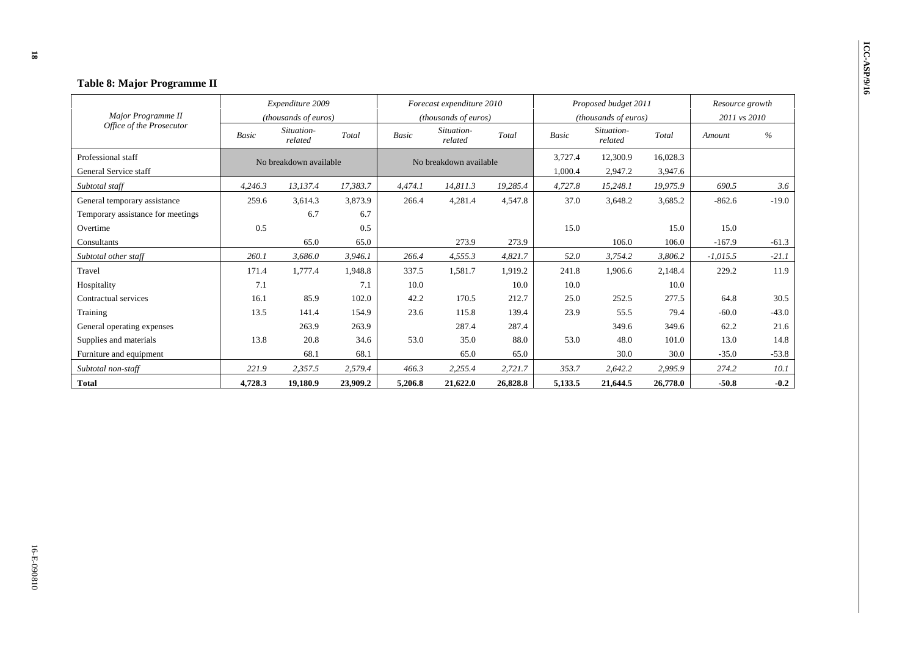## Table 8: Major Programme II

| Major Programme II<br>Office of the Prosecutor | Expenditure 2009 (thousands of euros) | | | Forecast expenditure 2010 (thousands of euros) | | | Proposed budget 2011 (thousands of euros) | | | Resource growth 2011 vs 2010 | |
|---|---|---|---|---|---|---|---|---|---|---|---|
| | *Basic* | *Situation-related* | *Total* | *Basic* | *Situation-related* | *Total* | *Basic* | *Situation-related* | *Total* | *Amount* | *%* |
| Professional staff | No breakdown available | | | No breakdown available | | | 3,727.4 | 12,300.9 | 16,028.3 | | |
| General Service staff | | | | | | | 1,000.4 | 2,947.2 | 3,947.6 | | |
| *Subtotal staff* | *4,246.3* | *13,137.4* | *17,383.7* | *4,474.1* | *14,811.3* | *19,285.4* | *4,727.8* | *15,248.1* | *19,975.9* | *690.5* | *3.6* |
| General temporary assistance | 259.6 | 3,614.3 | 3,873.9 | 266.4 | 4,281.4 | 4,547.8 | 37.0 | 3,648.2 | 3,685.2 | -862.6 | -19.0 |
| Temporary assistance for meetings | | 6.7 | 6.7 | | | | | | | | |
| Overtime | 0.5 | | 0.5 | | | | 15.0 | | 15.0 | 15.0 | |
| Consultants | | 65.0 | 65.0 | | 273.9 | 273.9 | | 106.0 | 106.0 | -167.9 | -61.3 |
| *Subtotal other staff* | *260.1* | *3,686.0* | *3,946.1* | *266.4* | *4,555.3* | *4,821.7* | *52.0* | *3,754.2* | *3,806.2* | *-1,015.5* | *-21.1* |
| Travel | 171.4 | 1,777.4 | 1,948.8 | 337.5 | 1,581.7 | 1,919.2 | 241.8 | 1,906.6 | 2,148.4 | 229.2 | 11.9 |
| Hospitality | 7.1 | | 7.1 | 10.0 | | 10.0 | 10.0 | | 10.0 | | |
| Contractual services | 16.1 | 85.9 | 102.0 | 42.2 | 170.5 | 212.7 | 25.0 | 252.5 | 277.5 | 64.8 | 30.5 |
| Training | 13.5 | 141.4 | 154.9 | 23.6 | 115.8 | 139.4 | 23.9 | 55.5 | 79.4 | -60.0 | -43.0 |
| General operating expenses | | 263.9 | 263.9 | | 287.4 | 287.4 | | 349.6 | 349.6 | 62.2 | 21.6 |
| Supplies and materials | 13.8 | 20.8 | 34.6 | 53.0 | 35.0 | 88.0 | 53.0 | 48.0 | 101.0 | 13.0 | 14.8 |
| Furniture and equipment | | 68.1 | 68.1 | | 65.0 | 65.0 | | 30.0 | 30.0 | -35.0 | -53.8 |
| *Subtotal non-staff* | *221.9* | *2,357.5* | *2,579.4* | *466.3* | *2,255.4* | *2,721.7* | *353.7* | *2,642.2* | *2,995.9* | *274.2* | *10.1* |
| **Total** | **4,728.3** | **19,180.9** | **23,909.2** | **5,206.8** | **21,622.0** | **26,828.8** | **5,133.5** | **21,644.5** | **26,778.0** | **-50.8** | **-0.2** |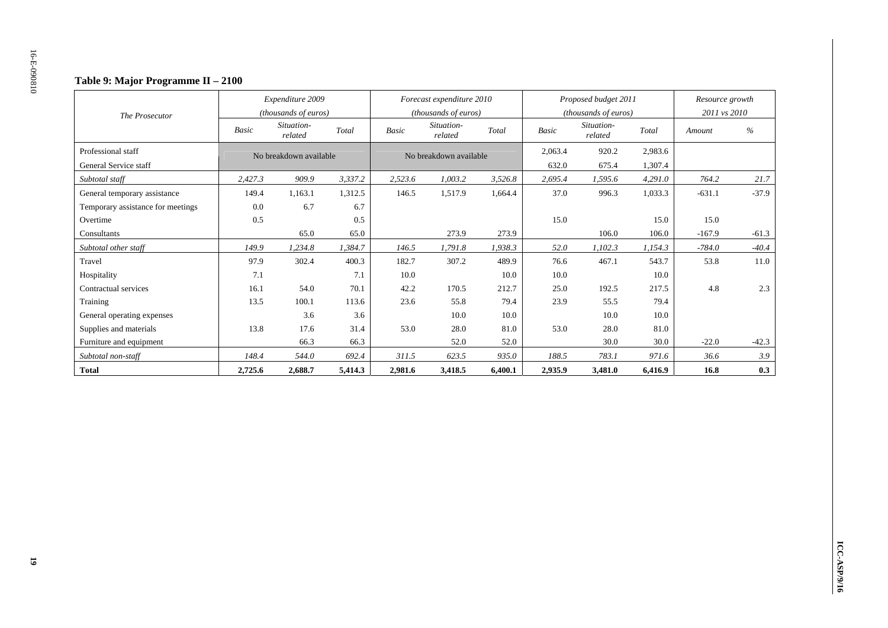### Table 9: Major Programme II – 2100

| The Prosecutor | Expenditure 2009 (thousands of euros) | | | Forecast expenditure 2010 (thousands of euros) | | | Proposed budget 2011 (thousands of euros) | | | Resource growth 2011 vs 2010 | |
|---|---|---|---|---|---|---|---|---|---|---|---|
| | *Basic* | *Situation-related* | *Total* | *Basic* | *Situation-related* | *Total* | *Basic* | *Situation-related* | *Total* | *Amount* | *%* |
| Professional staff | No breakdown available | | | No breakdown available | | | 2,063.4 | 920.2 | 2,983.6 | | |
| General Service staff | | | | | | | 632.0 | 675.4 | 1,307.4 | | |
| *Subtotal staff* | *2,427.3* | *909.9* | *3,337.2* | *2,523.6* | *1,003.2* | *3,526.8* | *2,695.4* | *1,595.6* | *4,291.0* | *764.2* | *21.7* |
| General temporary assistance | 149.4 | 1,163.1 | 1,312.5 | 146.5 | 1,517.9 | 1,664.4 | 37.0 | 996.3 | 1,033.3 | -631.1 | -37.9 |
| Temporary assistance for meetings | 0.0 | 6.7 | 6.7 | | | | | | | | |
| Overtime | 0.5 | | 0.5 | | | | 15.0 | | 15.0 | 15.0 | |
| Consultants | | 65.0 | 65.0 | | 273.9 | 273.9 | | 106.0 | 106.0 | -167.9 | -61.3 |
| *Subtotal other staff* | *149.9* | *1,234.8* | *1,384.7* | *146.5* | *1,791.8* | *1,938.3* | *52.0* | *1,102.3* | *1,154.3* | *-784.0* | *-40.4* |
| Travel | 97.9 | 302.4 | 400.3 | 182.7 | 307.2 | 489.9 | 76.6 | 467.1 | 543.7 | 53.8 | 11.0 |
| Hospitality | 7.1 | | 7.1 | 10.0 | | 10.0 | 10.0 | | 10.0 | | |
| Contractual services | 16.1 | 54.0 | 70.1 | 42.2 | 170.5 | 212.7 | 25.0 | 192.5 | 217.5 | 4.8 | 2.3 |
| Training | 13.5 | 100.1 | 113.6 | 23.6 | 55.8 | 79.4 | 23.9 | 55.5 | 79.4 | | |
| General operating expenses | | 3.6 | 3.6 | | 10.0 | 10.0 | | 10.0 | 10.0 | | |
| Supplies and materials | 13.8 | 17.6 | 31.4 | 53.0 | 28.0 | 81.0 | 53.0 | 28.0 | 81.0 | | |
| Furniture and equipment | | 66.3 | 66.3 | | 52.0 | 52.0 | | 30.0 | 30.0 | -22.0 | -42.3 |
| *Subtotal non-staff* | *148.4* | *544.0* | *692.4* | *311.5* | *623.5* | *935.0* | *188.5* | *783.1* | *971.6* | *36.6* | *3.9* |
| **Total** | **2,725.6** | **2,688.7** | **5,414.3** | **2,981.6** | **3,418.5** | **6,400.1** | **2,935.9** | **3,481.0** | **6,416.9** | **16.8** | **0.3** |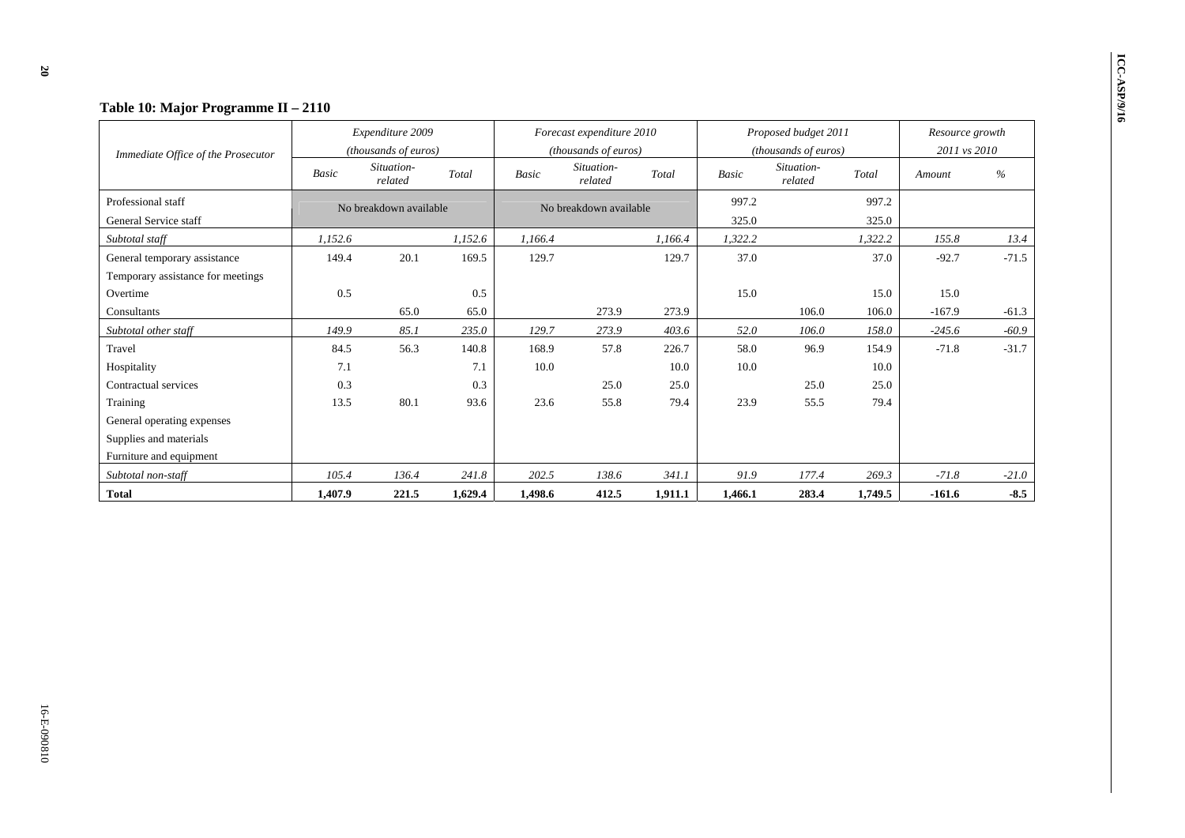**Table 10: Major Programme II – 2110**

| Immediate Office of the Prosecutor | Expenditure 2009 (thousands of euros) | | | Forecast expenditure 2010 (thousands of euros) | | | Proposed budget 2011 (thousands of euros) | | | Resource growth 2011 vs 2010 | |
|---|---|---|---|---|---|---|---|---|---|---|---|
| | *Basic* | *Situation-related* | *Total* | *Basic* | *Situation-related* | *Total* | *Basic* | *Situation-related* | *Total* | *Amount* | *%* |
| Professional staff | No breakdown available | | | No breakdown available | | | 997.2 | | 997.2 | | |
| General Service staff | | | | | | | 325.0 | | 325.0 | | |
| *Subtotal staff* | *1,152.6* | | *1,152.6* | *1,166.4* | | *1,166.4* | *1,322.2* | | *1,322.2* | *155.8* | *13.4* |
| General temporary assistance | 149.4 | 20.1 | 169.5 | 129.7 | | 129.7 | 37.0 | | 37.0 | -92.7 | -71.5 |
| Temporary assistance for meetings | | | | | | | | | | | |
| Overtime | 0.5 | | 0.5 | | | | 15.0 | | 15.0 | 15.0 | |
| Consultants | | 65.0 | 65.0 | | 273.9 | 273.9 | | 106.0 | 106.0 | -167.9 | -61.3 |
| *Subtotal other staff* | *149.9* | *85.1* | *235.0* | *129.7* | *273.9* | *403.6* | *52.0* | *106.0* | *158.0* | *-245.6* | *-60.9* |
| Travel | 84.5 | 56.3 | 140.8 | 168.9 | 57.8 | 226.7 | 58.0 | 96.9 | 154.9 | -71.8 | -31.7 |
| Hospitality | 7.1 | | 7.1 | 10.0 | | 10.0 | 10.0 | | 10.0 | | |
| Contractual services | 0.3 | | 0.3 | | 25.0 | 25.0 | | 25.0 | 25.0 | | |
| Training | 13.5 | 80.1 | 93.6 | 23.6 | 55.8 | 79.4 | 23.9 | 55.5 | 79.4 | | |
| General operating expenses | | | | | | | | | | | |
| Supplies and materials | | | | | | | | | | | |
| Furniture and equipment | | | | | | | | | | | |
| *Subtotal non-staff* | *105.4* | *136.4* | *241.8* | *202.5* | *138.6* | *341.1* | *91.9* | *177.4* | *269.3* | *-71.8* | *-21.0* |
| **Total** | **1,407.9** | **221.5** | **1,629.4** | **1,498.6** | **412.5** | **1,911.1** | **1,466.1** | **283.4** | **1,749.5** | **-161.6** | **-8.5** |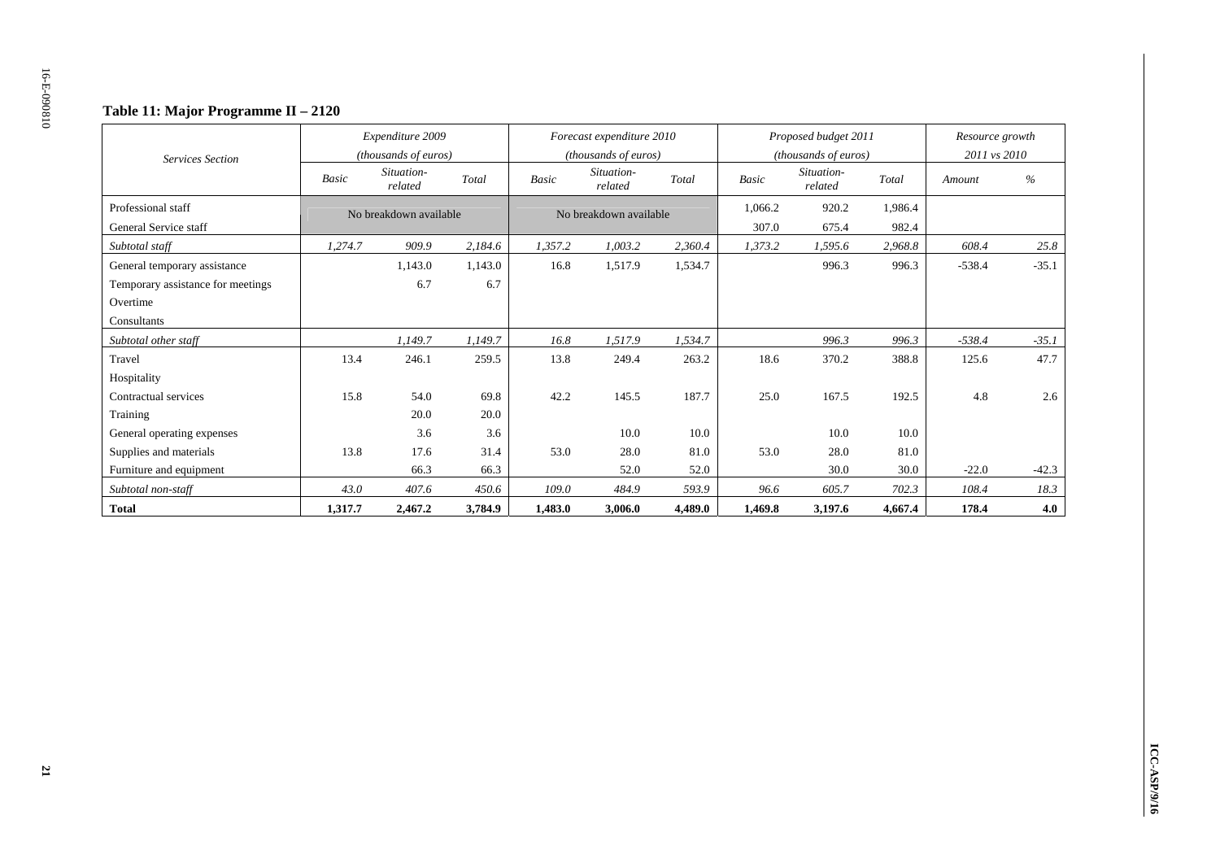### Table 11: Major Programme II – 2120

| Services Section | Expenditure 2009 (thousands of euros) | | | Forecast expenditure 2010 (thousands of euros) | | | Proposed budget 2011 (thousands of euros) | | | Resource growth 2011 vs 2010 | |
|---|---|---|---|---|---|---|---|---|---|---|---|
| | *Basic* | *Situation-related* | *Total* | *Basic* | *Situation-related* | *Total* | *Basic* | *Situation-related* | *Total* | *Amount* | *%* |
| Professional staff | No breakdown available | | | No breakdown available | | | 1,066.2 | 920.2 | 1,986.4 | | |
| General Service staff | | | | | | | 307.0 | 675.4 | 982.4 | | |
| *Subtotal staff* | *1,274.7* | *909.9* | *2,184.6* | *1,357.2* | *1,003.2* | *2,360.4* | *1,373.2* | *1,595.6* | *2,968.8* | *608.4* | *25.8* |
| General temporary assistance | | 1,143.0 | 1,143.0 | 16.8 | 1,517.9 | 1,534.7 | | 996.3 | 996.3 | -538.4 | -35.1 |
| Temporary assistance for meetings | | 6.7 | 6.7 | | | | | | | | |
| Overtime | | | | | | | | | | | |
| Consultants | | | | | | | | | | | |
| *Subtotal other staff* | | *1,149.7* | *1,149.7* | *16.8* | *1,517.9* | *1,534.7* | | *996.3* | *996.3* | *-538.4* | *-35.1* |
| Travel | 13.4 | 246.1 | 259.5 | 13.8 | 249.4 | 263.2 | 18.6 | 370.2 | 388.8 | 125.6 | 47.7 |
| Hospitality | | | | | | | | | | | |
| Contractual services | 15.8 | 54.0 | 69.8 | 42.2 | 145.5 | 187.7 | 25.0 | 167.5 | 192.5 | 4.8 | 2.6 |
| Training | | 20.0 | 20.0 | | | | | | | | |
| General operating expenses | | 3.6 | 3.6 | | 10.0 | 10.0 | | 10.0 | 10.0 | | |
| Supplies and materials | 13.8 | 17.6 | 31.4 | 53.0 | 28.0 | 81.0 | 53.0 | 28.0 | 81.0 | | |
| Furniture and equipment | | 66.3 | 66.3 | | 52.0 | 52.0 | | 30.0 | 30.0 | -22.0 | -42.3 |
| *Subtotal non-staff* | *43.0* | *407.6* | *450.6* | *109.0* | *484.9* | *593.9* | *96.6* | *605.7* | *702.3* | *108.4* | *18.3* |
| **Total** | **1,317.7** | **2,467.2** | **3,784.9** | **1,483.0** | **3,006.0** | **4,489.0** | **1,469.8** | **3,197.6** | **4,667.4** | **178.4** | **4.0** |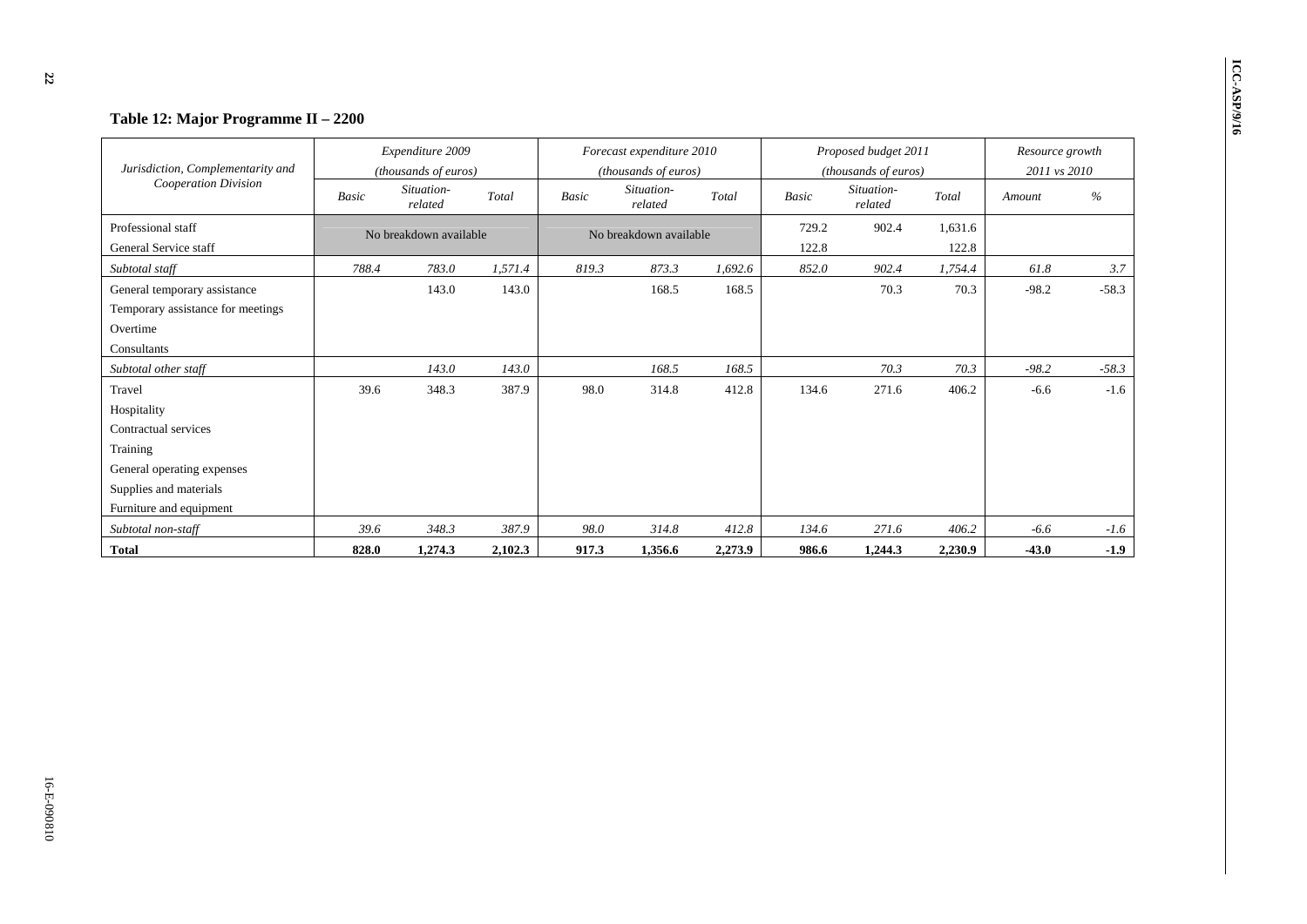### Table 12: Major Programme II – 2200

| Jurisdiction, Complementarity and Cooperation Division | Expenditure 2009 (thousands of euros) | | | Forecast expenditure 2010 (thousands of euros) | | | Proposed budget 2011 (thousands of euros) | | | Resource growth 2011 vs 2010 | |
|---|---|---|---|---|---|---|---|---|---|---|---|
| | *Basic* | *Situation-related* | *Total* | *Basic* | *Situation-related* | *Total* | *Basic* | *Situation-related* | *Total* | *Amount* | *%* |
| Professional staff | No breakdown available | | | No breakdown available | | | 729.2 | 902.4 | 1,631.6 | | |
| General Service staff | | | | | | | 122.8 | | 122.8 | | |
| *Subtotal staff* | *788.4* | *783.0* | *1,571.4* | *819.3* | *873.3* | *1,692.6* | *852.0* | *902.4* | *1,754.4* | *61.8* | *3.7* |
| General temporary assistance | | 143.0 | 143.0 | | 168.5 | 168.5 | | 70.3 | 70.3 | -98.2 | -58.3 |
| Temporary assistance for meetings | | | | | | | | | | | |
| Overtime | | | | | | | | | | | |
| Consultants | | | | | | | | | | | |
| *Subtotal other staff* | | *143.0* | *143.0* | | *168.5* | *168.5* | | *70.3* | *70.3* | *-98.2* | *-58.3* |
| Travel | 39.6 | 348.3 | 387.9 | 98.0 | 314.8 | 412.8 | 134.6 | 271.6 | 406.2 | -6.6 | -1.6 |
| Hospitality | | | | | | | | | | | |
| Contractual services | | | | | | | | | | | |
| Training | | | | | | | | | | | |
| General operating expenses | | | | | | | | | | | |
| Supplies and materials | | | | | | | | | | | |
| Furniture and equipment | | | | | | | | | | | |
| *Subtotal non-staff* | *39.6* | *348.3* | *387.9* | *98.0* | *314.8* | *412.8* | *134.6* | *271.6* | *406.2* | *-6.6* | *-1.6* |
| **Total** | **828.0** | **1,274.3** | **2,102.3** | **917.3** | **1,356.6** | **2,273.9** | **986.6** | **1,244.3** | **2,230.9** | **-43.0** | **-1.9** |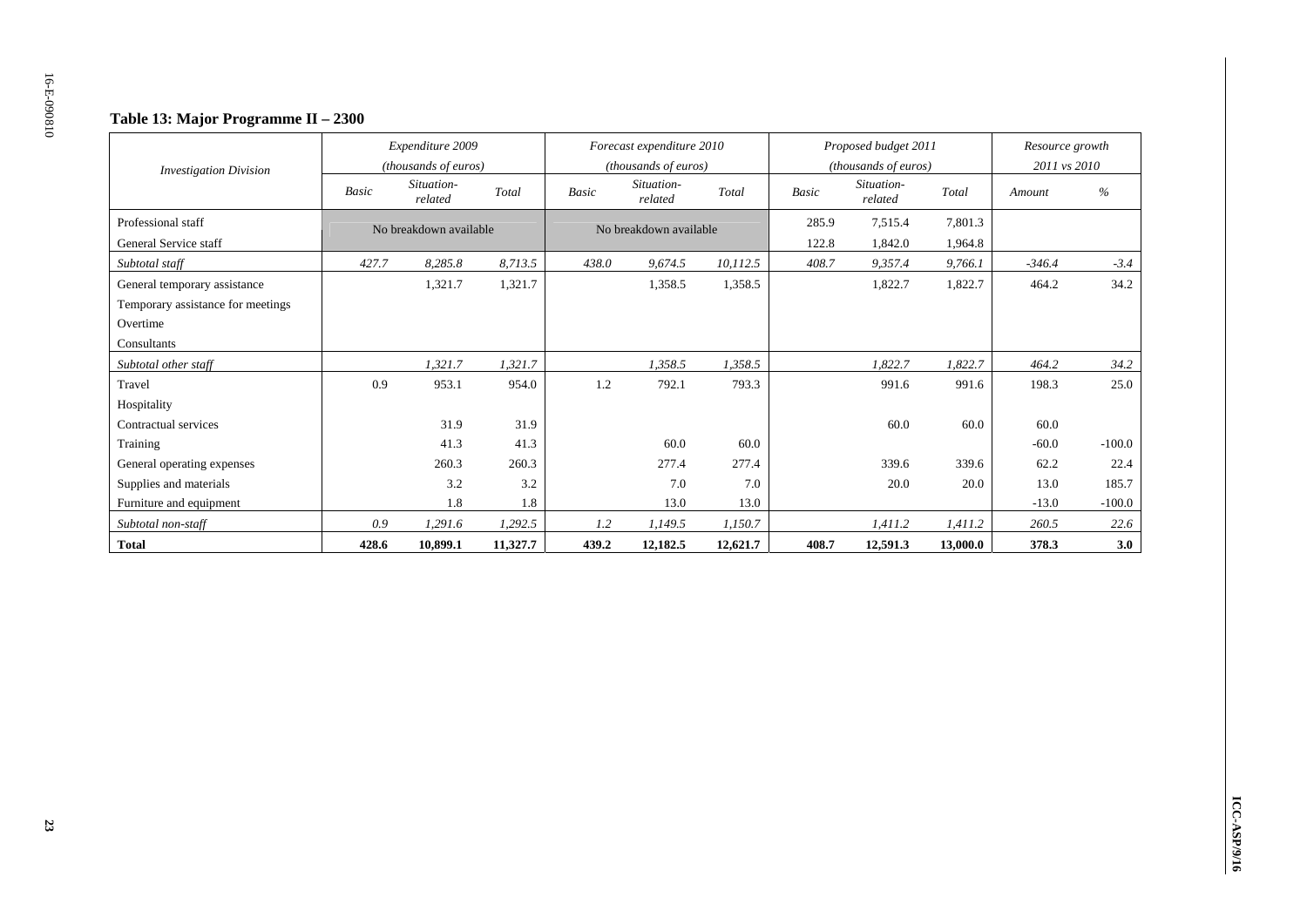**Table 13: Major Programme II – 2300**

| Investigation Division | Expenditure 2009 (thousands of euros) | | | Forecast expenditure 2010 (thousands of euros) | | | Proposed budget 2011 (thousands of euros) | | | Resource growth 2011 vs 2010 | |
|---|---|---|---|---|---|---|---|---|---|---|---|
| | *Basic* | *Situation-related* | *Total* | *Basic* | *Situation-related* | *Total* | *Basic* | *Situation-related* | *Total* | *Amount* | *%* |
| Professional staff | No breakdown available | | | No breakdown available | | | 285.9 | 7,515.4 | 7,801.3 | | |
| General Service staff | | | | | | | 122.8 | 1,842.0 | 1,964.8 | | |
| *Subtotal staff* | *427.7* | *8,285.8* | *8,713.5* | *438.0* | *9,674.5* | *10,112.5* | *408.7* | *9,357.4* | *9,766.1* | *-346.4* | *-3.4* |
| General temporary assistance | | 1,321.7 | 1,321.7 | | 1,358.5 | 1,358.5 | | 1,822.7 | 1,822.7 | 464.2 | 34.2 |
| Temporary assistance for meetings | | | | | | | | | | | |
| Overtime | | | | | | | | | | | |
| Consultants | | | | | | | | | | | |
| *Subtotal other staff* | | *1,321.7* | *1,321.7* | | *1,358.5* | *1,358.5* | | *1,822.7* | *1,822.7* | *464.2* | *34.2* |
| Travel | 0.9 | 953.1 | 954.0 | 1.2 | 792.1 | 793.3 | | 991.6 | 991.6 | 198.3 | 25.0 |
| Hospitality | | | | | | | | | | | |
| Contractual services | | 31.9 | 31.9 | | | | | 60.0 | 60.0 | 60.0 | |
| Training | | 41.3 | 41.3 | | 60.0 | 60.0 | | | | -60.0 | -100.0 |
| General operating expenses | | 260.3 | 260.3 | | 277.4 | 277.4 | | 339.6 | 339.6 | 62.2 | 22.4 |
| Supplies and materials | | 3.2 | 3.2 | | 7.0 | 7.0 | | 20.0 | 20.0 | 13.0 | 185.7 |
| Furniture and equipment | | 1.8 | 1.8 | | 13.0 | 13.0 | | | | -13.0 | -100.0 |
| *Subtotal non-staff* | *0.9* | *1,291.6* | *1,292.5* | *1.2* | *1,149.5* | *1,150.7* | | *1,411.2* | *1,411.2* | *260.5* | *22.6* |
| **Total** | **428.6** | **10,899.1** | **11,327.7** | **439.2** | **12,182.5** | **12,621.7** | **408.7** | **12,591.3** | **13,000.0** | **378.3** | **3.0** |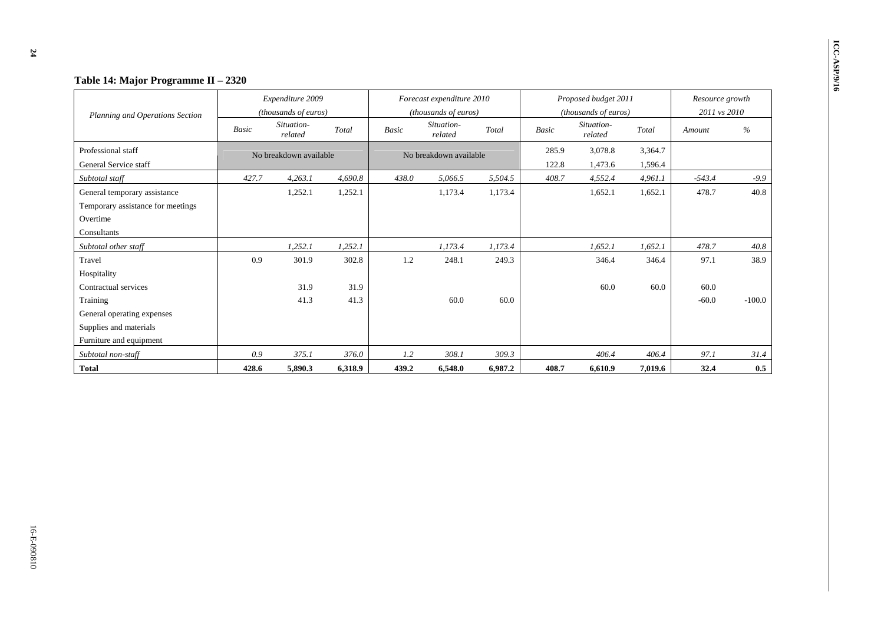## Table 14: Major Programme II – 2320

| Planning and Operations Section | Expenditure 2009 (thousands of euros) | | | Forecast expenditure 2010 (thousands of euros) | | | Proposed budget 2011 (thousands of euros) | | | Resource growth 2011 vs 2010 | |
|---|---|---|---|---|---|---|---|---|---|---|---|
| | *Basic* | *Situation-related* | *Total* | *Basic* | *Situation-related* | *Total* | *Basic* | *Situation-related* | *Total* | *Amount* | *%* |
| Professional staff | No breakdown available | | | No breakdown available | | | 285.9 | 3,078.8 | 3,364.7 | | |
| General Service staff | | | | | | | 122.8 | 1,473.6 | 1,596.4 | | |
| *Subtotal staff* | *427.7* | *4,263.1* | *4,690.8* | *438.0* | *5,066.5* | *5,504.5* | *408.7* | *4,552.4* | *4,961.1* | *-543.4* | *-9.9* |
| General temporary assistance | | 1,252.1 | 1,252.1 | | 1,173.4 | 1,173.4 | | 1,652.1 | 1,652.1 | 478.7 | 40.8 |
| Temporary assistance for meetings | | | | | | | | | | | |
| Overtime | | | | | | | | | | | |
| Consultants | | | | | | | | | | | |
| *Subtotal other staff* | | *1,252.1* | *1,252.1* | | *1,173.4* | *1,173.4* | | *1,652.1* | *1,652.1* | *478.7* | *40.8* |
| Travel | 0.9 | 301.9 | 302.8 | 1.2 | 248.1 | 249.3 | | 346.4 | 346.4 | 97.1 | 38.9 |
| Hospitality | | | | | | | | | | | |
| Contractual services | | 31.9 | 31.9 | | | | | 60.0 | 60.0 | 60.0 | |
| Training | | 41.3 | 41.3 | | 60.0 | 60.0 | | | | -60.0 | -100.0 |
| General operating expenses | | | | | | | | | | | |
| Supplies and materials | | | | | | | | | | | |
| Furniture and equipment | | | | | | | | | | | |
| *Subtotal non-staff* | *0.9* | *375.1* | *376.0* | *1.2* | *308.1* | *309.3* | | *406.4* | *406.4* | *97.1* | *31.4* |
| **Total** | **428.6** | **5,890.3** | **6,318.9** | **439.2** | **6,548.0** | **6,987.2** | **408.7** | **6,610.9** | **7,019.6** | **32.4** | **0.5** |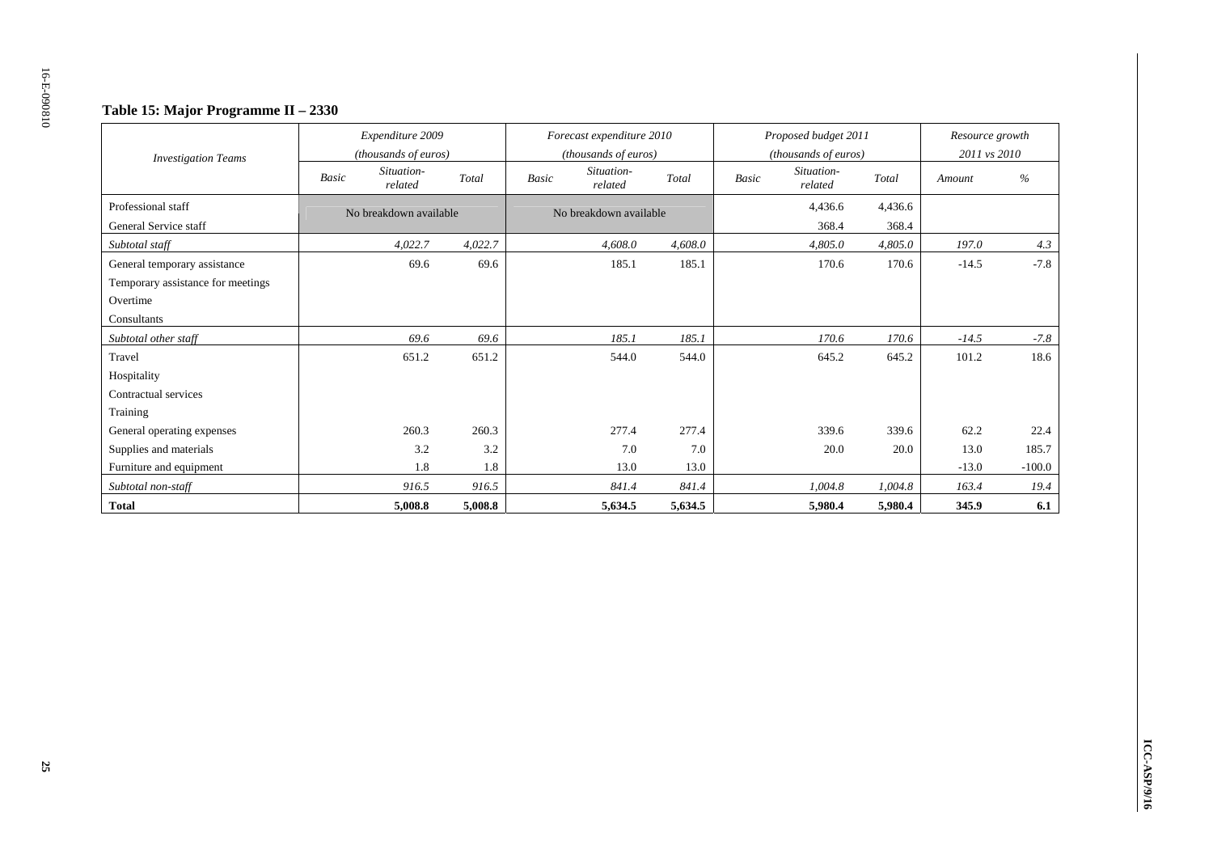### Table 15: Major Programme II – 2330

| Investigation Teams | Expenditure 2009 (thousands of euros) | | | Forecast expenditure 2010 (thousands of euros) | | | Proposed budget 2011 (thousands of euros) | | | Resource growth 2011 vs 2010 | |
|---|---|---|---|---|---|---|---|---|---|---|---|
| | Basic | Situation-related | Total | Basic | Situation-related | Total | Basic | Situation-related | Total | Amount | % |
| Professional staff | No breakdown available | | | No breakdown available | | | | 4,436.6 | 4,436.6 | | |
| General Service staff | | | | | | | | 368.4 | 368.4 | | |
| *Subtotal staff* | | *4,022.7* | *4,022.7* | | *4,608.0* | *4,608.0* | | *4,805.0* | *4,805.0* | *197.0* | *4.3* |
| General temporary assistance | | 69.6 | 69.6 | | 185.1 | 185.1 | | 170.6 | 170.6 | -14.5 | -7.8 |
| Temporary assistance for meetings | | | | | | | | | | | |
| Overtime | | | | | | | | | | | |
| Consultants | | | | | | | | | | | |
| *Subtotal other staff* | | *69.6* | *69.6* | | *185.1* | *185.1* | | *170.6* | *170.6* | *-14.5* | *-7.8* |
| Travel | | 651.2 | 651.2 | | 544.0 | 544.0 | | 645.2 | 645.2 | 101.2 | 18.6 |
| Hospitality | | | | | | | | | | | |
| Contractual services | | | | | | | | | | | |
| Training | | | | | | | | | | | |
| General operating expenses | | 260.3 | 260.3 | | 277.4 | 277.4 | | 339.6 | 339.6 | 62.2 | 22.4 |
| Supplies and materials | | 3.2 | 3.2 | | 7.0 | 7.0 | | 20.0 | 20.0 | 13.0 | 185.7 |
| Furniture and equipment | | 1.8 | 1.8 | | 13.0 | 13.0 | | | | -13.0 | -100.0 |
| *Subtotal non-staff* | | *916.5* | *916.5* | | *841.4* | *841.4* | | *1,004.8* | *1,004.8* | *163.4* | *19.4* |
| **Total** | | **5,008.8** | **5,008.8** | | **5,634.5** | **5,634.5** | | **5,980.4** | **5,980.4** | **345.9** | **6.1** |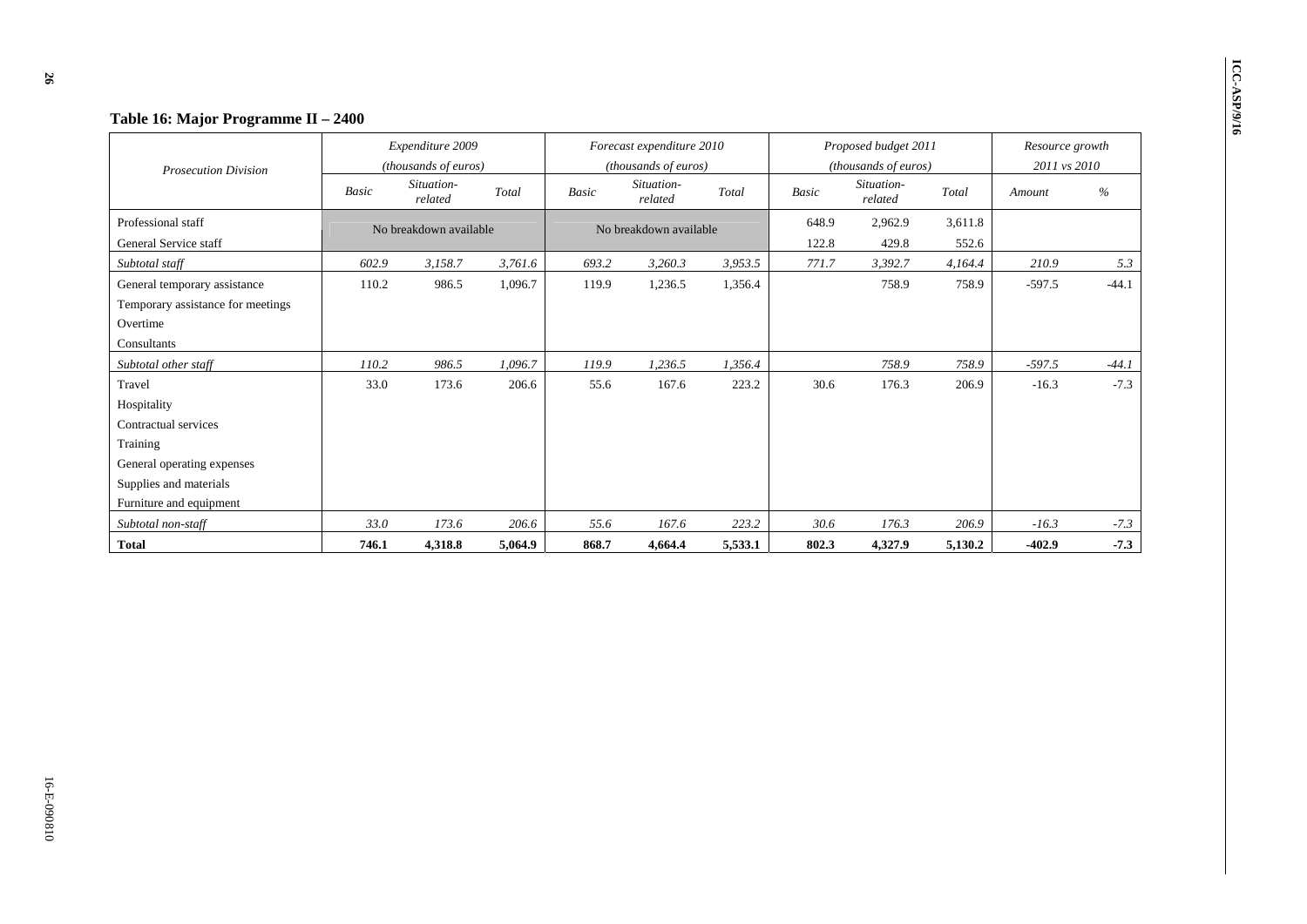### Table 16: Major Programme II – 2400

| *Prosecution Division* | *Expenditure 2009 (thousands of euros)* | | | *Forecast expenditure 2010 (thousands of euros)* | | | *Proposed budget 2011 (thousands of euros)* | | | *Resource growth 2011 vs 2010* | |
|---|---|---|---|---|---|---|---|---|---|---|---|
| | *Basic* | *Situation-related* | *Total* | *Basic* | *Situation-related* | *Total* | *Basic* | *Situation-related* | *Total* | *Amount* | *%* |
| Professional staff | No breakdown available | | | No breakdown available | | | 648.9 | 2,962.9 | 3,611.8 | | |
| General Service staff | | | | | | | 122.8 | 429.8 | 552.6 | | |
| *Subtotal staff* | *602.9* | *3,158.7* | *3,761.6* | *693.2* | *3,260.3* | *3,953.5* | *771.7* | *3,392.7* | *4,164.4* | *210.9* | *5.3* |
| General temporary assistance | 110.2 | 986.5 | 1,096.7 | 119.9 | 1,236.5 | 1,356.4 | | 758.9 | 758.9 | -597.5 | -44.1 |
| Temporary assistance for meetings | | | | | | | | | | | |
| Overtime | | | | | | | | | | | |
| Consultants | | | | | | | | | | | |
| *Subtotal other staff* | *110.2* | *986.5* | *1,096.7* | *119.9* | *1,236.5* | *1,356.4* | | *758.9* | *758.9* | *-597.5* | *-44.1* |
| Travel | 33.0 | 173.6 | 206.6 | 55.6 | 167.6 | 223.2 | 30.6 | 176.3 | 206.9 | -16.3 | -7.3 |
| Hospitality | | | | | | | | | | | |
| Contractual services | | | | | | | | | | | |
| Training | | | | | | | | | | | |
| General operating expenses | | | | | | | | | | | |
| Supplies and materials | | | | | | | | | | | |
| Furniture and equipment | | | | | | | | | | | |
| *Subtotal non-staff* | *33.0* | *173.6* | *206.6* | *55.6* | *167.6* | *223.2* | *30.6* | *176.3* | *206.9* | *-16.3* | *-7.3* |
| **Total** | **746.1** | **4,318.8** | **5,064.9** | **868.7** | **4,664.4** | **5,533.1** | **802.3** | **4,327.9** | **5,130.2** | **-402.9** | **-7.3** |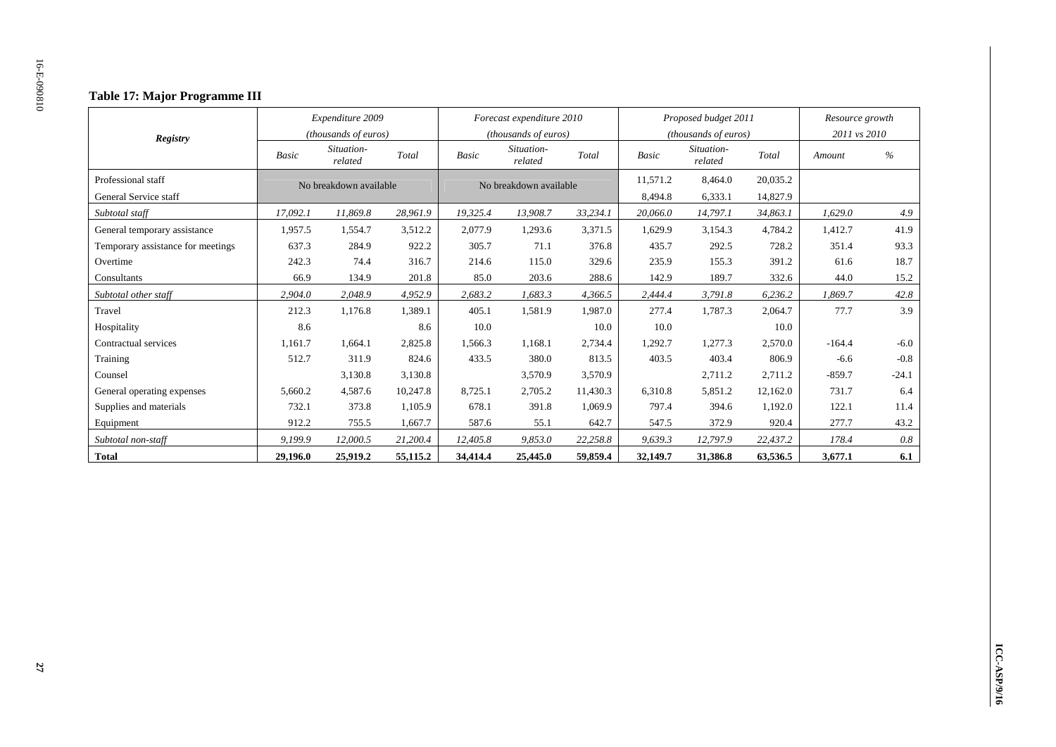**Table 17: Major Programme III**

| Registry | Expenditure 2009 (thousands of euros) | | | Forecast expenditure 2010 (thousands of euros) | | | Proposed budget 2011 (thousands of euros) | | | Resource growth 2011 vs 2010 | |
|---|---|---|---|---|---|---|---|---|---|---|---|
| | *Basic* | *Situation-related* | *Total* | *Basic* | *Situation-related* | *Total* | *Basic* | *Situation-related* | *Total* | *Amount* | *%* |
| Professional staff | No breakdown available | | | No breakdown available | | | 11,571.2 | 8,464.0 | 20,035.2 | | |
| General Service staff | | | | | | | 8,494.8 | 6,333.1 | 14,827.9 | | |
| *Subtotal staff* | *17,092.1* | *11,869.8* | *28,961.9* | *19,325.4* | *13,908.7* | *33,234.1* | *20,066.0* | *14,797.1* | *34,863.1* | *1,629.0* | *4.9* |
| General temporary assistance | 1,957.5 | 1,554.7 | 3,512.2 | 2,077.9 | 1,293.6 | 3,371.5 | 1,629.9 | 3,154.3 | 4,784.2 | 1,412.7 | 41.9 |
| Temporary assistance for meetings | 637.3 | 284.9 | 922.2 | 305.7 | 71.1 | 376.8 | 435.7 | 292.5 | 728.2 | 351.4 | 93.3 |
| Overtime | 242.3 | 74.4 | 316.7 | 214.6 | 115.0 | 329.6 | 235.9 | 155.3 | 391.2 | 61.6 | 18.7 |
| Consultants | 66.9 | 134.9 | 201.8 | 85.0 | 203.6 | 288.6 | 142.9 | 189.7 | 332.6 | 44.0 | 15.2 |
| *Subtotal other staff* | *2,904.0* | *2,048.9* | *4,952.9* | *2,683.2* | *1,683.3* | *4,366.5* | *2,444.4* | *3,791.8* | *6,236.2* | *1,869.7* | *42.8* |
| Travel | 212.3 | 1,176.8 | 1,389.1 | 405.1 | 1,581.9 | 1,987.0 | 277.4 | 1,787.3 | 2,064.7 | 77.7 | 3.9 |
| Hospitality | 8.6 | | 8.6 | 10.0 | | 10.0 | 10.0 | | 10.0 | | |
| Contractual services | 1,161.7 | 1,664.1 | 2,825.8 | 1,566.3 | 1,168.1 | 2,734.4 | 1,292.7 | 1,277.3 | 2,570.0 | -164.4 | -6.0 |
| Training | 512.7 | 311.9 | 824.6 | 433.5 | 380.0 | 813.5 | 403.5 | 403.4 | 806.9 | -6.6 | -0.8 |
| Counsel | | 3,130.8 | 3,130.8 | | 3,570.9 | 3,570.9 | | 2,711.2 | 2,711.2 | -859.7 | -24.1 |
| General operating expenses | 5,660.2 | 4,587.6 | 10,247.8 | 8,725.1 | 2,705.2 | 11,430.3 | 6,310.8 | 5,851.2 | 12,162.0 | 731.7 | 6.4 |
| Supplies and materials | 732.1 | 373.8 | 1,105.9 | 678.1 | 391.8 | 1,069.9 | 797.4 | 394.6 | 1,192.0 | 122.1 | 11.4 |
| Equipment | 912.2 | 755.5 | 1,667.7 | 587.6 | 55.1 | 642.7 | 547.5 | 372.9 | 920.4 | 277.7 | 43.2 |
| *Subtotal non-staff* | *9,199.9* | *12,000.5* | *21,200.4* | *12,405.8* | *9,853.0* | *22,258.8* | *9,639.3* | *12,797.9* | *22,437.2* | *178.4* | *0.8* |
| **Total** | **29,196.0** | **25,919.2** | **55,115.2** | **34,414.4** | **25,445.0** | **59,859.4** | **32,149.7** | **31,386.8** | **63,536.5** | **3,677.1** | **6.1** |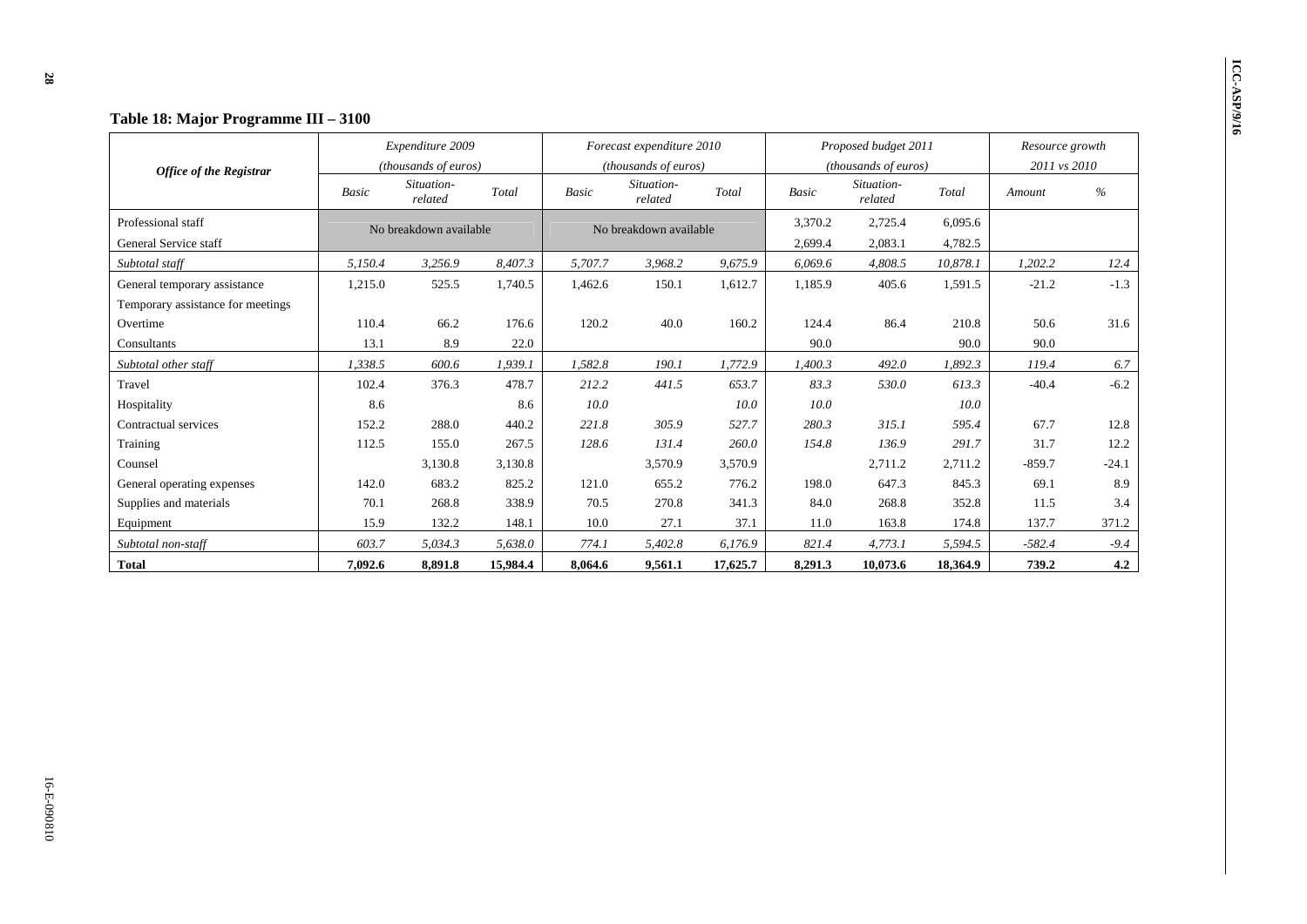## Table 18: Major Programme III – 3100

| *Office of the Registrar* | *Expenditure 2009 (thousands of euros)* | | | *Forecast expenditure 2010 (thousands of euros)* | | | *Proposed budget 2011 (thousands of euros)* | | | *Resource growth 2011 vs 2010* | |
|---|---|---|---|---|---|---|---|---|---|---|---|
| | *Basic* | *Situation-related* | *Total* | *Basic* | *Situation-related* | *Total* | *Basic* | *Situation-related* | *Total* | *Amount* | *%* |
| Professional staff | No breakdown available | | | No breakdown available | | | 3,370.2 | 2,725.4 | 6,095.6 | | |
| General Service staff | | | | | | | 2,699.4 | 2,083.1 | 4,782.5 | | |
| *Subtotal staff* | *5,150.4* | *3,256.9* | *8,407.3* | *5,707.7* | *3,968.2* | *9,675.9* | *6,069.6* | *4,808.5* | *10,878.1* | *1,202.2* | *12.4* |
| General temporary assistance | 1,215.0 | 525.5 | 1,740.5 | 1,462.6 | 150.1 | 1,612.7 | 1,185.9 | 405.6 | 1,591.5 | -21.2 | -1.3 |
| Temporary assistance for meetings | | | | | | | | | | | |
| Overtime | 110.4 | 66.2 | 176.6 | 120.2 | 40.0 | 160.2 | 124.4 | 86.4 | 210.8 | 50.6 | 31.6 |
| Consultants | 13.1 | 8.9 | 22.0 | | | | 90.0 | | 90.0 | 90.0 | |
| *Subtotal other staff* | *1,338.5* | *600.6* | *1,939.1* | *1,582.8* | *190.1* | *1,772.9* | *1,400.3* | *492.0* | *1,892.3* | *119.4* | *6.7* |
| Travel | 102.4 | 376.3 | 478.7 | *212.2* | *441.5* | *653.7* | *83.3* | *530.0* | *613.3* | -40.4 | -6.2 |
| Hospitality | 8.6 | | 8.6 | *10.0* | | *10.0* | *10.0* | | *10.0* | | |
| Contractual services | 152.2 | 288.0 | 440.2 | *221.8* | *305.9* | *527.7* | *280.3* | *315.1* | *595.4* | 67.7 | 12.8 |
| Training | 112.5 | 155.0 | 267.5 | *128.6* | *131.4* | *260.0* | *154.8* | *136.9* | *291.7* | 31.7 | 12.2 |
| Counsel | | 3,130.8 | 3,130.8 | | 3,570.9 | 3,570.9 | | 2,711.2 | 2,711.2 | -859.7 | -24.1 |
| General operating expenses | 142.0 | 683.2 | 825.2 | 121.0 | 655.2 | 776.2 | 198.0 | 647.3 | 845.3 | 69.1 | 8.9 |
| Supplies and materials | 70.1 | 268.8 | 338.9 | 70.5 | 270.8 | 341.3 | 84.0 | 268.8 | 352.8 | 11.5 | 3.4 |
| Equipment | 15.9 | 132.2 | 148.1 | 10.0 | 27.1 | 37.1 | 11.0 | 163.8 | 174.8 | 137.7 | 371.2 |
| *Subtotal non-staff* | *603.7* | *5,034.3* | *5,638.0* | *774.1* | *5,402.8* | *6,176.9* | *821.4* | *4,773.1* | *5,594.5* | *-582.4* | *-9.4* |
| **Total** | **7,092.6** | **8,891.8** | **15,984.4** | **8,064.6** | **9,561.1** | **17,625.7** | **8,291.3** | **10,073.6** | **18,364.9** | **739.2** | **4.2** |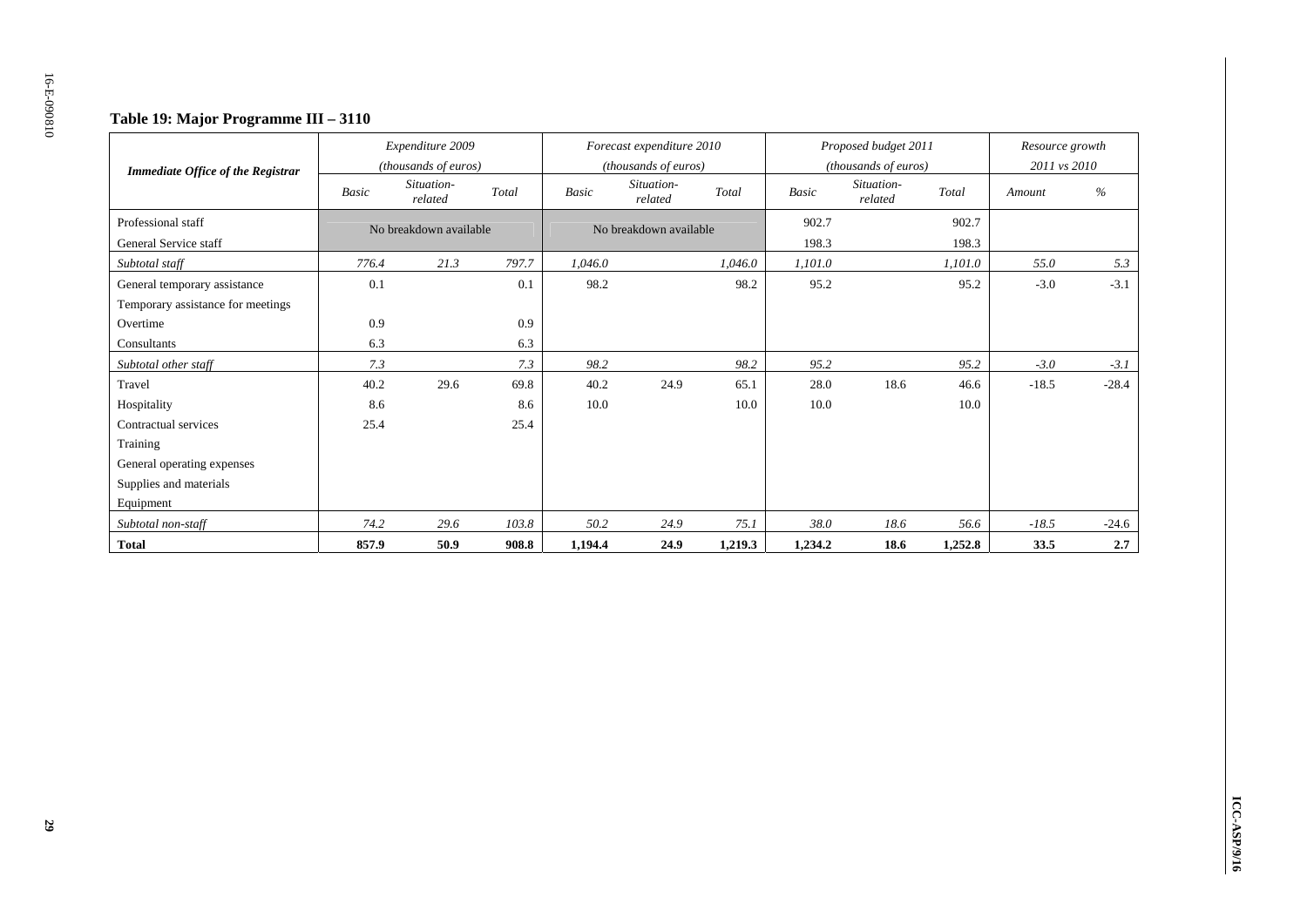## Table 19: Major Programme III – 3110

| *Immediate Office of the Registrar* | *Expenditure 2009 (thousands of euros)* | | | *Forecast expenditure 2010 (thousands of euros)* | | | *Proposed budget 2011 (thousands of euros)* | | | *Resource growth 2011 vs 2010* | |
|---|---|---|---|---|---|---|---|---|---|---|---|
| | *Basic* | *Situation-related* | *Total* | *Basic* | *Situation-related* | *Total* | *Basic* | *Situation-related* | *Total* | *Amount* | *%* |
| Professional staff | No breakdown available | | | No breakdown available | | | 902.7 | | 902.7 | | |
| General Service staff | | | | | | | 198.3 | | 198.3 | | |
| *Subtotal staff* | *776.4* | *21.3* | *797.7* | *1,046.0* | | *1,046.0* | *1,101.0* | | *1,101.0* | *55.0* | *5.3* |
| General temporary assistance | 0.1 | | 0.1 | 98.2 | | 98.2 | 95.2 | | 95.2 | -3.0 | -3.1 |
| Temporary assistance for meetings | | | | | | | | | | | |
| Overtime | 0.9 | | 0.9 | | | | | | | | |
| Consultants | 6.3 | | 6.3 | | | | | | | | |
| *Subtotal other staff* | *7.3* | | *7.3* | *98.2* | | *98.2* | *95.2* | | *95.2* | *-3.0* | *-3.1* |
| Travel | 40.2 | 29.6 | 69.8 | 40.2 | 24.9 | 65.1 | 28.0 | 18.6 | 46.6 | -18.5 | -28.4 |
| Hospitality | 8.6 | | 8.6 | 10.0 | | 10.0 | 10.0 | | 10.0 | | |
| Contractual services | 25.4 | | 25.4 | | | | | | | | |
| Training | | | | | | | | | | | |
| General operating expenses | | | | | | | | | | | |
| Supplies and materials | | | | | | | | | | | |
| Equipment | | | | | | | | | | | |
| *Subtotal non-staff* | *74.2* | *29.6* | *103.8* | *50.2* | *24.9* | *75.1* | *38.0* | *18.6* | *56.6* | *-18.5* | *-24.6* |
| **Total** | **857.9** | **50.9** | **908.8** | **1,194.4** | **24.9** | **1,219.3** | **1,234.2** | **18.6** | **1,252.8** | **33.5** | **2.7** |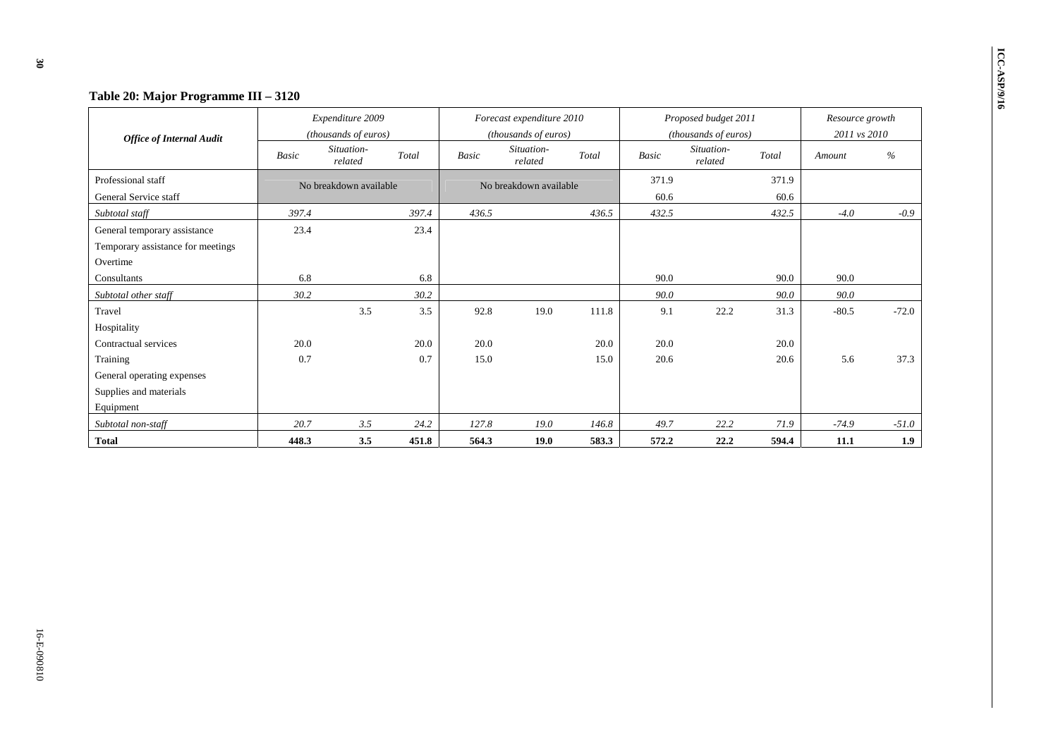### Table 20: Major Programme III – 3120

| Office of Internal Audit | Expenditure 2009 (thousands of euros) | | | Forecast expenditure 2010 (thousands of euros) | | | Proposed budget 2011 (thousands of euros) | | | Resource growth 2011 vs 2010 | |
|---|---|---|---|---|---|---|---|---|---|---|---|
| | *Basic* | *Situation-related* | *Total* | *Basic* | *Situation-related* | *Total* | *Basic* | *Situation-related* | *Total* | *Amount* | *%* |
| Professional staff | No breakdown available | | | No breakdown available | | | 371.9 | | 371.9 | | |
| General Service staff | | | | | | | 60.6 | | 60.6 | | |
| *Subtotal staff* | *397.4* | | *397.4* | *436.5* | | *436.5* | *432.5* | | *432.5* | *-4.0* | *-0.9* |
| General temporary assistance | 23.4 | | 23.4 | | | | | | | | |
| Temporary assistance for meetings | | | | | | | | | | | |
| Overtime | | | | | | | | | | | |
| Consultants | 6.8 | | 6.8 | | | | 90.0 | | 90.0 | 90.0 | |
| *Subtotal other staff* | *30.2* | | *30.2* | | | | *90.0* | | *90.0* | *90.0* | |
| Travel | | 3.5 | 3.5 | 92.8 | 19.0 | 111.8 | 9.1 | 22.2 | 31.3 | -80.5 | -72.0 |
| Hospitality | | | | | | | | | | | |
| Contractual services | 20.0 | | 20.0 | 20.0 | | 20.0 | 20.0 | | 20.0 | | |
| Training | 0.7 | | 0.7 | 15.0 | | 15.0 | 20.6 | | 20.6 | 5.6 | 37.3 |
| General operating expenses | | | | | | | | | | | |
| Supplies and materials | | | | | | | | | | | |
| Equipment | | | | | | | | | | | |
| *Subtotal non-staff* | *20.7* | *3.5* | *24.2* | *127.8* | *19.0* | *146.8* | *49.7* | *22.2* | *71.9* | *-74.9* | *-51.0* |
| **Total** | **448.3** | **3.5** | **451.8** | **564.3** | **19.0** | **583.3** | **572.2** | **22.2** | **594.4** | **11.1** | **1.9** |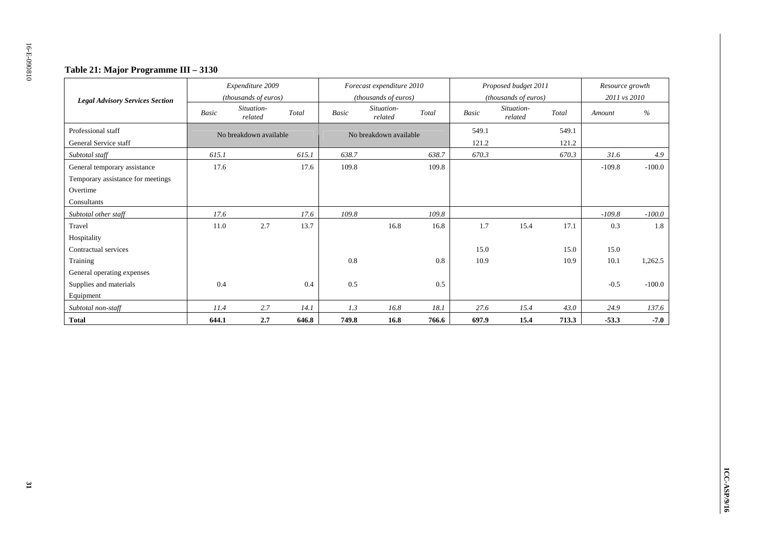**Table 21: Major Programme III – 3130**

| Legal Advisory Services Section | Expenditure 2009 (thousands of euros) | | | Forecast expenditure 2010 (thousands of euros) | | | Proposed budget 2011 (thousands of euros) | | | Resource growth 2011 vs 2010 | |
|---|---|---|---|---|---|---|---|---|---|---|---|
| | *Basic* | *Situation-related* | *Total* | *Basic* | *Situation-related* | *Total* | *Basic* | *Situation-related* | *Total* | *Amount* | *%* |
| Professional staff | No breakdown available | | | No breakdown available | | | 549.1 | | 549.1 | | |
| General Service staff | | | | | | | 121.2 | | 121.2 | | |
| *Subtotal staff* | *615.1* | | *615.1* | *638.7* | | *638.7* | *670.3* | | *670.3* | *31.6* | *4.9* |
| General temporary assistance | 17.6 | | 17.6 | 109.8 | | 109.8 | | | | -109.8 | -100.0 |
| Temporary assistance for meetings | | | | | | | | | | | |
| Overtime | | | | | | | | | | | |
| Consultants | | | | | | | | | | | |
| *Subtotal other staff* | *17.6* | | *17.6* | *109.8* | | *109.8* | | | | *-109.8* | *-100.0* |
| Travel | 11.0 | 2.7 | 13.7 | | 16.8 | 16.8 | 1.7 | 15.4 | 17.1 | 0.3 | 1.8 |
| Hospitality | | | | | | | | | | | |
| Contractual services | | | | | | | 15.0 | | 15.0 | 15.0 | |
| Training | | | | 0.8 | | 0.8 | 10.9 | | 10.9 | 10.1 | 1,262.5 |
| General operating expenses | | | | | | | | | | | |
| Supplies and materials | 0.4 | | 0.4 | 0.5 | | 0.5 | | | | -0.5 | -100.0 |
| Equipment | | | | | | | | | | | |
| *Subtotal non-staff* | *11.4* | *2.7* | *14.1* | *1.3* | *16.8* | *18.1* | *27.6* | *15.4* | *43.0* | *24.9* | *137.6* |
| **Total** | **644.1** | **2.7** | **646.8** | **749.8** | **16.8** | **766.6** | **697.9** | **15.4** | **713.3** | **-53.3** | **-7.0** |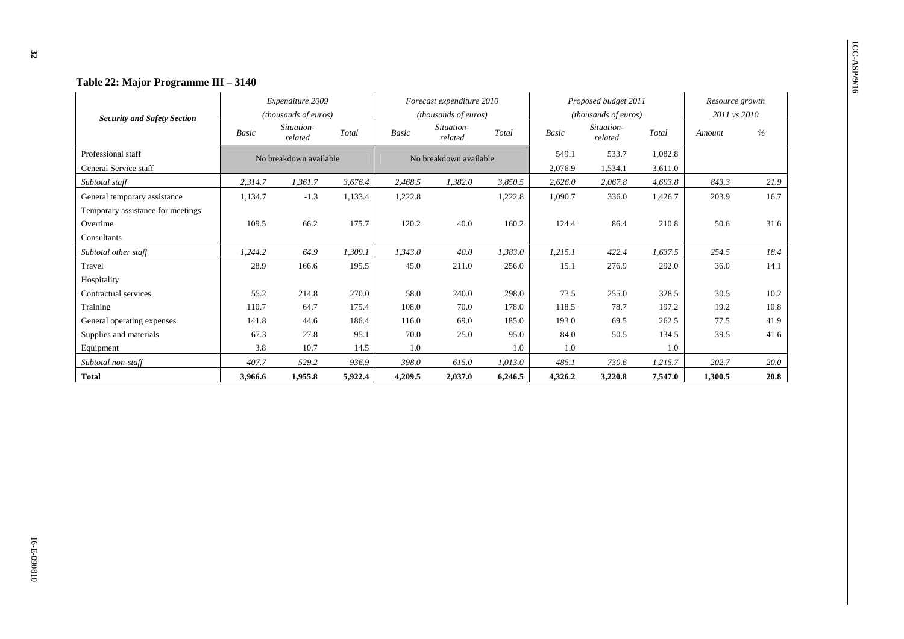### Table 22: Major Programme III – 3140

| Security and Safety Section | Expenditure 2009 (thousands of euros) | | | Forecast expenditure 2010 (thousands of euros) | | | Proposed budget 2011 (thousands of euros) | | | Resource growth 2011 vs 2010 | |
|---|---|---|---|---|---|---|---|---|---|---|---|
| | Basic | Situation-related | Total | Basic | Situation-related | Total | Basic | Situation-related | Total | Amount | % |
| Professional staff | No breakdown available | | | No breakdown available | | | 549.1 | 533.7 | 1,082.8 | | |
| General Service staff | | | | | | | 2,076.9 | 1,534.1 | 3,611.0 | | |
| *Subtotal staff* | *2,314.7* | *1,361.7* | *3,676.4* | *2,468.5* | *1,382.0* | *3,850.5* | *2,626.0* | *2,067.8* | *4,693.8* | *843.3* | *21.9* |
| General temporary assistance | 1,134.7 | -1.3 | 1,133.4 | 1,222.8 | | 1,222.8 | 1,090.7 | 336.0 | 1,426.7 | 203.9 | 16.7 |
| Temporary assistance for meetings | | | | | | | | | | | |
| Overtime | 109.5 | 66.2 | 175.7 | 120.2 | 40.0 | 160.2 | 124.4 | 86.4 | 210.8 | 50.6 | 31.6 |
| Consultants | | | | | | | | | | | |
| *Subtotal other staff* | *1,244.2* | *64.9* | *1,309.1* | *1,343.0* | *40.0* | *1,383.0* | *1,215.1* | *422.4* | *1,637.5* | *254.5* | *18.4* |
| Travel | 28.9 | 166.6 | 195.5 | 45.0 | 211.0 | 256.0 | 15.1 | 276.9 | 292.0 | 36.0 | 14.1 |
| Hospitality | | | | | | | | | | | |
| Contractual services | 55.2 | 214.8 | 270.0 | 58.0 | 240.0 | 298.0 | 73.5 | 255.0 | 328.5 | 30.5 | 10.2 |
| Training | 110.7 | 64.7 | 175.4 | 108.0 | 70.0 | 178.0 | 118.5 | 78.7 | 197.2 | 19.2 | 10.8 |
| General operating expenses | 141.8 | 44.6 | 186.4 | 116.0 | 69.0 | 185.0 | 193.0 | 69.5 | 262.5 | 77.5 | 41.9 |
| Supplies and materials | 67.3 | 27.8 | 95.1 | 70.0 | 25.0 | 95.0 | 84.0 | 50.5 | 134.5 | 39.5 | 41.6 |
| Equipment | 3.8 | 10.7 | 14.5 | 1.0 | | 1.0 | 1.0 | | 1.0 | | |
| *Subtotal non-staff* | *407.7* | *529.2* | *936.9* | *398.0* | *615.0* | *1,013.0* | *485.1* | *730.6* | *1,215.7* | *202.7* | *20.0* |
| **Total** | **3,966.6** | **1,955.8** | **5,922.4** | **4,209.5** | **2,037.0** | **6,246.5** | **4,326.2** | **3,220.8** | **7,547.0** | **1,300.5** | **20.8** |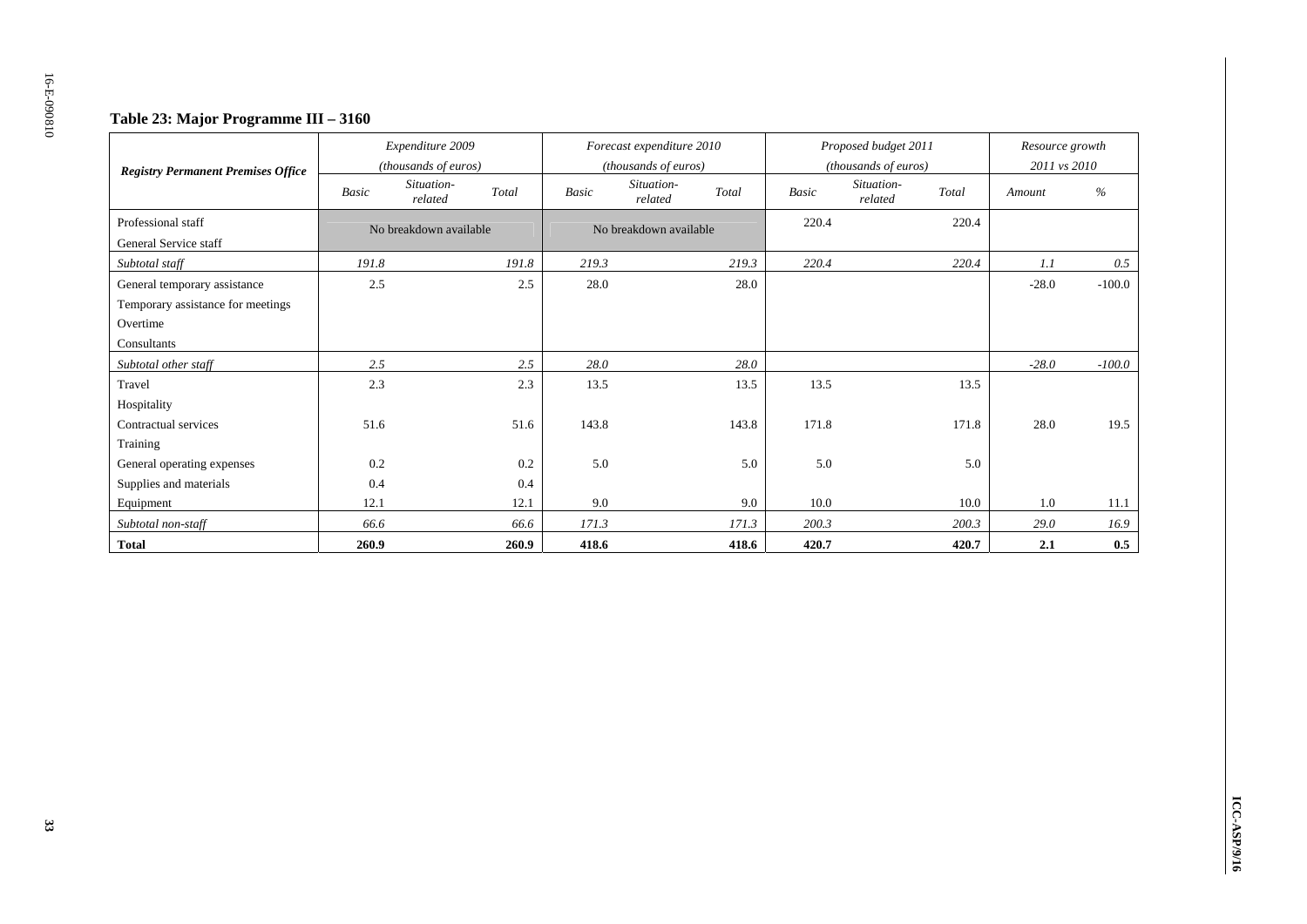### Table 23: Major Programme III – 3160

| Registry Permanent Premises Office | Expenditure 2009 (thousands of euros) | | | Forecast expenditure 2010 (thousands of euros) | | | Proposed budget 2011 (thousands of euros) | | | Resource growth 2011 vs 2010 | |
|---|---|---|---|---|---|---|---|---|---|---|---|
| | *Basic* | *Situation-related* | *Total* | *Basic* | *Situation-related* | *Total* | *Basic* | *Situation-related* | *Total* | *Amount* | *%* |
| Professional staff | No breakdown available | | | No breakdown available | | | 220.4 | | 220.4 | | |
| General Service staff | | | | | | | | | | | |
| *Subtotal staff* | *191.8* | | *191.8* | *219.3* | | *219.3* | *220.4* | | *220.4* | *1.1* | *0.5* |
| General temporary assistance | 2.5 | | 2.5 | 28.0 | | 28.0 | | | | -28.0 | -100.0 |
| Temporary assistance for meetings | | | | | | | | | | | |
| Overtime | | | | | | | | | | | |
| Consultants | | | | | | | | | | | |
| *Subtotal other staff* | *2.5* | | *2.5* | *28.0* | | *28.0* | | | | *-28.0* | *-100.0* |
| Travel | 2.3 | | 2.3 | 13.5 | | 13.5 | 13.5 | | 13.5 | | |
| Hospitality | | | | | | | | | | | |
| Contractual services | 51.6 | | 51.6 | 143.8 | | 143.8 | 171.8 | | 171.8 | 28.0 | 19.5 |
| Training | | | | | | | | | | | |
| General operating expenses | 0.2 | | 0.2 | 5.0 | | 5.0 | 5.0 | | 5.0 | | |
| Supplies and materials | 0.4 | | 0.4 | | | | | | | | |
| Equipment | 12.1 | | 12.1 | 9.0 | | 9.0 | 10.0 | | 10.0 | 1.0 | 11.1 |
| *Subtotal non-staff* | *66.6* | | *66.6* | *171.3* | | *171.3* | *200.3* | | *200.3* | *29.0* | *16.9* |
| **Total** | **260.9** | | **260.9** | **418.6** | | **418.6** | **420.7** | | **420.7** | **2.1** | **0.5** |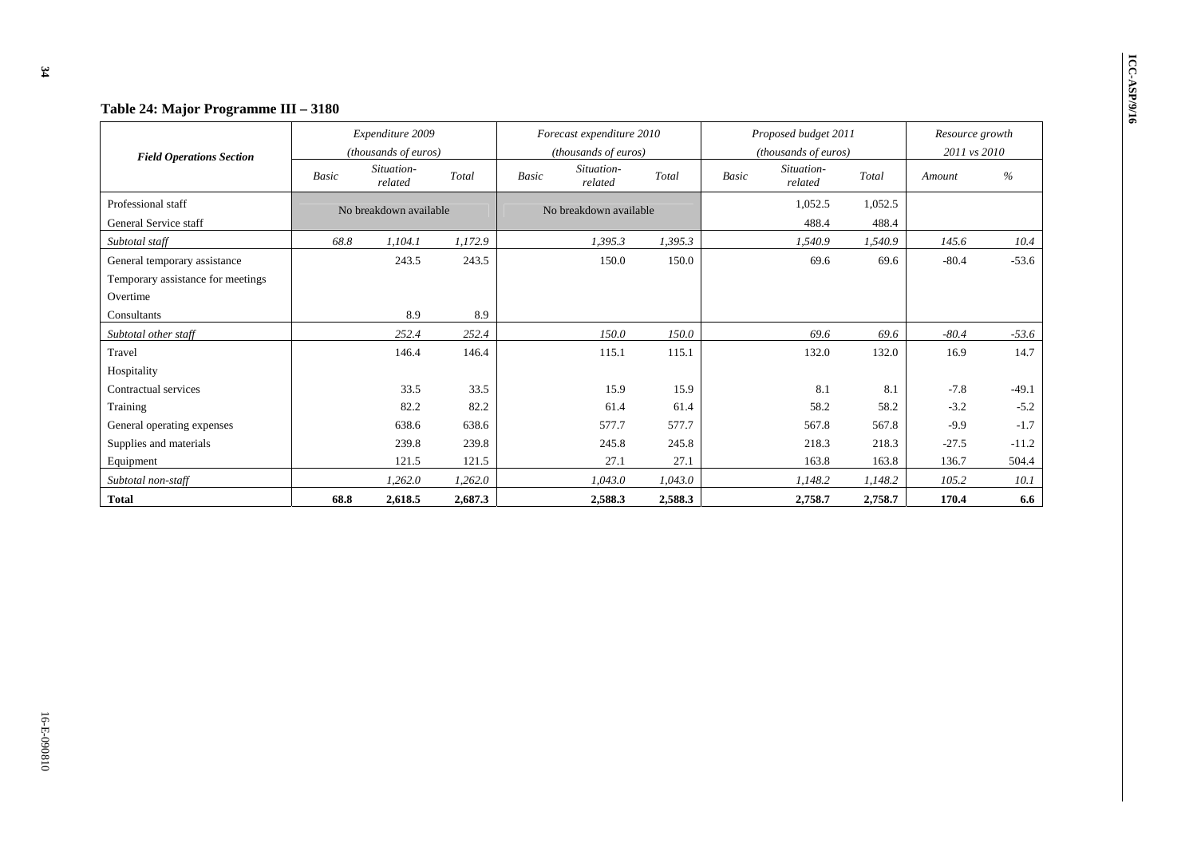### Table 24: Major Programme III – 3180

| Field Operations Section | Expenditure 2009 (thousands of euros) | | | Forecast expenditure 2010 (thousands of euros) | | | Proposed budget 2011 (thousands of euros) | | | Resource growth 2011 vs 2010 | |
|---|---|---|---|---|---|---|---|---|---|---|---|
| | Basic | Situation-related | Total | Basic | Situation-related | Total | Basic | Situation-related | Total | Amount | % |
| Professional staff | No breakdown available | | | No breakdown available | | | | 1,052.5 | 1,052.5 | | |
| General Service staff | | | | | | | | 488.4 | 488.4 | | |
| *Subtotal staff* | *68.8* | *1,104.1* | *1,172.9* | | *1,395.3* | *1,395.3* | | *1,540.9* | *1,540.9* | *145.6* | *10.4* |
| General temporary assistance | | 243.5 | 243.5 | | 150.0 | 150.0 | | 69.6 | 69.6 | -80.4 | -53.6 |
| Temporary assistance for meetings | | | | | | | | | | | |
| Overtime | | | | | | | | | | | |
| Consultants | | 8.9 | 8.9 | | | | | | | | |
| *Subtotal other staff* | | *252.4* | *252.4* | | *150.0* | *150.0* | | *69.6* | *69.6* | *-80.4* | *-53.6* |
| Travel | | 146.4 | 146.4 | | 115.1 | 115.1 | | 132.0 | 132.0 | 16.9 | 14.7 |
| Hospitality | | | | | | | | | | | |
| Contractual services | | 33.5 | 33.5 | | 15.9 | 15.9 | | 8.1 | 8.1 | -7.8 | -49.1 |
| Training | | 82.2 | 82.2 | | 61.4 | 61.4 | | 58.2 | 58.2 | -3.2 | -5.2 |
| General operating expenses | | 638.6 | 638.6 | | 577.7 | 577.7 | | 567.8 | 567.8 | -9.9 | -1.7 |
| Supplies and materials | | 239.8 | 239.8 | | 245.8 | 245.8 | | 218.3 | 218.3 | -27.5 | -11.2 |
| Equipment | | 121.5 | 121.5 | | 27.1 | 27.1 | | 163.8 | 163.8 | 136.7 | 504.4 |
| *Subtotal non-staff* | | *1,262.0* | *1,262.0* | | *1,043.0* | *1,043.0* | | *1,148.2* | *1,148.2* | *105.2* | *10.1* |
| **Total** | **68.8** | **2,618.5** | **2,687.3** | | **2,588.3** | **2,588.3** | | **2,758.7** | **2,758.7** | **170.4** | **6.6** |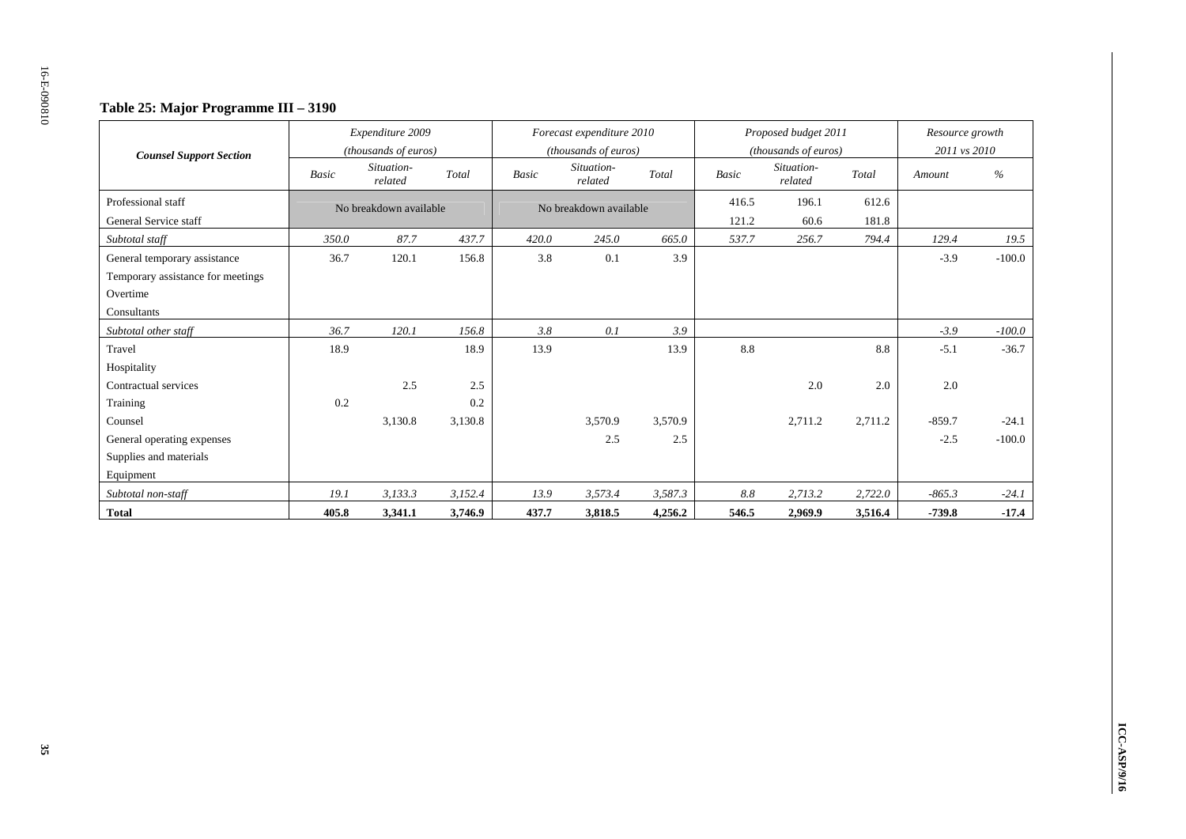## Table 25: Major Programme III – 3190

| Counsel Support Section | Expenditure 2009 (thousands of euros) | | | Forecast expenditure 2010 (thousands of euros) | | | Proposed budget 2011 (thousands of euros) | | | Resource growth 2011 vs 2010 | |
|---|---|---|---|---|---|---|---|---|---|---|---|
| | *Basic* | *Situation-related* | *Total* | *Basic* | *Situation-related* | *Total* | *Basic* | *Situation-related* | *Total* | *Amount* | *%* |
| Professional staff | No breakdown available | | | No breakdown available | | | 416.5 | 196.1 | 612.6 | | |
| General Service staff | | | | | | | 121.2 | 60.6 | 181.8 | | |
| *Subtotal staff* | *350.0* | *87.7* | *437.7* | *420.0* | *245.0* | *665.0* | *537.7* | *256.7* | *794.4* | *129.4* | *19.5* |
| General temporary assistance | 36.7 | 120.1 | 156.8 | 3.8 | 0.1 | 3.9 | | | | -3.9 | -100.0 |
| Temporary assistance for meetings | | | | | | | | | | | |
| Overtime | | | | | | | | | | | |
| Consultants | | | | | | | | | | | |
| *Subtotal other staff* | *36.7* | *120.1* | *156.8* | *3.8* | *0.1* | *3.9* | | | | *-3.9* | *-100.0* |
| Travel | 18.9 | | 18.9 | 13.9 | | 13.9 | 8.8 | | 8.8 | -5.1 | -36.7 |
| Hospitality | | | | | | | | | | | |
| Contractual services | | 2.5 | 2.5 | | | | | 2.0 | 2.0 | 2.0 | |
| Training | 0.2 | | 0.2 | | | | | | | | |
| Counsel | | 3,130.8 | 3,130.8 | | 3,570.9 | 3,570.9 | | 2,711.2 | 2,711.2 | -859.7 | -24.1 |
| General operating expenses | | | | | 2.5 | 2.5 | | | | -2.5 | -100.0 |
| Supplies and materials | | | | | | | | | | | |
| Equipment | | | | | | | | | | | |
| *Subtotal non-staff* | *19.1* | *3,133.3* | *3,152.4* | *13.9* | *3,573.4* | *3,587.3* | *8.8* | *2,713.2* | *2,722.0* | *-865.3* | *-24.1* |
| **Total** | **405.8** | **3,341.1** | **3,746.9** | **437.7** | **3,818.5** | **4,256.2** | **546.5** | **2,969.9** | **3,516.4** | **-739.8** | **-17.4** |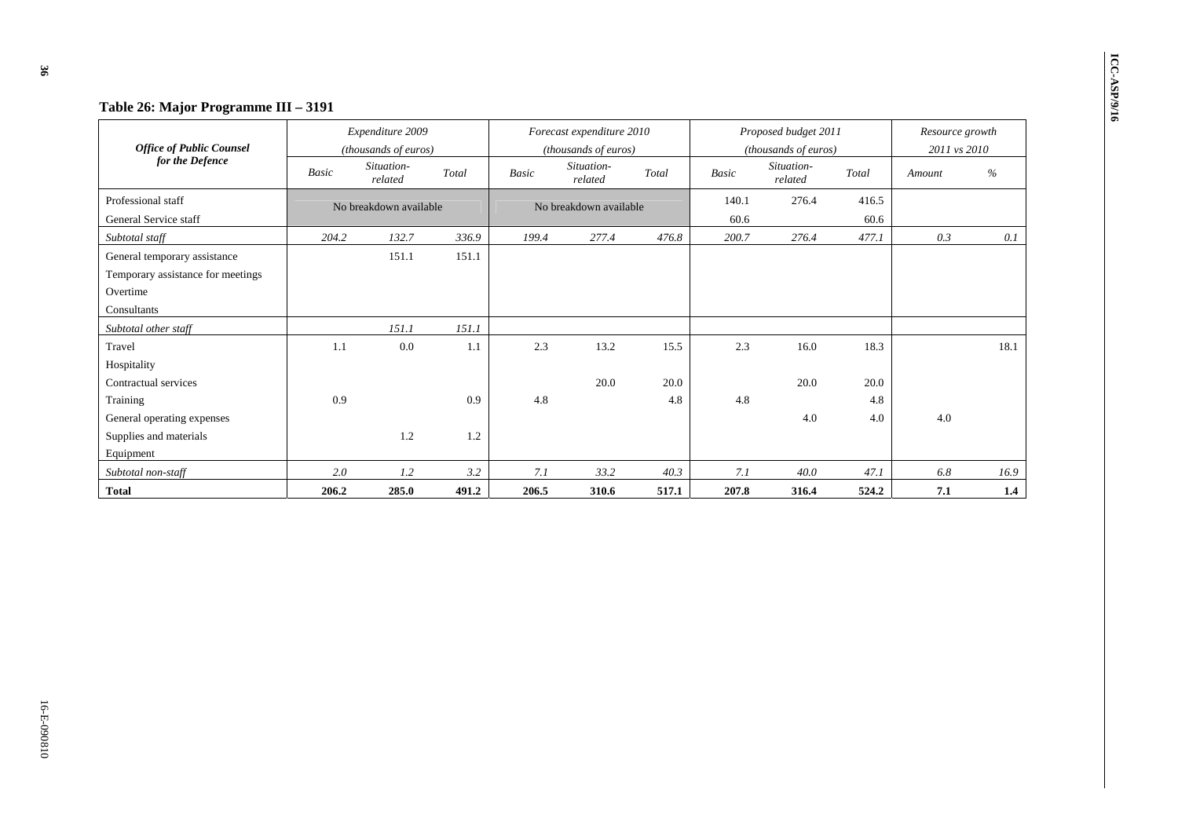## Table 26: Major Programme III – 3191

| *Office of Public Counsel for the Defence* | *Expenditure 2009 (thousands of euros)* | | | *Forecast expenditure 2010 (thousands of euros)* | | | *Proposed budget 2011 (thousands of euros)* | | | *Resource growth 2011 vs 2010* | |
|---|---|---|---|---|---|---|---|---|---|---|---|
| | *Basic* | *Situation-related* | *Total* | *Basic* | *Situation-related* | *Total* | *Basic* | *Situation-related* | *Total* | *Amount* | *%* |
| Professional staff | No breakdown available | | | No breakdown available | | | 140.1 | 276.4 | 416.5 | | |
| General Service staff | | | | | | | 60.6 | | 60.6 | | |
| *Subtotal staff* | *204.2* | *132.7* | *336.9* | *199.4* | *277.4* | *476.8* | *200.7* | *276.4* | *477.1* | *0.3* | *0.1* |
| General temporary assistance | | 151.1 | 151.1 | | | | | | | | |
| Temporary assistance for meetings | | | | | | | | | | | |
| Overtime | | | | | | | | | | | |
| Consultants | | | | | | | | | | | |
| *Subtotal other staff* | | *151.1* | *151.1* | | | | | | | | |
| Travel | 1.1 | 0.0 | 1.1 | 2.3 | 13.2 | 15.5 | 2.3 | 16.0 | 18.3 | | 18.1 |
| Hospitality | | | | | | | | | | | |
| Contractual services | | | | | 20.0 | 20.0 | | 20.0 | 20.0 | | |
| Training | 0.9 | | 0.9 | 4.8 | | 4.8 | 4.8 | | 4.8 | | |
| General operating expenses | | | | | | | | 4.0 | 4.0 | 4.0 | |
| Supplies and materials | | 1.2 | 1.2 | | | | | | | | |
| Equipment | | | | | | | | | | | |
| *Subtotal non-staff* | *2.0* | *1.2* | *3.2* | *7.1* | *33.2* | *40.3* | *7.1* | *40.0* | *47.1* | *6.8* | *16.9* |
| **Total** | **206.2** | **285.0** | **491.2** | **206.5** | **310.6** | **517.1** | **207.8** | **316.4** | **524.2** | **7.1** | **1.4** |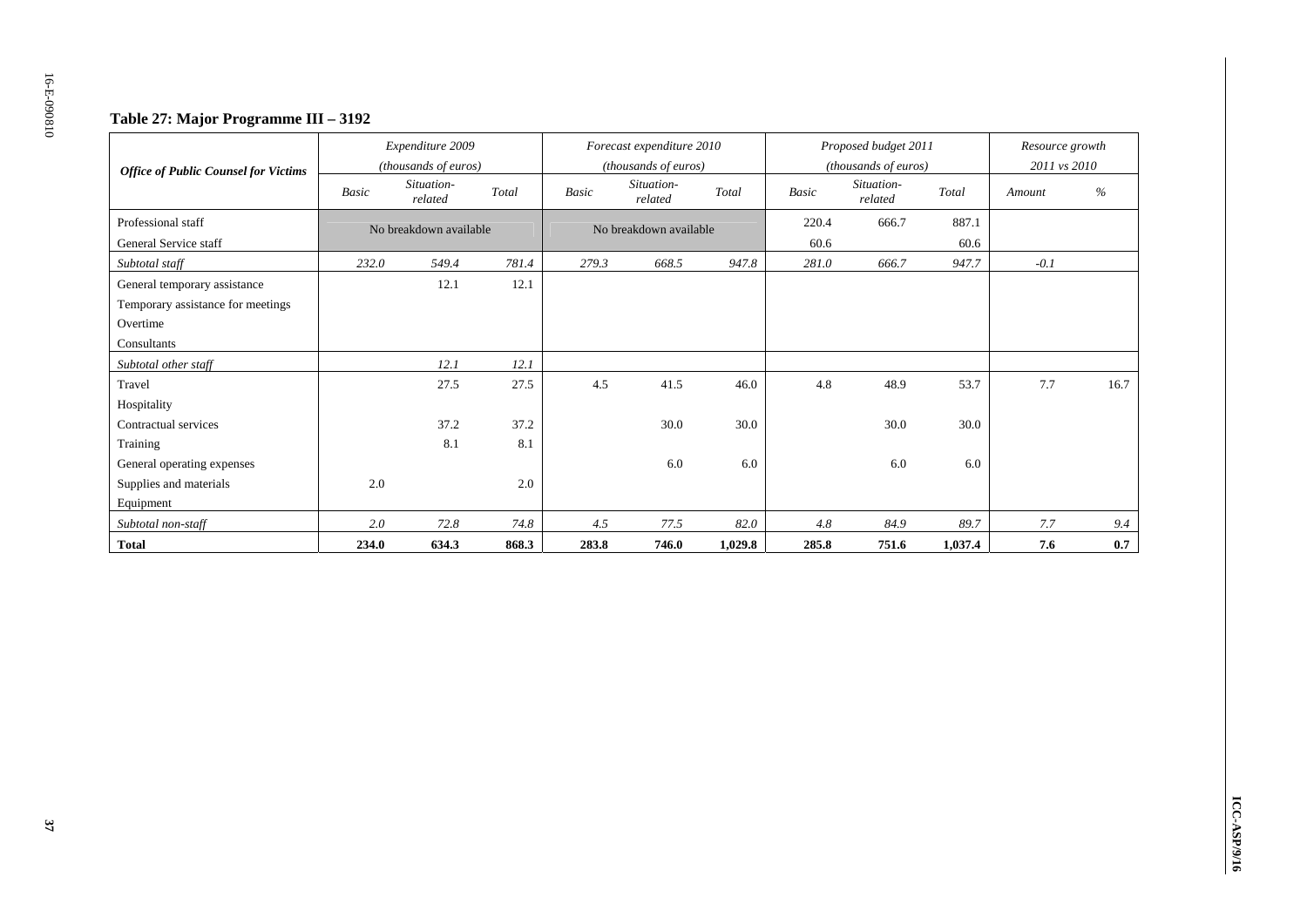### Table 27: Major Programme III – 3192

| *Office of Public Counsel for Victims* | *Expenditure 2009 (thousands of euros)* | | | *Forecast expenditure 2010 (thousands of euros)* | | | *Proposed budget 2011 (thousands of euros)* | | | *Resource growth 2011 vs 2010* | |
|---|---|---|---|---|---|---|---|---|---|---|---|
| | *Basic* | *Situation-related* | *Total* | *Basic* | *Situation-related* | *Total* | *Basic* | *Situation-related* | *Total* | *Amount* | *%* |
| Professional staff | No breakdown available | | | No breakdown available | | | 220.4 | 666.7 | 887.1 | | |
| General Service staff | | | | | | | 60.6 | | 60.6 | | |
| *Subtotal staff* | *232.0* | *549.4* | *781.4* | *279.3* | *668.5* | *947.8* | *281.0* | *666.7* | *947.7* | *-0.1* | |
| General temporary assistance | | 12.1 | 12.1 | | | | | | | | |
| Temporary assistance for meetings | | | | | | | | | | | |
| Overtime | | | | | | | | | | | |
| Consultants | | | | | | | | | | | |
| *Subtotal other staff* | | *12.1* | *12.1* | | | | | | | | |
| Travel | | 27.5 | 27.5 | 4.5 | 41.5 | 46.0 | 4.8 | 48.9 | 53.7 | 7.7 | 16.7 |
| Hospitality | | | | | | | | | | | |
| Contractual services | | 37.2 | 37.2 | | 30.0 | 30.0 | | 30.0 | 30.0 | | |
| Training | | 8.1 | 8.1 | | | | | | | | |
| General operating expenses | | | | | 6.0 | 6.0 | | 6.0 | 6.0 | | |
| Supplies and materials | 2.0 | | 2.0 | | | | | | | | |
| Equipment | | | | | | | | | | | |
| *Subtotal non-staff* | *2.0* | *72.8* | *74.8* | *4.5* | *77.5* | *82.0* | *4.8* | *84.9* | *89.7* | *7.7* | *9.4* |
| **Total** | **234.0** | **634.3** | **868.3** | **283.8** | **746.0** | **1,029.8** | **285.8** | **751.6** | **1,037.4** | **7.6** | **0.7** |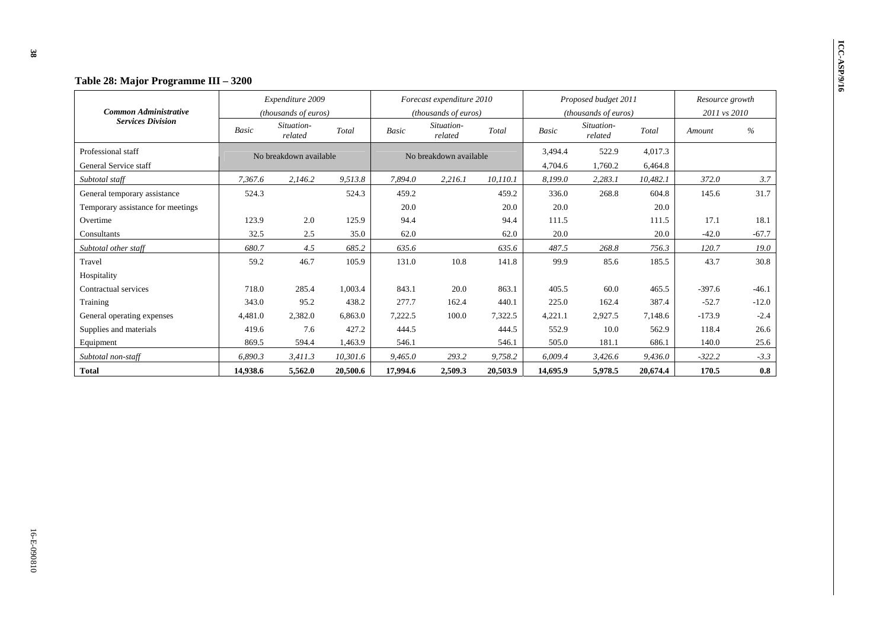## Table 28: Major Programme III – 3200

| Common Administrative Services Division | Expenditure 2009 (thousands of euros) | | | Forecast expenditure 2010 (thousands of euros) | | | Proposed budget 2011 (thousands of euros) | | | Resource growth 2011 vs 2010 | |
|---|---|---|---|---|---|---|---|---|---|---|---|
| | Basic | Situation-related | Total | Basic | Situation-related | Total | Basic | Situation-related | Total | Amount | % |
| Professional staff | No breakdown available | | | No breakdown available | | | 3,494.4 | 522.9 | 4,017.3 | | |
| General Service staff | | | | | | | 4,704.6 | 1,760.2 | 6,464.8 | | |
| *Subtotal staff* | *7,367.6* | *2,146.2* | *9,513.8* | *7,894.0* | *2,216.1* | *10,110.1* | *8,199.0* | *2,283.1* | *10,482.1* | *372.0* | *3.7* |
| General temporary assistance | 524.3 | | 524.3 | 459.2 | | 459.2 | 336.0 | 268.8 | 604.8 | 145.6 | 31.7 |
| Temporary assistance for meetings | | | | 20.0 | | 20.0 | 20.0 | | 20.0 | | |
| Overtime | 123.9 | 2.0 | 125.9 | 94.4 | | 94.4 | 111.5 | | 111.5 | 17.1 | 18.1 |
| Consultants | 32.5 | 2.5 | 35.0 | 62.0 | | 62.0 | 20.0 | | 20.0 | -42.0 | -67.7 |
| *Subtotal other staff* | *680.7* | *4.5* | *685.2* | *635.6* | | *635.6* | *487.5* | *268.8* | *756.3* | *120.7* | *19.0* |
| Travel | 59.2 | 46.7 | 105.9 | 131.0 | 10.8 | 141.8 | 99.9 | 85.6 | 185.5 | 43.7 | 30.8 |
| Hospitality | | | | | | | | | | | |
| Contractual services | 718.0 | 285.4 | 1,003.4 | 843.1 | 20.0 | 863.1 | 405.5 | 60.0 | 465.5 | -397.6 | -46.1 |
| Training | 343.0 | 95.2 | 438.2 | 277.7 | 162.4 | 440.1 | 225.0 | 162.4 | 387.4 | -52.7 | -12.0 |
| General operating expenses | 4,481.0 | 2,382.0 | 6,863.0 | 7,222.5 | 100.0 | 7,322.5 | 4,221.1 | 2,927.5 | 7,148.6 | -173.9 | -2.4 |
| Supplies and materials | 419.6 | 7.6 | 427.2 | 444.5 | | 444.5 | 552.9 | 10.0 | 562.9 | 118.4 | 26.6 |
| Equipment | 869.5 | 594.4 | 1,463.9 | 546.1 | | 546.1 | 505.0 | 181.1 | 686.1 | 140.0 | 25.6 |
| *Subtotal non-staff* | *6,890.3* | *3,411.3* | *10,301.6* | *9,465.0* | *293.2* | *9,758.2* | *6,009.4* | *3,426.6* | *9,436.0* | *-322.2* | *-3.3* |
| **Total** | **14,938.6** | **5,562.0** | **20,500.6** | **17,994.6** | **2,509.3** | **20,503.9** | **14,695.9** | **5,978.5** | **20,674.4** | **170.5** | **0.8** |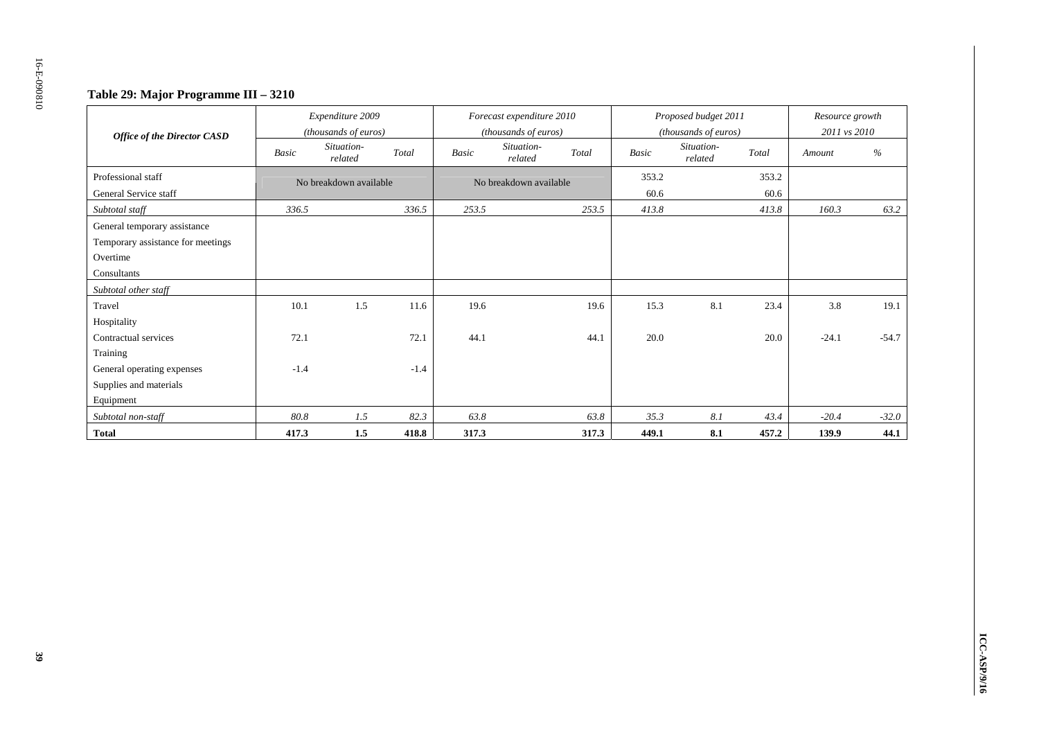## Table 29: Major Programme III – 3210

| *Office of the Director CASD* | *Expenditure 2009 (thousands of euros)* | | | *Forecast expenditure 2010 (thousands of euros)* | | | *Proposed budget 2011 (thousands of euros)* | | | *Resource growth 2011 vs 2010* | |
|---|---|---|---|---|---|---|---|---|---|---|---|
| | *Basic* | *Situation-related* | *Total* | *Basic* | *Situation-related* | *Total* | *Basic* | *Situation-related* | *Total* | *Amount* | *%* |
| Professional staff | No breakdown available | | | No breakdown available | | | 353.2 | | 353.2 | | |
| General Service staff | | | | | | | 60.6 | | 60.6 | | |
| *Subtotal staff* | *336.5* | | *336.5* | *253.5* | | *253.5* | *413.8* | | *413.8* | *160.3* | *63.2* |
| General temporary assistance | | | | | | | | | | | |
| Temporary assistance for meetings | | | | | | | | | | | |
| Overtime | | | | | | | | | | | |
| Consultants | | | | | | | | | | | |
| *Subtotal other staff* | | | | | | | | | | | |
| Travel | 10.1 | 1.5 | 11.6 | 19.6 | | 19.6 | 15.3 | 8.1 | 23.4 | 3.8 | 19.1 |
| Hospitality | | | | | | | | | | | |
| Contractual services | 72.1 | | 72.1 | 44.1 | | 44.1 | 20.0 | | 20.0 | -24.1 | -54.7 |
| Training | | | | | | | | | | | |
| General operating expenses | -1.4 | | -1.4 | | | | | | | | |
| Supplies and materials | | | | | | | | | | | |
| Equipment | | | | | | | | | | | |
| *Subtotal non-staff* | *80.8* | *1.5* | *82.3* | *63.8* | | *63.8* | *35.3* | *8.1* | *43.4* | *-20.4* | *-32.0* |
| **Total** | **417.3** | **1.5** | **418.8** | **317.3** | | **317.3** | **449.1** | **8.1** | **457.2** | **139.9** | **44.1** |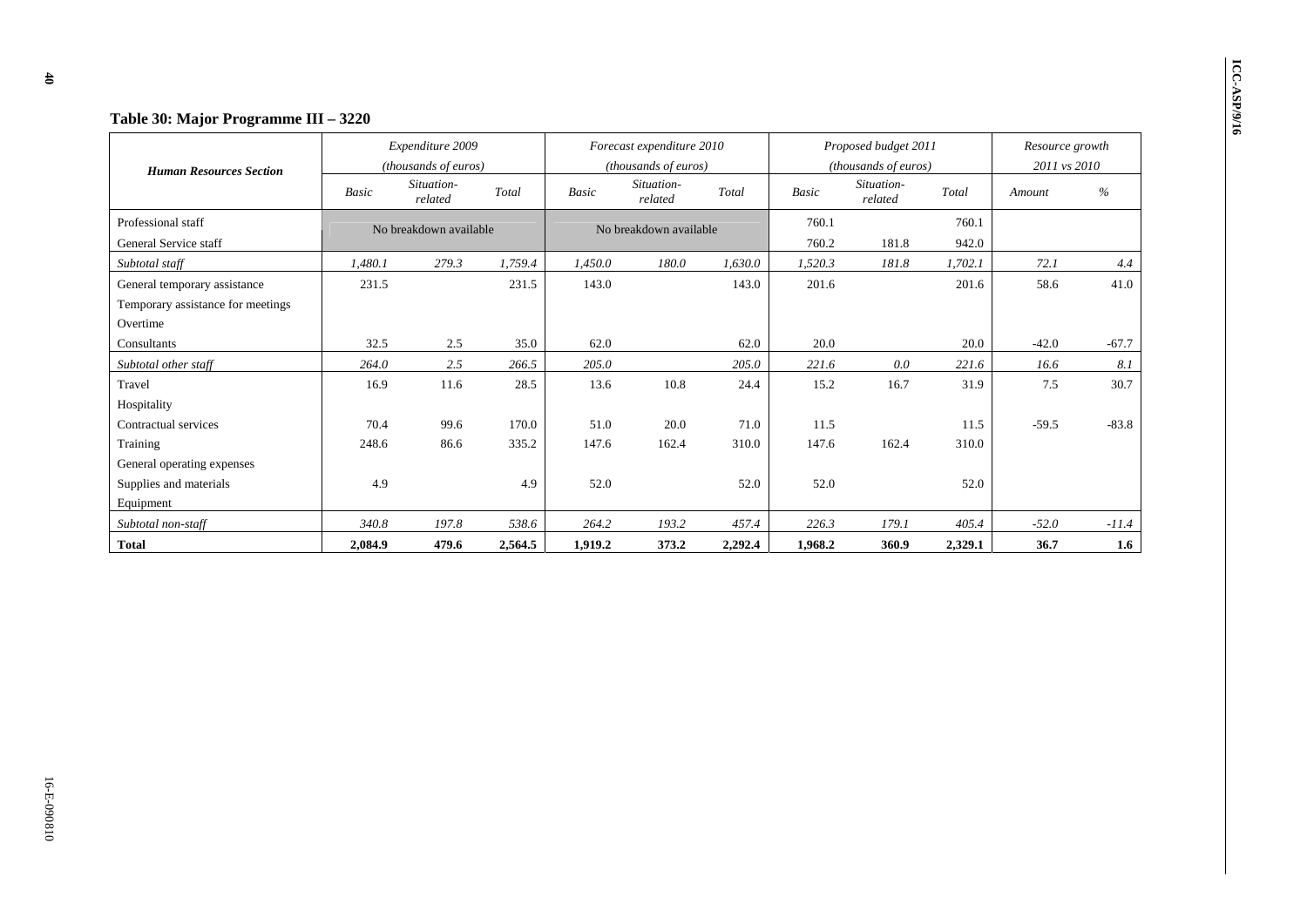**Table 30: Major Programme III – 3220**

| Human Resources Section | Expenditure 2009 (thousands of euros) | | | Forecast expenditure 2010 (thousands of euros) | | | Proposed budget 2011 (thousands of euros) | | | Resource growth 2011 vs 2010 | |
|---|---|---|---|---|---|---|---|---|---|---|---|
| | Basic | Situation-related | Total | Basic | Situation-related | Total | Basic | Situation-related | Total | Amount | % |
| Professional staff | No breakdown available | | | No breakdown available | | | 760.1 | | 760.1 | | |
| General Service staff | | | | | | | 760.2 | 181.8 | 942.0 | | |
| *Subtotal staff* | *1,480.1* | *279.3* | *1,759.4* | *1,450.0* | *180.0* | *1,630.0* | *1,520.3* | *181.8* | *1,702.1* | *72.1* | *4.4* |
| General temporary assistance | 231.5 | | 231.5 | 143.0 | | 143.0 | 201.6 | | 201.6 | 58.6 | 41.0 |
| Temporary assistance for meetings | | | | | | | | | | | |
| Overtime | | | | | | | | | | | |
| Consultants | 32.5 | 2.5 | 35.0 | 62.0 | | 62.0 | 20.0 | | 20.0 | -42.0 | -67.7 |
| *Subtotal other staff* | *264.0* | *2.5* | *266.5* | *205.0* | | *205.0* | *221.6* | *0.0* | *221.6* | *16.6* | *8.1* |
| Travel | 16.9 | 11.6 | 28.5 | 13.6 | 10.8 | 24.4 | 15.2 | 16.7 | 31.9 | 7.5 | 30.7 |
| Hospitality | | | | | | | | | | | |
| Contractual services | 70.4 | 99.6 | 170.0 | 51.0 | 20.0 | 71.0 | 11.5 | | 11.5 | -59.5 | -83.8 |
| Training | 248.6 | 86.6 | 335.2 | 147.6 | 162.4 | 310.0 | 147.6 | 162.4 | 310.0 | | |
| General operating expenses | | | | | | | | | | | |
| Supplies and materials | 4.9 | | 4.9 | 52.0 | | 52.0 | 52.0 | | 52.0 | | |
| Equipment | | | | | | | | | | | |
| *Subtotal non-staff* | *340.8* | *197.8* | *538.6* | *264.2* | *193.2* | *457.4* | *226.3* | *179.1* | *405.4* | *-52.0* | *-11.4* |
| **Total** | **2,084.9** | **479.6** | **2,564.5** | **1,919.2** | **373.2** | **2,292.4** | **1,968.2** | **360.9** | **2,329.1** | **36.7** | **1.6** |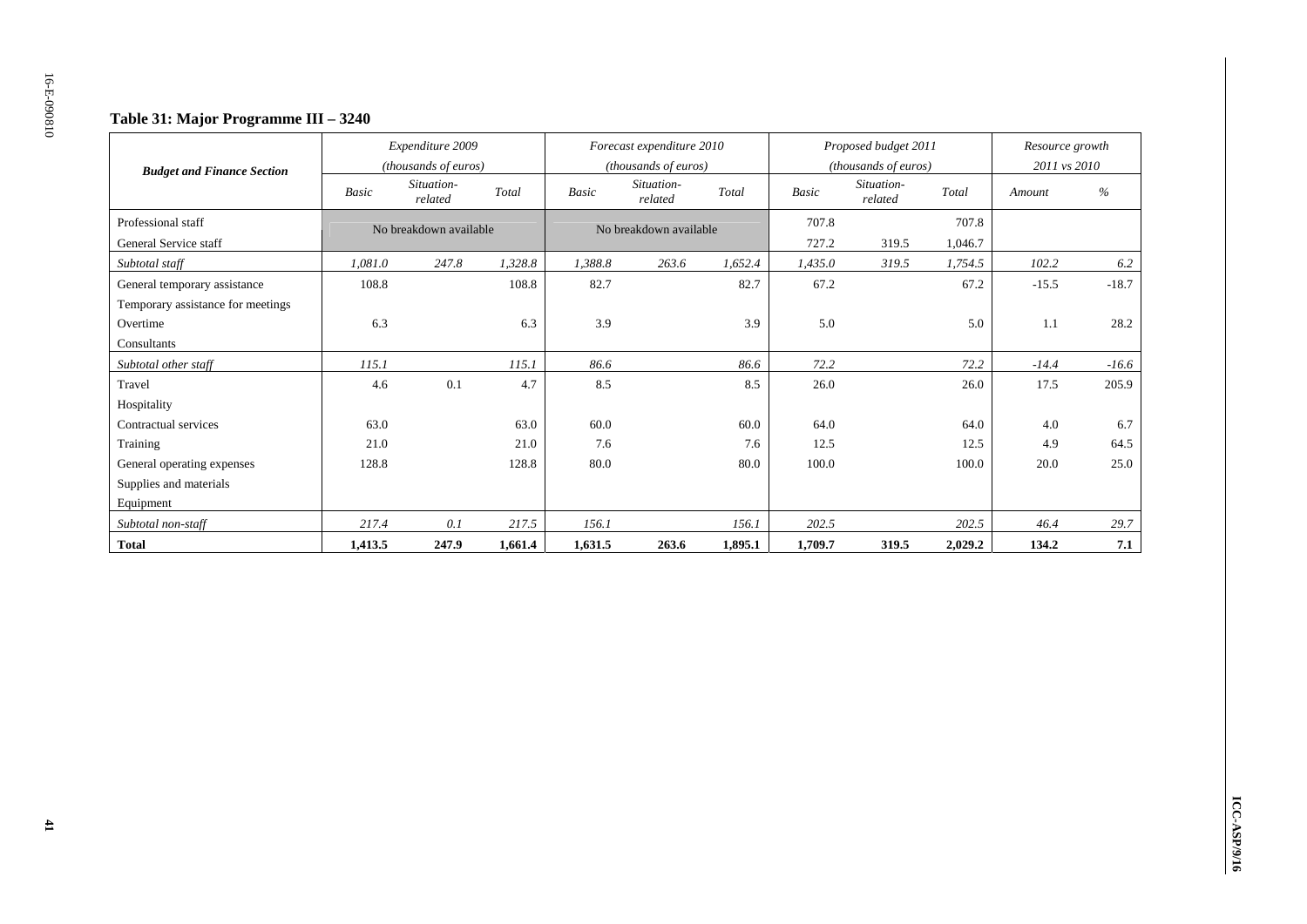## Table 31: Major Programme III – 3240

| Budget and Finance Section | Expenditure 2009 (thousands of euros) | | | Forecast expenditure 2010 (thousands of euros) | | | Proposed budget 2011 (thousands of euros) | | | Resource growth 2011 vs 2010 | |
|---|---|---|---|---|---|---|---|---|---|---|---|
| | *Basic* | *Situation-related* | *Total* | *Basic* | *Situation-related* | *Total* | *Basic* | *Situation-related* | *Total* | *Amount* | *%* |
| Professional staff | No breakdown available | | | No breakdown available | | | 707.8 | | 707.8 | | |
| General Service staff | | | | | | | 727.2 | 319.5 | 1,046.7 | | |
| *Subtotal staff* | *1,081.0* | *247.8* | *1,328.8* | *1,388.8* | *263.6* | *1,652.4* | *1,435.0* | *319.5* | *1,754.5* | *102.2* | *6.2* |
| General temporary assistance | 108.8 | | 108.8 | 82.7 | | 82.7 | 67.2 | | 67.2 | -15.5 | -18.7 |
| Temporary assistance for meetings | | | | | | | | | | | |
| Overtime | 6.3 | | 6.3 | 3.9 | | 3.9 | 5.0 | | 5.0 | 1.1 | 28.2 |
| Consultants | | | | | | | | | | | |
| *Subtotal other staff* | *115.1* | | *115.1* | *86.6* | | *86.6* | *72.2* | | *72.2* | *-14.4* | *-16.6* |
| Travel | 4.6 | 0.1 | 4.7 | 8.5 | | 8.5 | 26.0 | | 26.0 | 17.5 | 205.9 |
| Hospitality | | | | | | | | | | | |
| Contractual services | 63.0 | | 63.0 | 60.0 | | 60.0 | 64.0 | | 64.0 | 4.0 | 6.7 |
| Training | 21.0 | | 21.0 | 7.6 | | 7.6 | 12.5 | | 12.5 | 4.9 | 64.5 |
| General operating expenses | 128.8 | | 128.8 | 80.0 | | 80.0 | 100.0 | | 100.0 | 20.0 | 25.0 |
| Supplies and materials | | | | | | | | | | | |
| Equipment | | | | | | | | | | | |
| *Subtotal non-staff* | *217.4* | *0.1* | *217.5* | *156.1* | | *156.1* | *202.5* | | *202.5* | *46.4* | *29.7* |
| **Total** | **1,413.5** | **247.9** | **1,661.4** | **1,631.5** | **263.6** | **1,895.1** | **1,709.7** | **319.5** | **2,029.2** | **134.2** | **7.1** |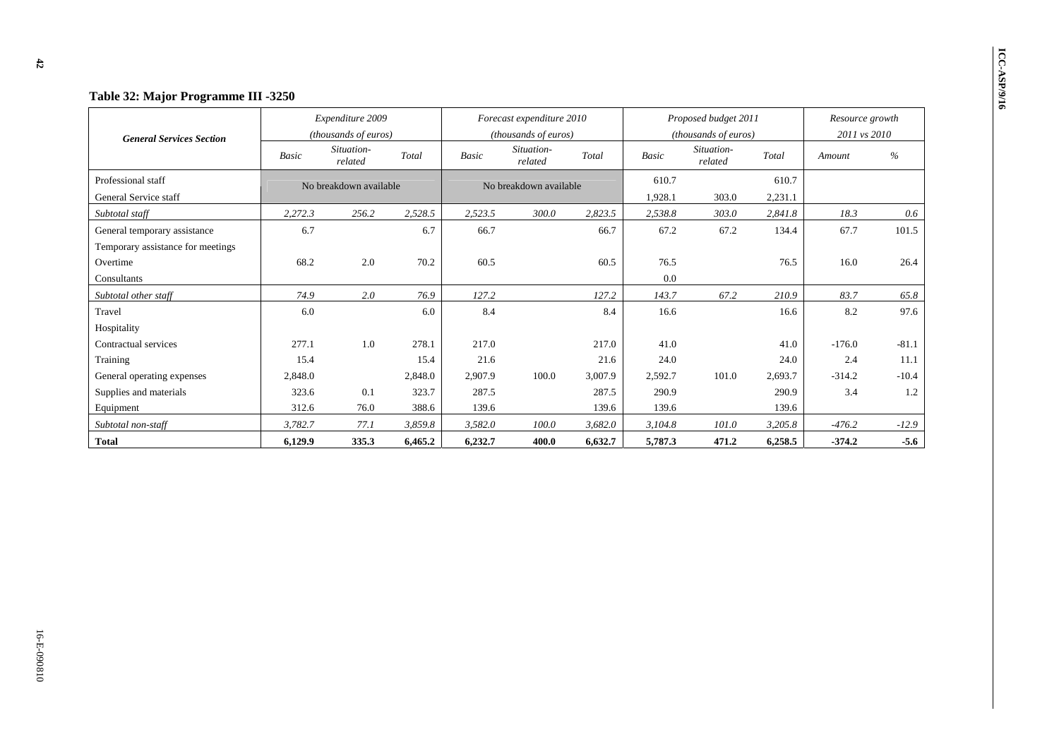## Table 32: Major Programme III -3250

| General Services Section | Expenditure 2009 (thousands of euros) | | | Forecast expenditure 2010 (thousands of euros) | | | Proposed budget 2011 (thousands of euros) | | | Resource growth 2011 vs 2010 | |
|---|---|---|---|---|---|---|---|---|---|---|---|
| | Basic | Situation-related | Total | Basic | Situation-related | Total | Basic | Situation-related | Total | Amount | % |
| Professional staff | No breakdown available | | | No breakdown available | | | 610.7 | | 610.7 | | |
| General Service staff | | | | | | | 1,928.1 | 303.0 | 2,231.1 | | |
| *Subtotal staff* | *2,272.3* | *256.2* | *2,528.5* | *2,523.5* | *300.0* | *2,823.5* | *2,538.8* | *303.0* | *2,841.8* | *18.3* | *0.6* |
| General temporary assistance | 6.7 | | 6.7 | 66.7 | | 66.7 | 67.2 | 67.2 | 134.4 | 67.7 | 101.5 |
| Temporary assistance for meetings | | | | | | | | | | | |
| Overtime | 68.2 | 2.0 | 70.2 | 60.5 | | 60.5 | 76.5 | | 76.5 | 16.0 | 26.4 |
| Consultants | | | | | | | 0.0 | | | | |
| *Subtotal other staff* | *74.9* | *2.0* | *76.9* | *127.2* | | *127.2* | *143.7* | *67.2* | *210.9* | *83.7* | *65.8* |
| Travel | 6.0 | | 6.0 | 8.4 | | 8.4 | 16.6 | | 16.6 | 8.2 | 97.6 |
| Hospitality | | | | | | | | | | | |
| Contractual services | 277.1 | 1.0 | 278.1 | 217.0 | | 217.0 | 41.0 | | 41.0 | -176.0 | -81.1 |
| Training | 15.4 | | 15.4 | 21.6 | | 21.6 | 24.0 | | 24.0 | 2.4 | 11.1 |
| General operating expenses | 2,848.0 | | 2,848.0 | 2,907.9 | 100.0 | 3,007.9 | 2,592.7 | 101.0 | 2,693.7 | -314.2 | -10.4 |
| Supplies and materials | 323.6 | 0.1 | 323.7 | 287.5 | | 287.5 | 290.9 | | 290.9 | 3.4 | 1.2 |
| Equipment | 312.6 | 76.0 | 388.6 | 139.6 | | 139.6 | 139.6 | | 139.6 | | |
| *Subtotal non-staff* | *3,782.7* | *77.1* | *3,859.8* | *3,582.0* | *100.0* | *3,682.0* | *3,104.8* | *101.0* | *3,205.8* | *-476.2* | *-12.9* |
| **Total** | **6,129.9** | **335.3** | **6,465.2** | **6,232.7** | **400.0** | **6,632.7** | **5,787.3** | **471.2** | **6,258.5** | **-374.2** | **-5.6** |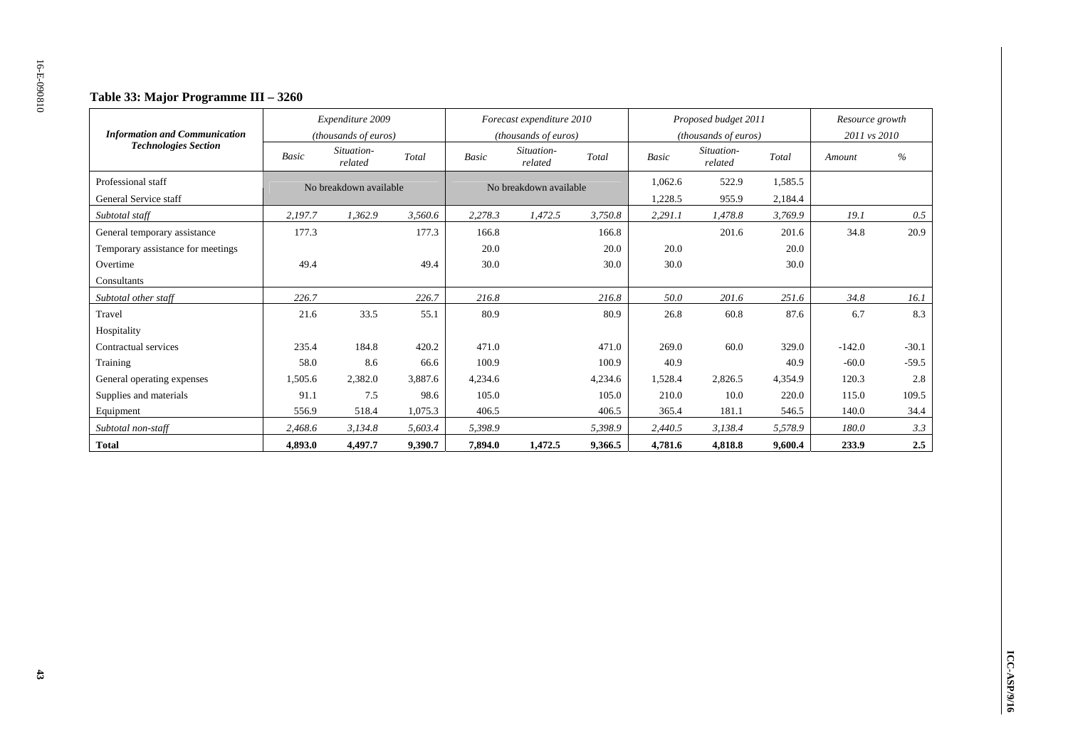### Table 33: Major Programme III – 3260

| Information and Communication Technologies Section | Expenditure 2009 (thousands of euros) | | | Forecast expenditure 2010 (thousands of euros) | | | Proposed budget 2011 (thousands of euros) | | | Resource growth 2011 vs 2010 | |
|---|---|---|---|---|---|---|---|---|---|---|---|
| | Basic | Situation-related | Total | Basic | Situation-related | Total | Basic | Situation-related | Total | Amount | % |
| Professional staff | No breakdown available | | | No breakdown available | | | 1,062.6 | 522.9 | 1,585.5 | | |
| General Service staff | | | | | | | 1,228.5 | 955.9 | 2,184.4 | | |
| *Subtotal staff* | *2,197.7* | *1,362.9* | *3,560.6* | *2,278.3* | *1,472.5* | *3,750.8* | *2,291.1* | *1,478.8* | *3,769.9* | *19.1* | *0.5* |
| General temporary assistance | 177.3 | | 177.3 | 166.8 | | 166.8 | | 201.6 | 201.6 | 34.8 | 20.9 |
| Temporary assistance for meetings | | | | 20.0 | | 20.0 | 20.0 | | 20.0 | | |
| Overtime | 49.4 | | 49.4 | 30.0 | | 30.0 | 30.0 | | 30.0 | | |
| Consultants | | | | | | | | | | | |
| *Subtotal other staff* | *226.7* | | *226.7* | *216.8* | | *216.8* | *50.0* | *201.6* | *251.6* | *34.8* | *16.1* |
| Travel | 21.6 | 33.5 | 55.1 | 80.9 | | 80.9 | 26.8 | 60.8 | 87.6 | 6.7 | 8.3 |
| Hospitality | | | | | | | | | | | |
| Contractual services | 235.4 | 184.8 | 420.2 | 471.0 | | 471.0 | 269.0 | 60.0 | 329.0 | -142.0 | -30.1 |
| Training | 58.0 | 8.6 | 66.6 | 100.9 | | 100.9 | 40.9 | | 40.9 | -60.0 | -59.5 |
| General operating expenses | 1,505.6 | 2,382.0 | 3,887.6 | 4,234.6 | | 4,234.6 | 1,528.4 | 2,826.5 | 4,354.9 | 120.3 | 2.8 |
| Supplies and materials | 91.1 | 7.5 | 98.6 | 105.0 | | 105.0 | 210.0 | 10.0 | 220.0 | 115.0 | 109.5 |
| Equipment | 556.9 | 518.4 | 1,075.3 | 406.5 | | 406.5 | 365.4 | 181.1 | 546.5 | 140.0 | 34.4 |
| *Subtotal non-staff* | *2,468.6* | *3,134.8* | *5,603.4* | *5,398.9* | | *5,398.9* | *2,440.5* | *3,138.4* | *5,578.9* | *180.0* | *3.3* |
| **Total** | **4,893.0** | **4,497.7** | **9,390.7** | **7,894.0** | **1,472.5** | **9,366.5** | **4,781.6** | **4,818.8** | **9,600.4** | **233.9** | **2.5** |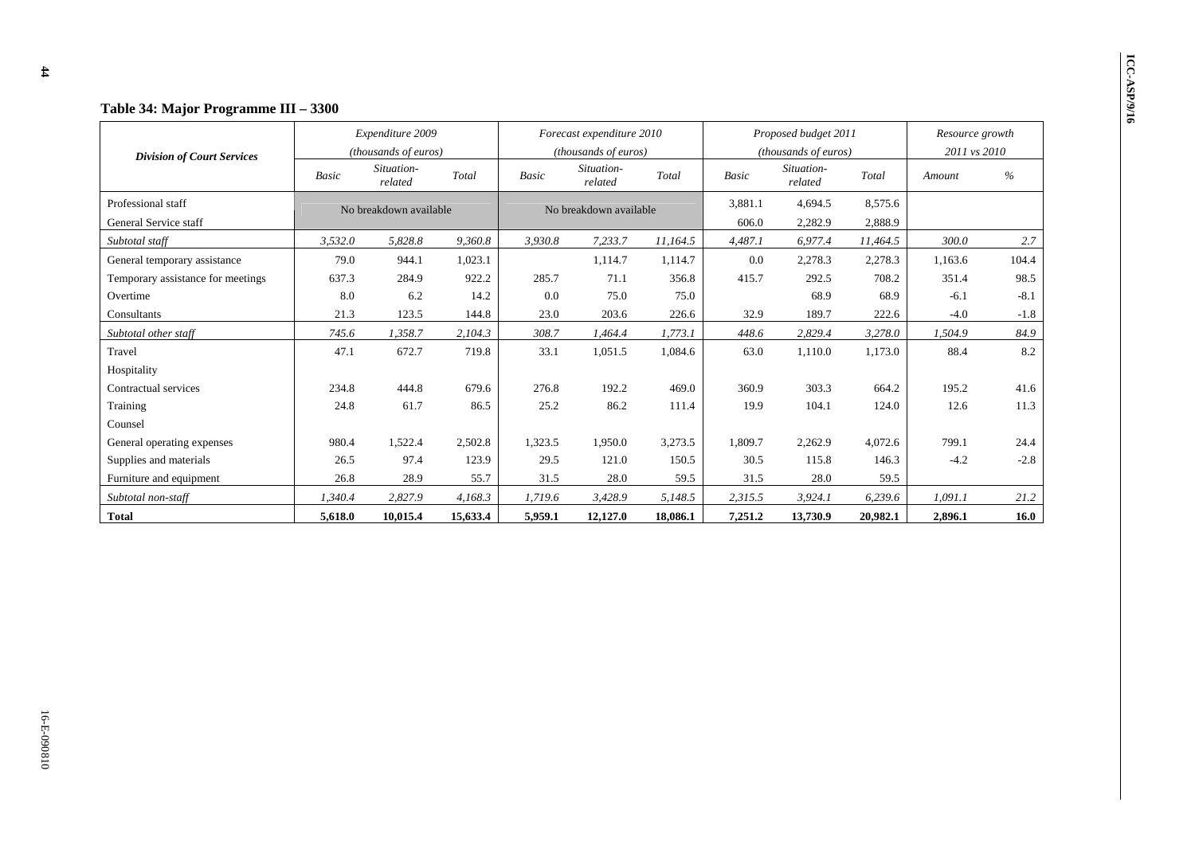## Table 34: Major Programme III – 3300

| Division of Court Services | Expenditure 2009 (thousands of euros) | | | Forecast expenditure 2010 (thousands of euros) | | | Proposed budget 2011 (thousands of euros) | | | Resource growth 2011 vs 2010 | |
|---|---|---|---|---|---|---|---|---|---|---|---|
| | Basic | Situation-related | Total | Basic | Situation-related | Total | Basic | Situation-related | Total | Amount | % |
| Professional staff | No breakdown available | | | No breakdown available | | | 3,881.1 | 4,694.5 | 8,575.6 | | |
| General Service staff | | | | | | | 606.0 | 2,282.9 | 2,888.9 | | |
| *Subtotal staff* | *3,532.0* | *5,828.8* | *9,360.8* | *3,930.8* | *7,233.7* | *11,164.5* | *4,487.1* | *6,977.4* | *11,464.5* | *300.0* | *2.7* |
| General temporary assistance | 79.0 | 944.1 | 1,023.1 | | 1,114.7 | 1,114.7 | 0.0 | 2,278.3 | 2,278.3 | 1,163.6 | 104.4 |
| Temporary assistance for meetings | 637.3 | 284.9 | 922.2 | 285.7 | 71.1 | 356.8 | 415.7 | 292.5 | 708.2 | 351.4 | 98.5 |
| Overtime | 8.0 | 6.2 | 14.2 | 0.0 | 75.0 | 75.0 | | 68.9 | 68.9 | -6.1 | -8.1 |
| Consultants | 21.3 | 123.5 | 144.8 | 23.0 | 203.6 | 226.6 | 32.9 | 189.7 | 222.6 | -4.0 | -1.8 |
| *Subtotal other staff* | *745.6* | *1,358.7* | *2,104.3* | *308.7* | *1,464.4* | *1,773.1* | *448.6* | *2,829.4* | *3,278.0* | *1,504.9* | *84.9* |
| Travel | 47.1 | 672.7 | 719.8 | 33.1 | 1,051.5 | 1,084.6 | 63.0 | 1,110.0 | 1,173.0 | 88.4 | 8.2 |
| Hospitality | | | | | | | | | | | |
| Contractual services | 234.8 | 444.8 | 679.6 | 276.8 | 192.2 | 469.0 | 360.9 | 303.3 | 664.2 | 195.2 | 41.6 |
| Training | 24.8 | 61.7 | 86.5 | 25.2 | 86.2 | 111.4 | 19.9 | 104.1 | 124.0 | 12.6 | 11.3 |
| Counsel | | | | | | | | | | | |
| General operating expenses | 980.4 | 1,522.4 | 2,502.8 | 1,323.5 | 1,950.0 | 3,273.5 | 1,809.7 | 2,262.9 | 4,072.6 | 799.1 | 24.4 |
| Supplies and materials | 26.5 | 97.4 | 123.9 | 29.5 | 121.0 | 150.5 | 30.5 | 115.8 | 146.3 | -4.2 | -2.8 |
| Furniture and equipment | 26.8 | 28.9 | 55.7 | 31.5 | 28.0 | 59.5 | 31.5 | 28.0 | 59.5 | | |
| *Subtotal non-staff* | *1,340.4* | *2,827.9* | *4,168.3* | *1,719.6* | *3,428.9* | *5,148.5* | *2,315.5* | *3,924.1* | *6,239.6* | *1,091.1* | *21.2* |
| **Total** | **5,618.0** | **10,015.4** | **15,633.4** | **5,959.1** | **12,127.0** | **18,086.1** | **7,251.2** | **13,730.9** | **20,982.1** | **2,896.1** | **16.0** |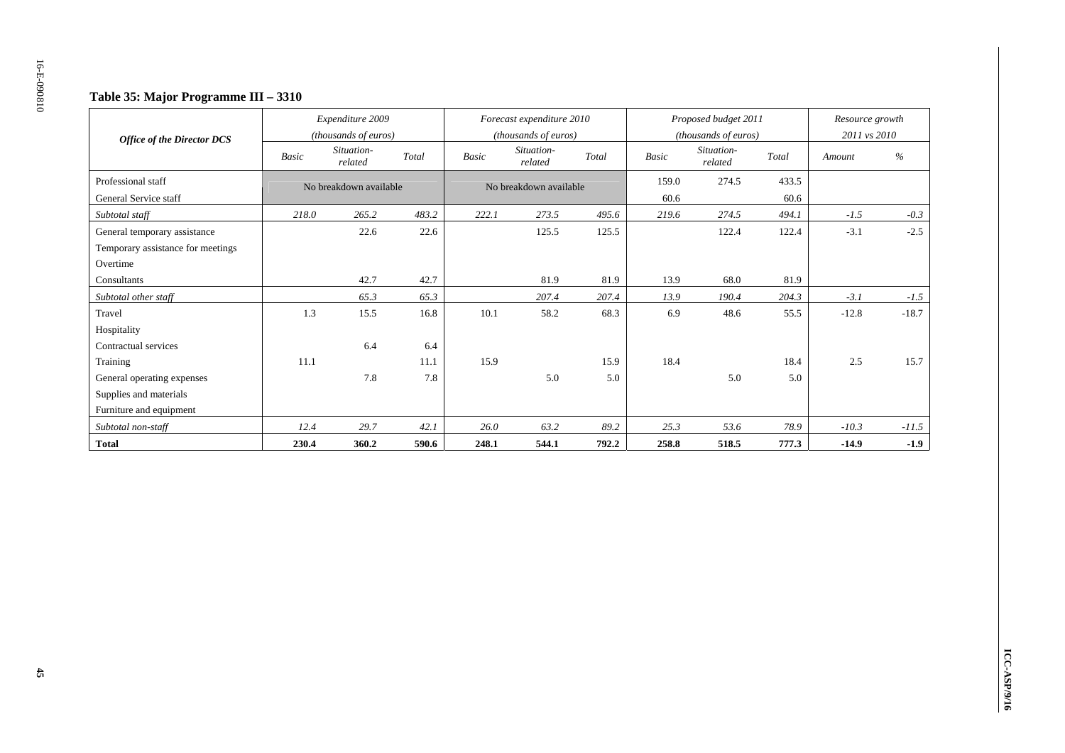### Table 35: Major Programme III – 3310

| *Office of the Director DCS* | *Expenditure 2009 (thousands of euros)* | | | *Forecast expenditure 2010 (thousands of euros)* | | | *Proposed budget 2011 (thousands of euros)* | | | *Resource growth 2011 vs 2010* | |
|---|---|---|---|---|---|---|---|---|---|---|---|
| | *Basic* | *Situation-related* | *Total* | *Basic* | *Situation-related* | *Total* | *Basic* | *Situation-related* | *Total* | *Amount* | *%* |
| Professional staff | No breakdown available | | | No breakdown available | | | 159.0 | 274.5 | 433.5 | | |
| General Service staff | | | | | | | 60.6 | | 60.6 | | |
| *Subtotal staff* | *218.0* | *265.2* | *483.2* | *222.1* | *273.5* | *495.6* | *219.6* | *274.5* | *494.1* | *-1.5* | *-0.3* |
| General temporary assistance | | 22.6 | 22.6 | | 125.5 | 125.5 | | 122.4 | 122.4 | -3.1 | -2.5 |
| Temporary assistance for meetings | | | | | | | | | | | |
| Overtime | | | | | | | | | | | |
| Consultants | | 42.7 | 42.7 | | 81.9 | 81.9 | 13.9 | 68.0 | 81.9 | | |
| *Subtotal other staff* | | *65.3* | *65.3* | | *207.4* | *207.4* | *13.9* | *190.4* | *204.3* | *-3.1* | *-1.5* |
| Travel | 1.3 | 15.5 | 16.8 | 10.1 | 58.2 | 68.3 | 6.9 | 48.6 | 55.5 | -12.8 | -18.7 |
| Hospitality | | | | | | | | | | | |
| Contractual services | | 6.4 | 6.4 | | | | | | | | |
| Training | 11.1 | | 11.1 | 15.9 | | 15.9 | 18.4 | | 18.4 | 2.5 | 15.7 |
| General operating expenses | | 7.8 | 7.8 | | 5.0 | 5.0 | | 5.0 | 5.0 | | |
| Supplies and materials | | | | | | | | | | | |
| Furniture and equipment | | | | | | | | | | | |
| *Subtotal non-staff* | *12.4* | *29.7* | *42.1* | *26.0* | *63.2* | *89.2* | *25.3* | *53.6* | *78.9* | *-10.3* | *-11.5* |
| **Total** | **230.4** | **360.2** | **590.6** | **248.1** | **544.1** | **792.2** | **258.8** | **518.5** | **777.3** | **-14.9** | **-1.9** |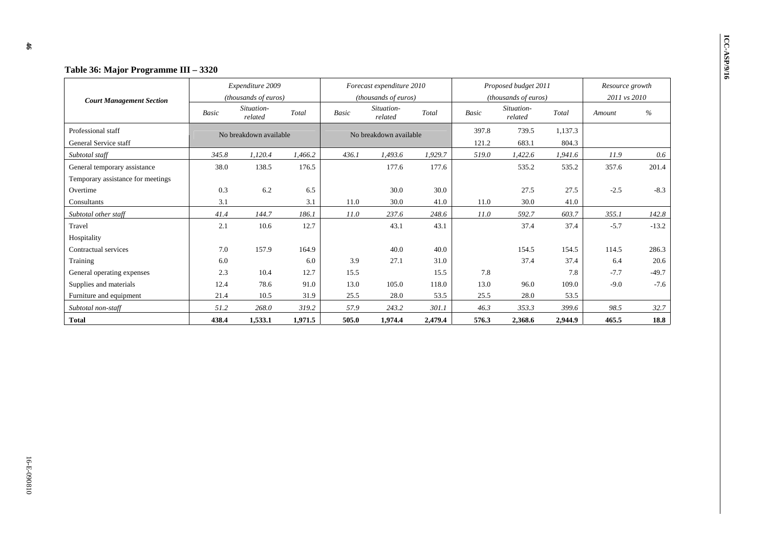**Table 36: Major Programme III – 3320**

| Court Management Section | Expenditure 2009 (thousands of euros) | | | Forecast expenditure 2010 (thousands of euros) | | | Proposed budget 2011 (thousands of euros) | | | Resource growth 2011 vs 2010 | |
|---|---|---|---|---|---|---|---|---|---|---|---|
| | *Basic* | *Situation-related* | *Total* | *Basic* | *Situation-related* | *Total* | *Basic* | *Situation-related* | *Total* | *Amount* | *%* |
| Professional staff | No breakdown available | | | No breakdown available | | | 397.8 | 739.5 | 1,137.3 | | |
| General Service staff | | | | | | | 121.2 | 683.1 | 804.3 | | |
| *Subtotal staff* | *345.8* | *1,120.4* | *1,466.2* | *436.1* | *1,493.6* | *1,929.7* | *519.0* | *1,422.6* | *1,941.6* | *11.9* | *0.6* |
| General temporary assistance | 38.0 | 138.5 | 176.5 | | 177.6 | 177.6 | | 535.2 | 535.2 | 357.6 | 201.4 |
| Temporary assistance for meetings | | | | | | | | | | | |
| Overtime | 0.3 | 6.2 | 6.5 | | 30.0 | 30.0 | | 27.5 | 27.5 | -2.5 | -8.3 |
| Consultants | 3.1 | | 3.1 | 11.0 | 30.0 | 41.0 | 11.0 | 30.0 | 41.0 | | |
| *Subtotal other staff* | *41.4* | *144.7* | *186.1* | *11.0* | *237.6* | *248.6* | *11.0* | *592.7* | *603.7* | *355.1* | *142.8* |
| Travel | 2.1 | 10.6 | 12.7 | | 43.1 | 43.1 | | 37.4 | 37.4 | -5.7 | -13.2 |
| Hospitality | | | | | | | | | | | |
| Contractual services | 7.0 | 157.9 | 164.9 | | 40.0 | 40.0 | | 154.5 | 154.5 | 114.5 | 286.3 |
| Training | 6.0 | | 6.0 | 3.9 | 27.1 | 31.0 | | 37.4 | 37.4 | 6.4 | 20.6 |
| General operating expenses | 2.3 | 10.4 | 12.7 | 15.5 | | 15.5 | 7.8 | | 7.8 | -7.7 | -49.7 |
| Supplies and materials | 12.4 | 78.6 | 91.0 | 13.0 | 105.0 | 118.0 | 13.0 | 96.0 | 109.0 | -9.0 | -7.6 |
| Furniture and equipment | 21.4 | 10.5 | 31.9 | 25.5 | 28.0 | 53.5 | 25.5 | 28.0 | 53.5 | | |
| *Subtotal non-staff* | *51.2* | *268.0* | *319.2* | *57.9* | *243.2* | *301.1* | *46.3* | *353.3* | *399.6* | *98.5* | *32.7* |
| **Total** | **438.4** | **1,533.1** | **1,971.5** | **505.0** | **1,974.4** | **2,479.4** | **576.3** | **2,368.6** | **2,944.9** | **465.5** | **18.8** |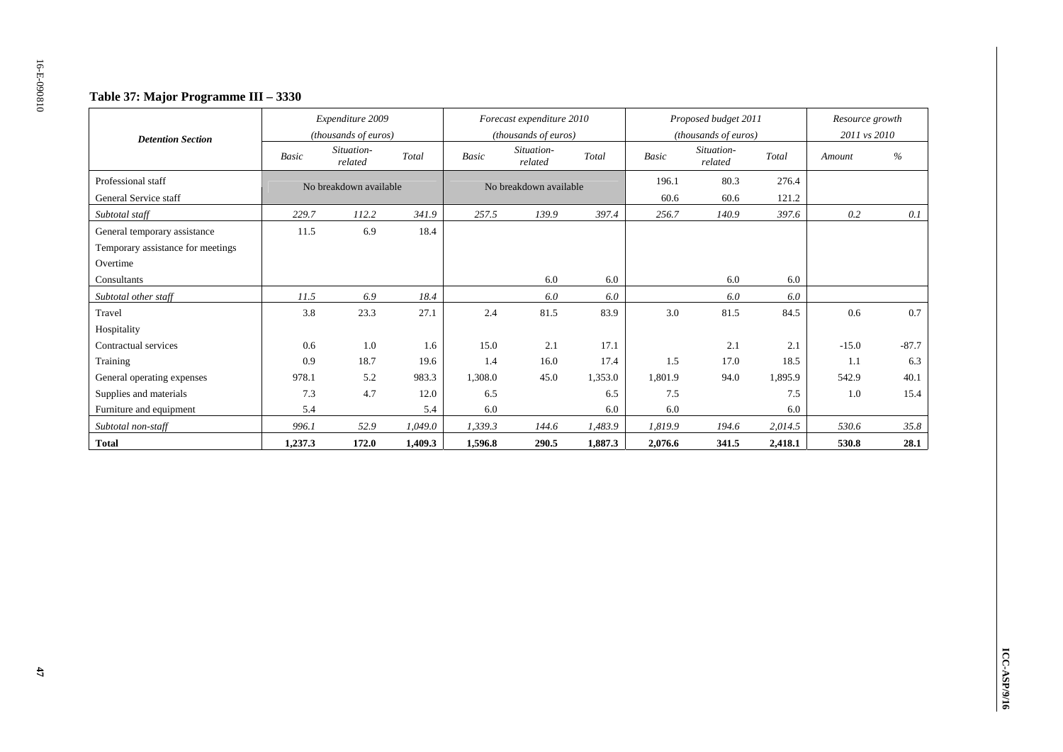**Table 37: Major Programme III – 3330**

| Detention Section | Expenditure 2009 (thousands of euros) | | | Forecast expenditure 2010 (thousands of euros) | | | Proposed budget 2011 (thousands of euros) | | | Resource growth 2011 vs 2010 | |
|---|---|---|---|---|---|---|---|---|---|---|---|
| | *Basic* | *Situation-related* | *Total* | *Basic* | *Situation-related* | *Total* | *Basic* | *Situation-related* | *Total* | *Amount* | *%* |
| Professional staff | No breakdown available | | | No breakdown available | | | 196.1 | 80.3 | 276.4 | | |
| General Service staff | | | | | | | 60.6 | 60.6 | 121.2 | | |
| *Subtotal staff* | *229.7* | *112.2* | *341.9* | *257.5* | *139.9* | *397.4* | *256.7* | *140.9* | *397.6* | *0.2* | *0.1* |
| General temporary assistance | 11.5 | 6.9 | 18.4 | | | | | | | | |
| Temporary assistance for meetings | | | | | | | | | | | |
| Overtime | | | | | | | | | | | |
| Consultants | | | | | 6.0 | 6.0 | | 6.0 | 6.0 | | |
| *Subtotal other staff* | *11.5* | *6.9* | *18.4* | | *6.0* | *6.0* | | *6.0* | *6.0* | | |
| Travel | 3.8 | 23.3 | 27.1 | 2.4 | 81.5 | 83.9 | 3.0 | 81.5 | 84.5 | 0.6 | 0.7 |
| Hospitality | | | | | | | | | | | |
| Contractual services | 0.6 | 1.0 | 1.6 | 15.0 | 2.1 | 17.1 | | 2.1 | 2.1 | -15.0 | -87.7 |
| Training | 0.9 | 18.7 | 19.6 | 1.4 | 16.0 | 17.4 | 1.5 | 17.0 | 18.5 | 1.1 | 6.3 |
| General operating expenses | 978.1 | 5.2 | 983.3 | 1,308.0 | 45.0 | 1,353.0 | 1,801.9 | 94.0 | 1,895.9 | 542.9 | 40.1 |
| Supplies and materials | 7.3 | 4.7 | 12.0 | 6.5 | | 6.5 | 7.5 | | 7.5 | 1.0 | 15.4 |
| Furniture and equipment | 5.4 | | 5.4 | 6.0 | | 6.0 | 6.0 | | 6.0 | | |
| *Subtotal non-staff* | *996.1* | *52.9* | *1,049.0* | *1,339.3* | *144.6* | *1,483.9* | *1,819.9* | *194.6* | *2,014.5* | *530.6* | *35.8* |
| **Total** | **1,237.3** | **172.0** | **1,409.3** | **1,596.8** | **290.5** | **1,887.3** | **2,076.6** | **341.5** | **2,418.1** | **530.8** | **28.1** |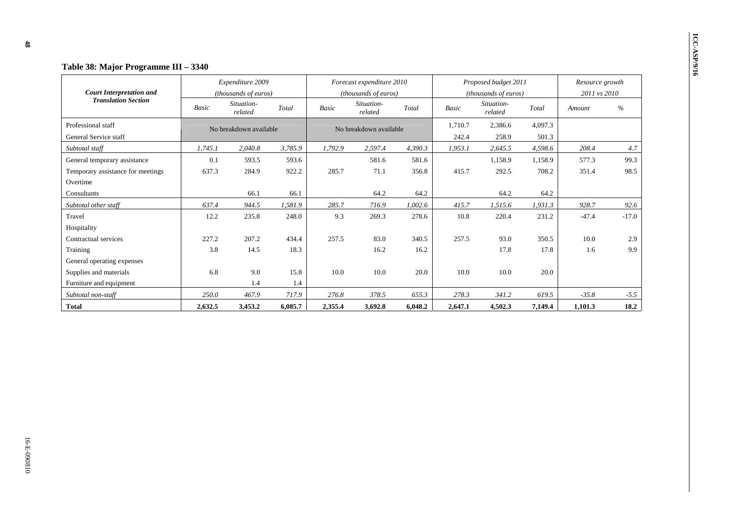## Table 38: Major Programme III – 3340

| Court Interpretation and Translation Section | Expenditure 2009 (thousands of euros) | | | Forecast expenditure 2010 (thousands of euros) | | | Proposed budget 2011 (thousands of euros) | | | Resource growth 2011 vs 2010 | |
|---|---|---|---|---|---|---|---|---|---|---|---|
| | *Basic* | *Situation-related* | *Total* | *Basic* | *Situation-related* | *Total* | *Basic* | *Situation-related* | *Total* | *Amount* | *%* |
| Professional staff | No breakdown available | | | No breakdown available | | | 1,710.7 | 2,386.6 | 4,097.3 | | |
| General Service staff | | | | | | | 242.4 | 258.9 | 501.3 | | |
| *Subtotal staff* | *1,745.1* | *2,040.8* | *3,785.9* | *1,792.9* | *2,597.4* | *4,390.3* | *1,953.1* | *2,645.5* | *4,598.6* | *208.4* | *4.7* |
| General temporary assistance | 0.1 | 593.5 | 593.6 | | 581.6 | 581.6 | | 1,158.9 | 1,158.9 | 577.3 | 99.3 |
| Temporary assistance for meetings | 637.3 | 284.9 | 922.2 | 285.7 | 71.1 | 356.8 | 415.7 | 292.5 | 708.2 | 351.4 | 98.5 |
| Overtime | | | | | | | | | | | |
| Consultants | | 66.1 | 66.1 | | 64.2 | 64.2 | | 64.2 | 64.2 | | |
| *Subtotal other staff* | *637.4* | *944.5* | *1,581.9* | *285.7* | *716.9* | *1,002.6* | *415.7* | *1,515.6* | *1,931.3* | *928.7* | *92.6* |
| Travel | 12.2 | 235.8 | 248.0 | 9.3 | 269.3 | 278.6 | 10.8 | 220.4 | 231.2 | -47.4 | -17.0 |
| Hospitality | | | | | | | | | | | |
| Contractual services | 227.2 | 207.2 | 434.4 | 257.5 | 83.0 | 340.5 | 257.5 | 93.0 | 350.5 | 10.0 | 2.9 |
| Training | 3.8 | 14.5 | 18.3 | | 16.2 | 16.2 | | 17.8 | 17.8 | 1.6 | 9.9 |
| General operating expenses | | | | | | | | | | | |
| Supplies and materials | 6.8 | 9.0 | 15.8 | 10.0 | 10.0 | 20.0 | 10.0 | 10.0 | 20.0 | | |
| Furniture and equipment | | 1.4 | 1.4 | | | | | | | | |
| *Subtotal non-staff* | *250.0* | *467.9* | *717.9* | *276.8* | *378.5* | *655.3* | *278.3* | *341.2* | *619.5* | *-35.8* | *-5.5* |
| **Total** | **2,632.5** | **3,453.2** | **6,085.7** | **2,355.4** | **3,692.8** | **6,048.2** | **2,647.1** | **4,502.3** | **7,149.4** | **1,101.3** | **18.2** |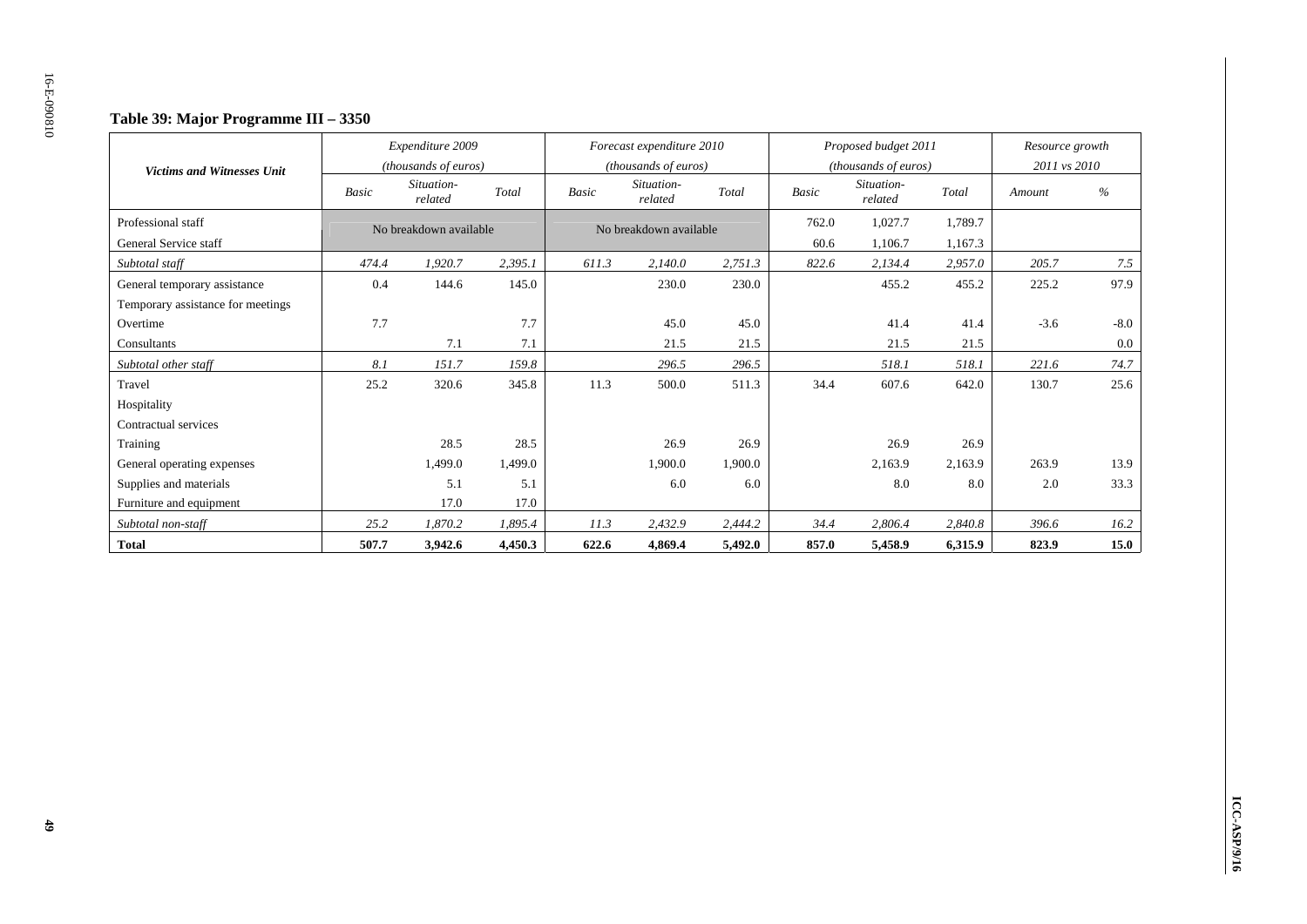### Table 39: Major Programme III – 3350

| Victims and Witnesses Unit | Expenditure 2009 (thousands of euros) | | | Forecast expenditure 2010 (thousands of euros) | | | Proposed budget 2011 (thousands of euros) | | | Resource growth 2011 vs 2010 | |
|---|---|---|---|---|---|---|---|---|---|---|---|
| | *Basic* | *Situation-related* | *Total* | *Basic* | *Situation-related* | *Total* | *Basic* | *Situation-related* | *Total* | *Amount* | *%* |
| Professional staff | No breakdown available | | | No breakdown available | | | 762.0 | 1,027.7 | 1,789.7 | | |
| General Service staff | | | | | | | 60.6 | 1,106.7 | 1,167.3 | | |
| *Subtotal staff* | *474.4* | *1,920.7* | *2,395.1* | *611.3* | *2,140.0* | *2,751.3* | *822.6* | *2,134.4* | *2,957.0* | *205.7* | *7.5* |
| General temporary assistance | 0.4 | 144.6 | 145.0 | | 230.0 | 230.0 | | 455.2 | 455.2 | 225.2 | 97.9 |
| Temporary assistance for meetings | | | | | | | | | | | |
| Overtime | 7.7 | | 7.7 | | 45.0 | 45.0 | | 41.4 | 41.4 | -3.6 | -8.0 |
| Consultants | | 7.1 | 7.1 | | 21.5 | 21.5 | | 21.5 | 21.5 | | 0.0 |
| *Subtotal other staff* | *8.1* | *151.7* | *159.8* | | *296.5* | *296.5* | | *518.1* | *518.1* | *221.6* | *74.7* |
| Travel | 25.2 | 320.6 | 345.8 | 11.3 | 500.0 | 511.3 | 34.4 | 607.6 | 642.0 | 130.7 | 25.6 |
| Hospitality | | | | | | | | | | | |
| Contractual services | | | | | | | | | | | |
| Training | | 28.5 | 28.5 | | 26.9 | 26.9 | | 26.9 | 26.9 | | |
| General operating expenses | | 1,499.0 | 1,499.0 | | 1,900.0 | 1,900.0 | | 2,163.9 | 2,163.9 | 263.9 | 13.9 |
| Supplies and materials | | 5.1 | 5.1 | | 6.0 | 6.0 | | 8.0 | 8.0 | 2.0 | 33.3 |
| Furniture and equipment | | 17.0 | 17.0 | | | | | | | | |
| *Subtotal non-staff* | *25.2* | *1,870.2* | *1,895.4* | *11.3* | *2,432.9* | *2,444.2* | *34.4* | *2,806.4* | *2,840.8* | *396.6* | *16.2* |
| **Total** | **507.7** | **3,942.6** | **4,450.3** | **622.6** | **4,869.4** | **5,492.0** | **857.0** | **5,458.9** | **6,315.9** | **823.9** | **15.0** |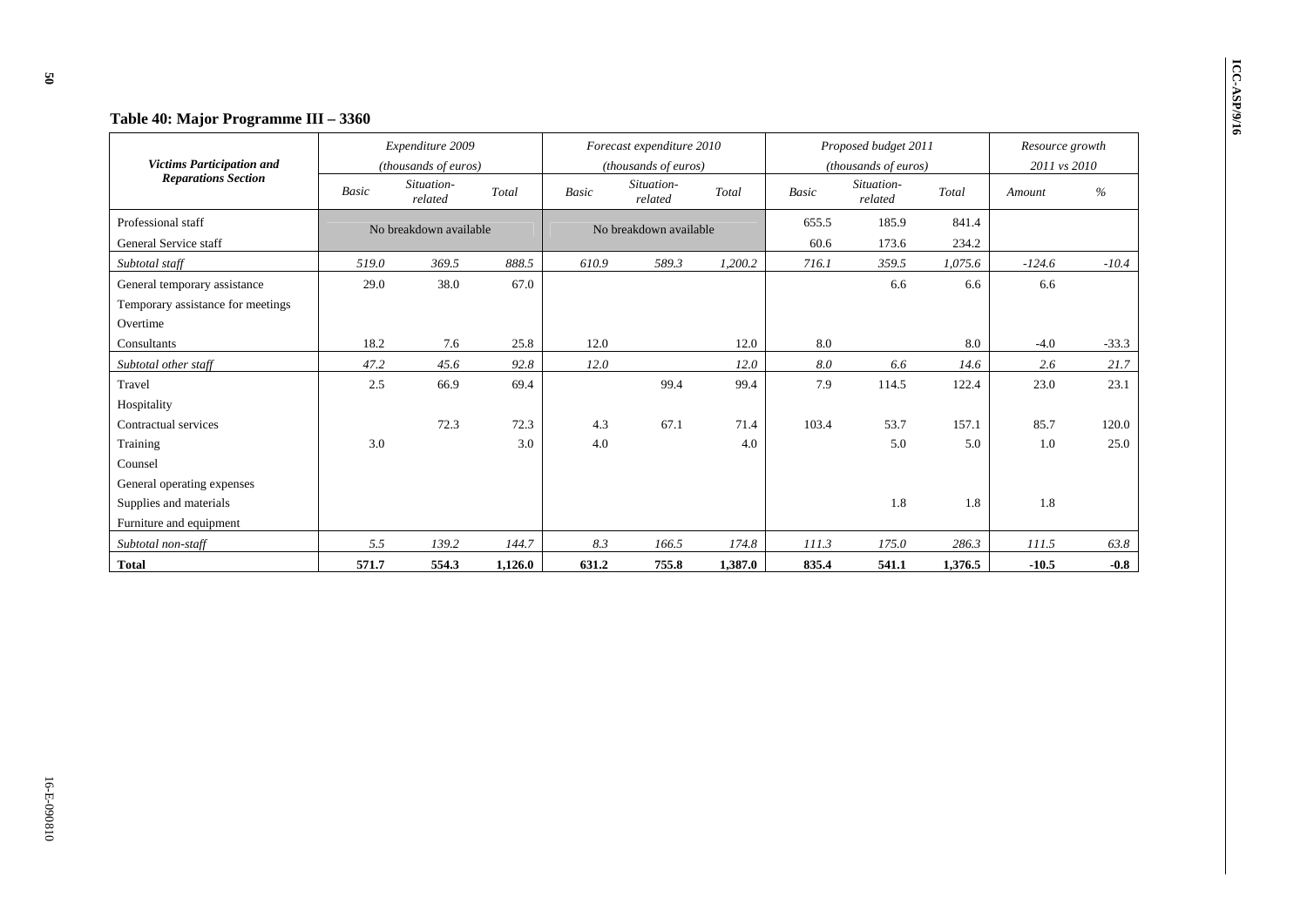### Table 40: Major Programme III – 3360

| Victims Participation and Reparations Section | Expenditure 2009 (thousands of euros) | | | Forecast expenditure 2010 (thousands of euros) | | | Proposed budget 2011 (thousands of euros) | | | Resource growth 2011 vs 2010 | |
|---|---|---|---|---|---|---|---|---|---|---|---|
| | Basic | Situation-related | Total | Basic | Situation-related | Total | Basic | Situation-related | Total | Amount | % |
| Professional staff | No breakdown available | | | No breakdown available | | | 655.5 | 185.9 | 841.4 | | |
| General Service staff | | | | | | | 60.6 | 173.6 | 234.2 | | |
| *Subtotal staff* | *519.0* | *369.5* | *888.5* | *610.9* | *589.3* | *1,200.2* | *716.1* | *359.5* | *1,075.6* | *-124.6* | *-10.4* |
| General temporary assistance | 29.0 | 38.0 | 67.0 | | | | | 6.6 | 6.6 | 6.6 | |
| Temporary assistance for meetings | | | | | | | | | | | |
| Overtime | | | | | | | | | | | |
| Consultants | 18.2 | 7.6 | 25.8 | 12.0 | | 12.0 | 8.0 | | 8.0 | -4.0 | -33.3 |
| *Subtotal other staff* | *47.2* | *45.6* | *92.8* | *12.0* | | *12.0* | *8.0* | *6.6* | *14.6* | *2.6* | *21.7* |
| Travel | 2.5 | 66.9 | 69.4 | | 99.4 | 99.4 | 7.9 | 114.5 | 122.4 | 23.0 | 23.1 |
| Hospitality | | | | | | | | | | | |
| Contractual services | | 72.3 | 72.3 | 4.3 | 67.1 | 71.4 | 103.4 | 53.7 | 157.1 | 85.7 | 120.0 |
| Training | 3.0 | | 3.0 | 4.0 | | 4.0 | | 5.0 | 5.0 | 1.0 | 25.0 |
| Counsel | | | | | | | | | | | |
| General operating expenses | | | | | | | | | | | |
| Supplies and materials | | | | | | | | 1.8 | 1.8 | 1.8 | |
| Furniture and equipment | | | | | | | | | | | |
| *Subtotal non-staff* | *5.5* | *139.2* | *144.7* | *8.3* | *166.5* | *174.8* | *111.3* | *175.0* | *286.3* | *111.5* | *63.8* |
| **Total** | **571.7** | **554.3** | **1,126.0** | **631.2** | **755.8** | **1,387.0** | **835.4** | **541.1** | **1,376.5** | **-10.5** | **-0.8** |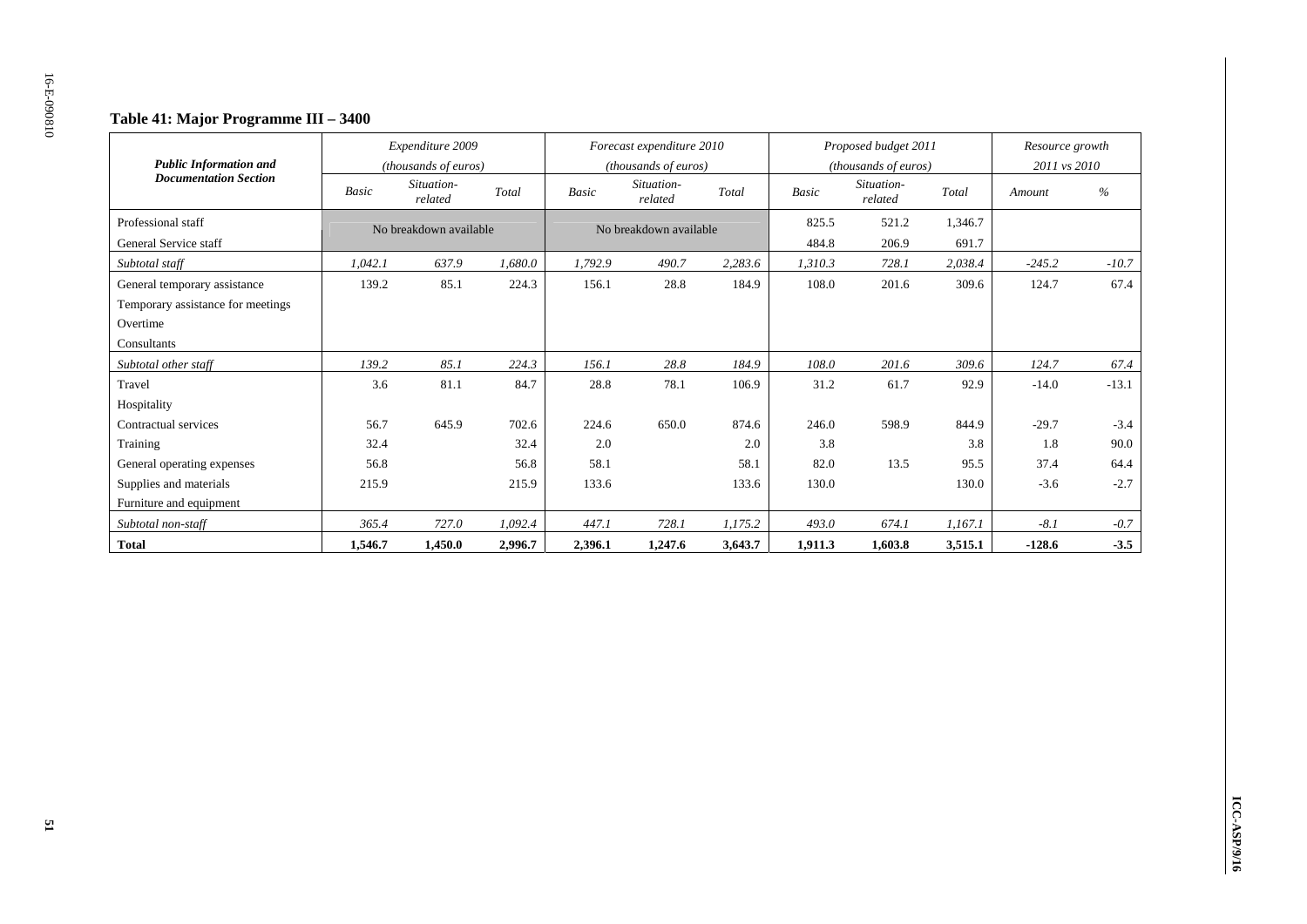### Table 41: Major Programme III – 3400

| Public Information and Documentation Section | Expenditure 2009 (thousands of euros) | | | Forecast expenditure 2010 (thousands of euros) | | | Proposed budget 2011 (thousands of euros) | | | Resource growth 2011 vs 2010 | |
|---|---|---|---|---|---|---|---|---|---|---|---|
| | *Basic* | *Situation-related* | *Total* | *Basic* | *Situation-related* | *Total* | *Basic* | *Situation-related* | *Total* | *Amount* | *%* |
| Professional staff | No breakdown available | | | No breakdown available | | | 825.5 | 521.2 | 1,346.7 | | |
| General Service staff | | | | | | | 484.8 | 206.9 | 691.7 | | |
| *Subtotal staff* | *1,042.1* | *637.9* | *1,680.0* | *1,792.9* | *490.7* | *2,283.6* | *1,310.3* | *728.1* | *2,038.4* | *-245.2* | *-10.7* |
| General temporary assistance | 139.2 | 85.1 | 224.3 | 156.1 | 28.8 | 184.9 | 108.0 | 201.6 | 309.6 | 124.7 | 67.4 |
| Temporary assistance for meetings | | | | | | | | | | | |
| Overtime | | | | | | | | | | | |
| Consultants | | | | | | | | | | | |
| *Subtotal other staff* | *139.2* | *85.1* | *224.3* | *156.1* | *28.8* | *184.9* | *108.0* | *201.6* | *309.6* | *124.7* | *67.4* |
| Travel | 3.6 | 81.1 | 84.7 | 28.8 | 78.1 | 106.9 | 31.2 | 61.7 | 92.9 | -14.0 | -13.1 |
| Hospitality | | | | | | | | | | | |
| Contractual services | 56.7 | 645.9 | 702.6 | 224.6 | 650.0 | 874.6 | 246.0 | 598.9 | 844.9 | -29.7 | -3.4 |
| Training | 32.4 | | 32.4 | 2.0 | | 2.0 | 3.8 | | 3.8 | 1.8 | 90.0 |
| General operating expenses | 56.8 | | 56.8 | 58.1 | | 58.1 | 82.0 | 13.5 | 95.5 | 37.4 | 64.4 |
| Supplies and materials | 215.9 | | 215.9 | 133.6 | | 133.6 | 130.0 | | 130.0 | -3.6 | -2.7 |
| Furniture and equipment | | | | | | | | | | | |
| *Subtotal non-staff* | *365.4* | *727.0* | *1,092.4* | *447.1* | *728.1* | *1,175.2* | *493.0* | *674.1* | *1,167.1* | *-8.1* | *-0.7* |
| **Total** | **1,546.7** | **1,450.0** | **2,996.7** | **2,396.1** | **1,247.6** | **3,643.7** | **1,911.3** | **1,603.8** | **3,515.1** | **-128.6** | **-3.5** |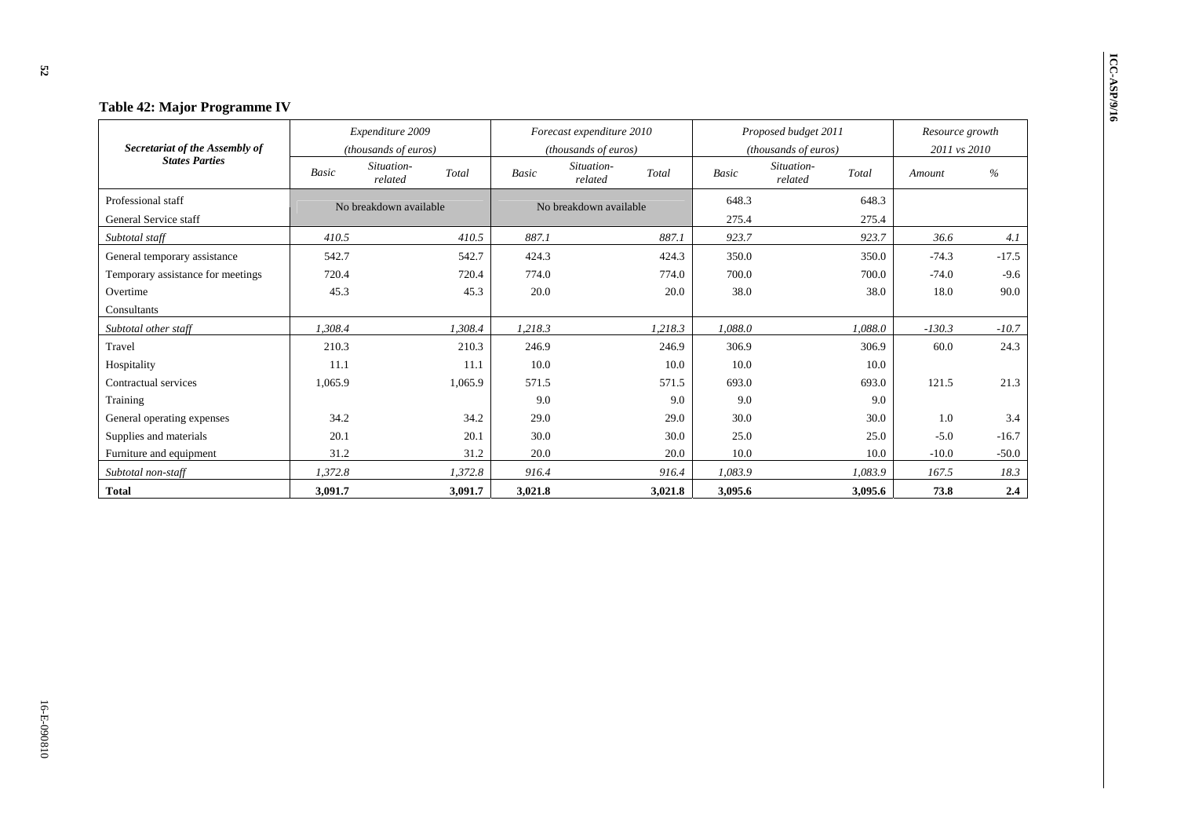### Table 42: Major Programme IV

| Secretariat of the Assembly of States Parties | Expenditure 2009 (thousands of euros) | | | Forecast expenditure 2010 (thousands of euros) | | | Proposed budget 2011 (thousands of euros) | | | Resource growth 2011 vs 2010 | |
|---|---|---|---|---|---|---|---|---|---|---|---|
| | *Basic* | *Situation-related* | *Total* | *Basic* | *Situation-related* | *Total* | *Basic* | *Situation-related* | *Total* | *Amount* | *%* |
| Professional staff | No breakdown available | | | No breakdown available | | | 648.3 | | 648.3 | | |
| General Service staff | | | | | | | 275.4 | | 275.4 | | |
| *Subtotal staff* | *410.5* | | *410.5* | *887.1* | | *887.1* | *923.7* | | *923.7* | *36.6* | *4.1* |
| General temporary assistance | 542.7 | | 542.7 | 424.3 | | 424.3 | 350.0 | | 350.0 | -74.3 | -17.5 |
| Temporary assistance for meetings | 720.4 | | 720.4 | 774.0 | | 774.0 | 700.0 | | 700.0 | -74.0 | -9.6 |
| Overtime | 45.3 | | 45.3 | 20.0 | | 20.0 | 38.0 | | 38.0 | 18.0 | 90.0 |
| Consultants | | | | | | | | | | | |
| *Subtotal other staff* | *1,308.4* | | *1,308.4* | *1,218.3* | | *1,218.3* | *1,088.0* | | *1,088.0* | *-130.3* | *-10.7* |
| Travel | 210.3 | | 210.3 | 246.9 | | 246.9 | 306.9 | | 306.9 | 60.0 | 24.3 |
| Hospitality | 11.1 | | 11.1 | 10.0 | | 10.0 | 10.0 | | 10.0 | | |
| Contractual services | 1,065.9 | | 1,065.9 | 571.5 | | 571.5 | 693.0 | | 693.0 | 121.5 | 21.3 |
| Training | | | | 9.0 | | 9.0 | 9.0 | | 9.0 | | |
| General operating expenses | 34.2 | | 34.2 | 29.0 | | 29.0 | 30.0 | | 30.0 | 1.0 | 3.4 |
| Supplies and materials | 20.1 | | 20.1 | 30.0 | | 30.0 | 25.0 | | 25.0 | -5.0 | -16.7 |
| Furniture and equipment | 31.2 | | 31.2 | 20.0 | | 20.0 | 10.0 | | 10.0 | -10.0 | -50.0 |
| *Subtotal non-staff* | *1,372.8* | | *1,372.8* | *916.4* | | *916.4* | *1,083.9* | | *1,083.9* | *167.5* | *18.3* |
| **Total** | **3,091.7** | | **3,091.7** | **3,021.8** | | **3,021.8** | **3,095.6** | | **3,095.6** | **73.8** | **2.4** |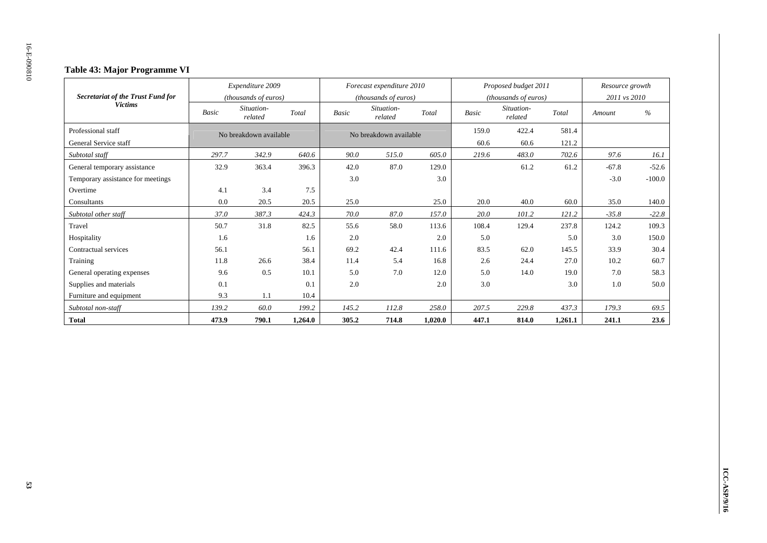**Table 43: Major Programme VI**

| Secretariat of the Trust Fund for Victims | Expenditure 2009 (thousands of euros) | | | Forecast expenditure 2010 (thousands of euros) | | | Proposed budget 2011 (thousands of euros) | | | Resource growth 2011 vs 2010 | |
|---|---|---|---|---|---|---|---|---|---|---|---|
| | *Basic* | *Situation-related* | *Total* | *Basic* | *Situation-related* | *Total* | *Basic* | *Situation-related* | *Total* | *Amount* | *%* |
| Professional staff | No breakdown available | | | No breakdown available | | | 159.0 | 422.4 | 581.4 | | |
| General Service staff | | | | | | | 60.6 | 60.6 | 121.2 | | |
| *Subtotal staff* | *297.7* | *342.9* | *640.6* | *90.0* | *515.0* | *605.0* | *219.6* | *483.0* | *702.6* | *97.6* | *16.1* |
| General temporary assistance | 32.9 | 363.4 | 396.3 | 42.0 | 87.0 | 129.0 | | 61.2 | 61.2 | -67.8 | -52.6 |
| Temporary assistance for meetings | | | | 3.0 | | 3.0 | | | | -3.0 | -100.0 |
| Overtime | 4.1 | 3.4 | 7.5 | | | | | | | | |
| Consultants | 0.0 | 20.5 | 20.5 | 25.0 | | 25.0 | 20.0 | 40.0 | 60.0 | 35.0 | 140.0 |
| *Subtotal other staff* | *37.0* | *387.3* | *424.3* | *70.0* | *87.0* | *157.0* | *20.0* | *101.2* | *121.2* | *-35.8* | *-22.8* |
| Travel | 50.7 | 31.8 | 82.5 | 55.6 | 58.0 | 113.6 | 108.4 | 129.4 | 237.8 | 124.2 | 109.3 |
| Hospitality | 1.6 | | 1.6 | 2.0 | | 2.0 | 5.0 | | 5.0 | 3.0 | 150.0 |
| Contractual services | 56.1 | | 56.1 | 69.2 | 42.4 | 111.6 | 83.5 | 62.0 | 145.5 | 33.9 | 30.4 |
| Training | 11.8 | 26.6 | 38.4 | 11.4 | 5.4 | 16.8 | 2.6 | 24.4 | 27.0 | 10.2 | 60.7 |
| General operating expenses | 9.6 | 0.5 | 10.1 | 5.0 | 7.0 | 12.0 | 5.0 | 14.0 | 19.0 | 7.0 | 58.3 |
| Supplies and materials | 0.1 | | 0.1 | 2.0 | | 2.0 | 3.0 | | 3.0 | 1.0 | 50.0 |
| Furniture and equipment | 9.3 | 1.1 | 10.4 | | | | | | | | |
| *Subtotal non-staff* | *139.2* | *60.0* | *199.2* | *145.2* | *112.8* | *258.0* | *207.5* | *229.8* | *437.3* | *179.3* | *69.5* |
| **Total** | **473.9** | **790.1** | **1,264.0** | **305.2** | **714.8** | **1,020.0** | **447.1** | **814.0** | **1,261.1** | **241.1** | **23.6** |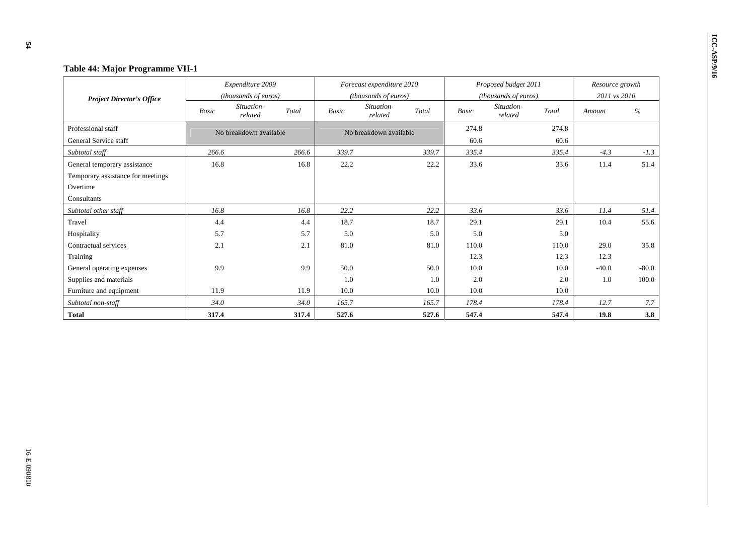## Table 44: Major Programme VII-1

| *Project Director's Office* | *Expenditure 2009 (thousands of euros)* | | | *Forecast expenditure 2010 (thousands of euros)* | | | *Proposed budget 2011 (thousands of euros)* | | | *Resource growth 2011 vs 2010* | |
|---|---|---|---|---|---|---|---|---|---|---|---|
| | *Basic* | *Situation-related* | *Total* | *Basic* | *Situation-related* | *Total* | *Basic* | *Situation-related* | *Total* | *Amount* | *%* |
| Professional staff | No breakdown available | | | No breakdown available | | | 274.8 | | 274.8 | | |
| General Service staff | | | | | | | 60.6 | | 60.6 | | |
| *Subtotal staff* | *266.6* | | *266.6* | *339.7* | | *339.7* | *335.4* | | *335.4* | *-4.3* | *-1.3* |
| General temporary assistance | 16.8 | | 16.8 | 22.2 | | 22.2 | 33.6 | | 33.6 | 11.4 | 51.4 |
| Temporary assistance for meetings | | | | | | | | | | | |
| Overtime | | | | | | | | | | | |
| Consultants | | | | | | | | | | | |
| *Subtotal other staff* | *16.8* | | *16.8* | *22.2* | | *22.2* | *33.6* | | *33.6* | *11.4* | *51.4* |
| Travel | 4.4 | | 4.4 | 18.7 | | 18.7 | 29.1 | | 29.1 | 10.4 | 55.6 |
| Hospitality | 5.7 | | 5.7 | 5.0 | | 5.0 | 5.0 | | 5.0 | | |
| Contractual services | 2.1 | | 2.1 | 81.0 | | 81.0 | 110.0 | | 110.0 | 29.0 | 35.8 |
| Training | | | | | | | 12.3 | | 12.3 | 12.3 | |
| General operating expenses | 9.9 | | 9.9 | 50.0 | | 50.0 | 10.0 | | 10.0 | -40.0 | -80.0 |
| Supplies and materials | | | | 1.0 | | 1.0 | 2.0 | | 2.0 | 1.0 | 100.0 |
| Furniture and equipment | 11.9 | | 11.9 | 10.0 | | 10.0 | 10.0 | | 10.0 | | |
| *Subtotal non-staff* | *34.0* | | *34.0* | *165.7* | | *165.7* | *178.4* | | *178.4* | *12.7* | *7.7* |
| **Total** | **317.4** | | **317.4** | **527.6** | | **527.6** | **547.4** | | **547.4** | **19.8** | **3.8** |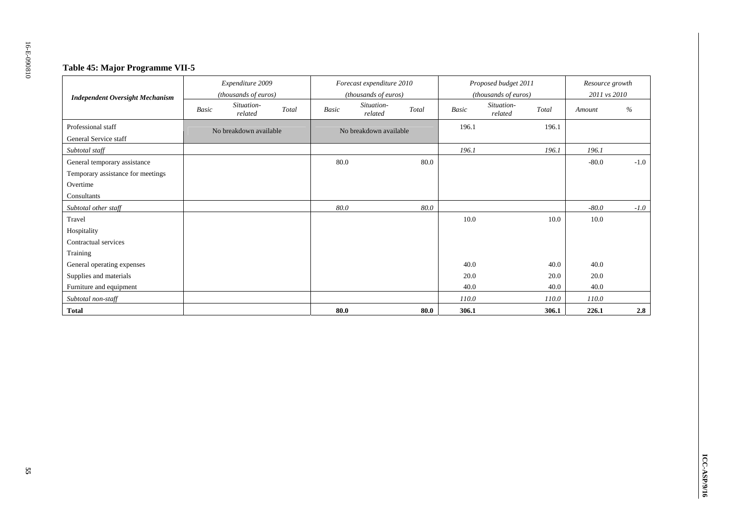## Table 45: Major Programme VII-5

| Independent Oversight Mechanism | Expenditure 2009 (thousands of euros) | | | Forecast expenditure 2010 (thousands of euros) | | | Proposed budget 2011 (thousands of euros) | | | Resource growth 2011 vs 2010 | |
|---|---|---|---|---|---|---|---|---|---|---|---|
| | Basic | Situation-related | Total | Basic | Situation-related | Total | Basic | Situation-related | Total | Amount | % |
| Professional staff | No breakdown available | | | No breakdown available | | | 196.1 | | 196.1 | | |
| General Service staff | | | | | | | | | | | |
| *Subtotal staff* | | | | | | | *196.1* | | *196.1* | *196.1* | |
| General temporary assistance | | | | 80.0 | | 80.0 | | | | -80.0 | -1.0 |
| Temporary assistance for meetings | | | | | | | | | | | |
| Overtime | | | | | | | | | | | |
| Consultants | | | | | | | | | | | |
| *Subtotal other staff* | | | | *80.0* | | *80.0* | | | | *-80.0* | *-1.0* |
| Travel | | | | | | | 10.0 | | 10.0 | 10.0 | |
| Hospitality | | | | | | | | | | | |
| Contractual services | | | | | | | | | | | |
| Training | | | | | | | | | | | |
| General operating expenses | | | | | | | 40.0 | | 40.0 | 40.0 | |
| Supplies and materials | | | | | | | 20.0 | | 20.0 | 20.0 | |
| Furniture and equipment | | | | | | | 40.0 | | 40.0 | 40.0 | |
| *Subtotal non-staff* | | | | | | | *110.0* | | *110.0* | *110.0* | |
| **Total** | | | | **80.0** | | **80.0** | **306.1** | | **306.1** | **226.1** | **2.8** |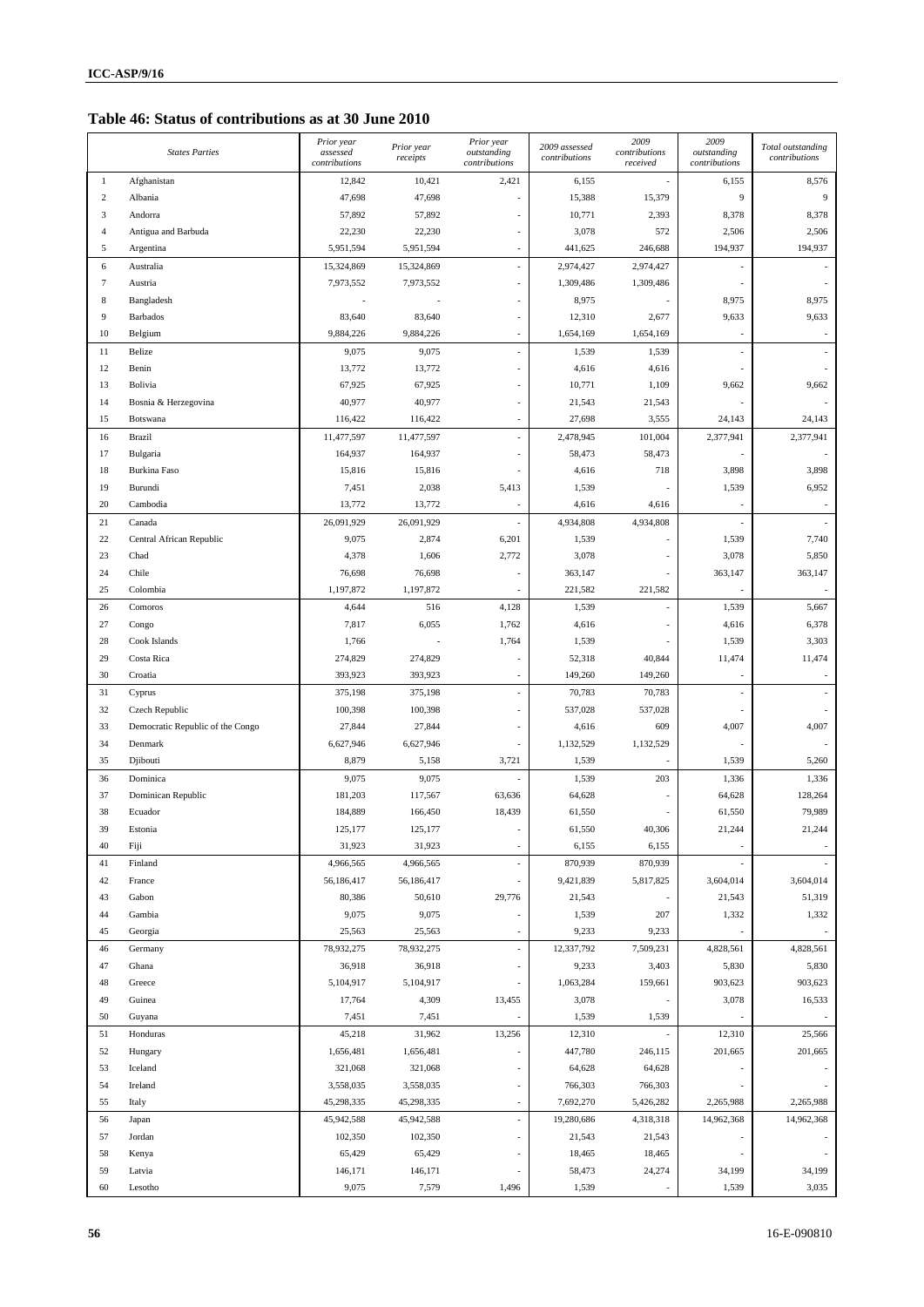## Table 46: Status of contributions as at 30 June 2010

| | States Parties | Prior year assessed contributions | Prior year receipts | Prior year outstanding contributions | 2009 assessed contributions | 2009 contributions received | 2009 outstanding contributions | Total outstanding contributions |
|---|---|---|---|---|---|---|---|---|
| 1 | Afghanistan | 12,842 | 10,421 | 2,421 | 6,155 | - | 6,155 | 8,576 |
| 2 | Albania | 47,698 | 47,698 | - | 15,388 | 15,379 | 9 | 9 |
| 3 | Andorra | 57,892 | 57,892 | - | 10,771 | 2,393 | 8,378 | 8,378 |
| 4 | Antigua and Barbuda | 22,230 | 22,230 | - | 3,078 | 572 | 2,506 | 2,506 |
| 5 | Argentina | 5,951,594 | 5,951,594 | - | 441,625 | 246,688 | 194,937 | 194,937 |
| 6 | Australia | 15,324,869 | 15,324,869 | - | 2,974,427 | 2,974,427 | - | - |
| 7 | Austria | 7,973,552 | 7,973,552 | - | 1,309,486 | 1,309,486 | - | - |
| 8 | Bangladesh | - | - | - | 8,975 | - | 8,975 | 8,975 |
| 9 | Barbados | 83,640 | 83,640 | - | 12,310 | 2,677 | 9,633 | 9,633 |
| 10 | Belgium | 9,884,226 | 9,884,226 | - | 1,654,169 | 1,654,169 | - | - |
| 11 | Belize | 9,075 | 9,075 | - | 1,539 | 1,539 | - | - |
| 12 | Benin | 13,772 | 13,772 | - | 4,616 | 4,616 | - | - |
| 13 | Bolivia | 67,925 | 67,925 | - | 10,771 | 1,109 | 9,662 | 9,662 |
| 14 | Bosnia & Herzegovina | 40,977 | 40,977 | - | 21,543 | 21,543 | - | - |
| 15 | Botswana | 116,422 | 116,422 | - | 27,698 | 3,555 | 24,143 | 24,143 |
| 16 | Brazil | 11,477,597 | 11,477,597 | - | 2,478,945 | 101,004 | 2,377,941 | 2,377,941 |
| 17 | Bulgaria | 164,937 | 164,937 | - | 58,473 | 58,473 | - | - |
| 18 | Burkina Faso | 15,816 | 15,816 | - | 4,616 | 718 | 3,898 | 3,898 |
| 19 | Burundi | 7,451 | 2,038 | 5,413 | 1,539 | - | 1,539 | 6,952 |
| 20 | Cambodia | 13,772 | 13,772 | - | 4,616 | 4,616 | - | - |
| 21 | Canada | 26,091,929 | 26,091,929 | - | 4,934,808 | 4,934,808 | - | - |
| 22 | Central African Republic | 9,075 | 2,874 | 6,201 | 1,539 | - | 1,539 | 7,740 |
| 23 | Chad | 4,378 | 1,606 | 2,772 | 3,078 | - | 3,078 | 5,850 |
| 24 | Chile | 76,698 | 76,698 | - | 363,147 | - | 363,147 | 363,147 |
| 25 | Colombia | 1,197,872 | 1,197,872 | - | 221,582 | 221,582 | - | - |
| 26 | Comoros | 4,644 | 516 | 4,128 | 1,539 | - | 1,539 | 5,667 |
| 27 | Congo | 7,817 | 6,055 | 1,762 | 4,616 | - | 4,616 | 6,378 |
| 28 | Cook Islands | 1,766 | - | 1,764 | 1,539 | - | 1,539 | 3,303 |
| 29 | Costa Rica | 274,829 | 274,829 | - | 52,318 | 40,844 | 11,474 | 11,474 |
| 30 | Croatia | 393,923 | 393,923 | - | 149,260 | 149,260 | - | - |
| 31 | Cyprus | 375,198 | 375,198 | - | 70,783 | 70,783 | - | - |
| 32 | Czech Republic | 100,398 | 100,398 | - | 537,028 | 537,028 | - | - |
| 33 | Democratic Republic of the Congo | 27,844 | 27,844 | - | 4,616 | 609 | 4,007 | 4,007 |
| 34 | Denmark | 6,627,946 | 6,627,946 | - | 1,132,529 | 1,132,529 | - | - |
| 35 | Djibouti | 8,879 | 5,158 | 3,721 | 1,539 | - | 1,539 | 5,260 |
| 36 | Dominica | 9,075 | 9,075 | - | 1,539 | 203 | 1,336 | 1,336 |
| 37 | Dominican Republic | 181,203 | 117,567 | 63,636 | 64,628 | - | 64,628 | 128,264 |
| 38 | Ecuador | 184,889 | 166,450 | 18,439 | 61,550 | - | 61,550 | 79,989 |
| 39 | Estonia | 125,177 | 125,177 | - | 61,550 | 40,306 | 21,244 | 21,244 |
| 40 | Fiji | 31,923 | 31,923 | - | 6,155 | 6,155 | - | - |
| 41 | Finland | 4,966,565 | 4,966,565 | - | 870,939 | 870,939 | - | - |
| 42 | France | 56,186,417 | 56,186,417 | - | 9,421,839 | 5,817,825 | 3,604,014 | 3,604,014 |
| 43 | Gabon | 80,386 | 50,610 | 29,776 | 21,543 | - | 21,543 | 51,319 |
| 44 | Gambia | 9,075 | 9,075 | - | 1,539 | 207 | 1,332 | 1,332 |
| 45 | Georgia | 25,563 | 25,563 | - | 9,233 | 9,233 | - | - |
| 46 | Germany | 78,932,275 | 78,932,275 | - | 12,337,792 | 7,509,231 | 4,828,561 | 4,828,561 |
| 47 | Ghana | 36,918 | 36,918 | - | 9,233 | 3,403 | 5,830 | 5,830 |
| 48 | Greece | 5,104,917 | 5,104,917 | - | 1,063,284 | 159,661 | 903,623 | 903,623 |
| 49 | Guinea | 17,764 | 4,309 | 13,455 | 3,078 | - | 3,078 | 16,533 |
| 50 | Guyana | 7,451 | 7,451 | - | 1,539 | 1,539 | - | - |
| 51 | Honduras | 45,218 | 31,962 | 13,256 | 12,310 | - | 12,310 | 25,566 |
| 52 | Hungary | 1,656,481 | 1,656,481 | - | 447,780 | 246,115 | 201,665 | 201,665 |
| 53 | Iceland | 321,068 | 321,068 | - | 64,628 | 64,628 | - | - |
| 54 | Ireland | 3,558,035 | 3,558,035 | - | 766,303 | 766,303 | - | - |
| 55 | Italy | 45,298,335 | 45,298,335 | - | 7,692,270 | 5,426,282 | 2,265,988 | 2,265,988 |
| 56 | Japan | 45,942,588 | 45,942,588 | - | 19,280,686 | 4,318,318 | 14,962,368 | 14,962,368 |
| 57 | Jordan | 102,350 | 102,350 | - | 21,543 | 21,543 | - | - |
| 58 | Kenya | 65,429 | 65,429 | - | 18,465 | 18,465 | - | - |
| 59 | Latvia | 146,171 | 146,171 | - | 58,473 | 24,274 | 34,199 | 34,199 |
| 60 | Lesotho | 9,075 | 7,579 | 1,496 | 1,539 | - | 1,539 | 3,035 |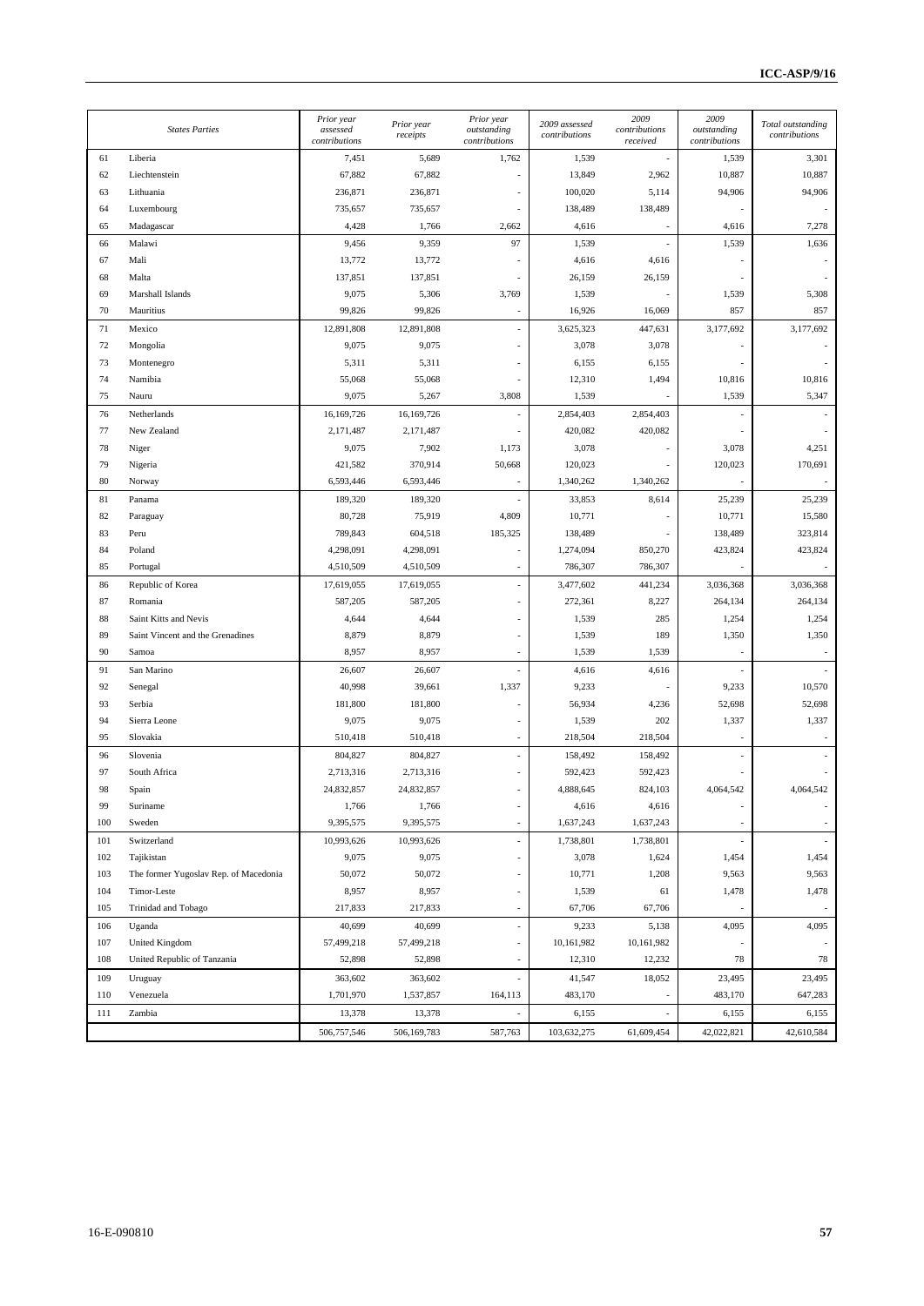| | States Parties | Prior year assessed contributions | Prior year receipts | Prior year outstanding contributions | 2009 assessed contributions | 2009 contributions received | 2009 outstanding contributions | Total outstanding contributions |
|---|---|---|---|---|---|---|---|---|
| 61 | Liberia | 7,451 | 5,689 | 1,762 | 1,539 | - | 1,539 | 3,301 |
| 62 | Liechtenstein | 67,882 | 67,882 | - | 13,849 | 2,962 | 10,887 | 10,887 |
| 63 | Lithuania | 236,871 | 236,871 | - | 100,020 | 5,114 | 94,906 | 94,906 |
| 64 | Luxembourg | 735,657 | 735,657 | - | 138,489 | 138,489 | - | - |
| 65 | Madagascar | 4,428 | 1,766 | 2,662 | 4,616 | - | 4,616 | 7,278 |
| 66 | Malawi | 9,456 | 9,359 | 97 | 1,539 | - | 1,539 | 1,636 |
| 67 | Mali | 13,772 | 13,772 | - | 4,616 | 4,616 | - | - |
| 68 | Malta | 137,851 | 137,851 | - | 26,159 | 26,159 | - | - |
| 69 | Marshall Islands | 9,075 | 5,306 | 3,769 | 1,539 | - | 1,539 | 5,308 |
| 70 | Mauritius | 99,826 | 99,826 | - | 16,926 | 16,069 | 857 | 857 |
| 71 | Mexico | 12,891,808 | 12,891,808 | - | 3,625,323 | 447,631 | 3,177,692 | 3,177,692 |
| 72 | Mongolia | 9,075 | 9,075 | - | 3,078 | 3,078 | - | - |
| 73 | Montenegro | 5,311 | 5,311 | - | 6,155 | 6,155 | - | - |
| 74 | Namibia | 55,068 | 55,068 | - | 12,310 | 1,494 | 10,816 | 10,816 |
| 75 | Nauru | 9,075 | 5,267 | 3,808 | 1,539 | - | 1,539 | 5,347 |
| 76 | Netherlands | 16,169,726 | 16,169,726 | - | 2,854,403 | 2,854,403 | - | - |
| 77 | New Zealand | 2,171,487 | 2,171,487 | - | 420,082 | 420,082 | - | - |
| 78 | Niger | 9,075 | 7,902 | 1,173 | 3,078 | - | 3,078 | 4,251 |
| 79 | Nigeria | 421,582 | 370,914 | 50,668 | 120,023 | - | 120,023 | 170,691 |
| 80 | Norway | 6,593,446 | 6,593,446 | - | 1,340,262 | 1,340,262 | - | - |
| 81 | Panama | 189,320 | 189,320 | - | 33,853 | 8,614 | 25,239 | 25,239 |
| 82 | Paraguay | 80,728 | 75,919 | 4,809 | 10,771 | - | 10,771 | 15,580 |
| 83 | Peru | 789,843 | 604,518 | 185,325 | 138,489 | - | 138,489 | 323,814 |
| 84 | Poland | 4,298,091 | 4,298,091 | - | 1,274,094 | 850,270 | 423,824 | 423,824 |
| 85 | Portugal | 4,510,509 | 4,510,509 | - | 786,307 | 786,307 | - | - |
| 86 | Republic of Korea | 17,619,055 | 17,619,055 | - | 3,477,602 | 441,234 | 3,036,368 | 3,036,368 |
| 87 | Romania | 587,205 | 587,205 | - | 272,361 | 8,227 | 264,134 | 264,134 |
| 88 | Saint Kitts and Nevis | 4,644 | 4,644 | - | 1,539 | 285 | 1,254 | 1,254 |
| 89 | Saint Vincent and the Grenadines | 8,879 | 8,879 | - | 1,539 | 189 | 1,350 | 1,350 |
| 90 | Samoa | 8,957 | 8,957 | - | 1,539 | 1,539 | - | - |
| 91 | San Marino | 26,607 | 26,607 | - | 4,616 | 4,616 | - | - |
| 92 | Senegal | 40,998 | 39,661 | 1,337 | 9,233 | - | 9,233 | 10,570 |
| 93 | Serbia | 181,800 | 181,800 | - | 56,934 | 4,236 | 52,698 | 52,698 |
| 94 | Sierra Leone | 9,075 | 9,075 | - | 1,539 | 202 | 1,337 | 1,337 |
| 95 | Slovakia | 510,418 | 510,418 | - | 218,504 | 218,504 | - | - |
| 96 | Slovenia | 804,827 | 804,827 | - | 158,492 | 158,492 | - | - |
| 97 | South Africa | 2,713,316 | 2,713,316 | - | 592,423 | 592,423 | - | - |
| 98 | Spain | 24,832,857 | 24,832,857 | - | 4,888,645 | 824,103 | 4,064,542 | 4,064,542 |
| 99 | Suriname | 1,766 | 1,766 | - | 4,616 | 4,616 | - | - |
| 100 | Sweden | 9,395,575 | 9,395,575 | - | 1,637,243 | 1,637,243 | - | - |
| 101 | Switzerland | 10,993,626 | 10,993,626 | - | 1,738,801 | 1,738,801 | - | - |
| 102 | Tajikistan | 9,075 | 9,075 | - | 3,078 | 1,624 | 1,454 | 1,454 |
| 103 | The former Yugoslav Rep. of Macedonia | 50,072 | 50,072 | - | 10,771 | 1,208 | 9,563 | 9,563 |
| 104 | Timor-Leste | 8,957 | 8,957 | - | 1,539 | 61 | 1,478 | 1,478 |
| 105 | Trinidad and Tobago | 217,833 | 217,833 | - | 67,706 | 67,706 | - | - |
| 106 | Uganda | 40,699 | 40,699 | - | 9,233 | 5,138 | 4,095 | 4,095 |
| 107 | United Kingdom | 57,499,218 | 57,499,218 | - | 10,161,982 | 10,161,982 | - | - |
| 108 | United Republic of Tanzania | 52,898 | 52,898 | - | 12,310 | 12,232 | 78 | 78 |
| 109 | Uruguay | 363,602 | 363,602 | - | 41,547 | 18,052 | 23,495 | 23,495 |
| 110 | Venezuela | 1,701,970 | 1,537,857 | 164,113 | 483,170 | - | 483,170 | 647,283 |
| 111 | Zambia | 13,378 | 13,378 | - | 6,155 | - | 6,155 | 6,155 |
| | | 506,757,546 | 506,169,783 | 587,763 | 103,632,275 | 61,609,454 | 42,022,821 | 42,610,584 |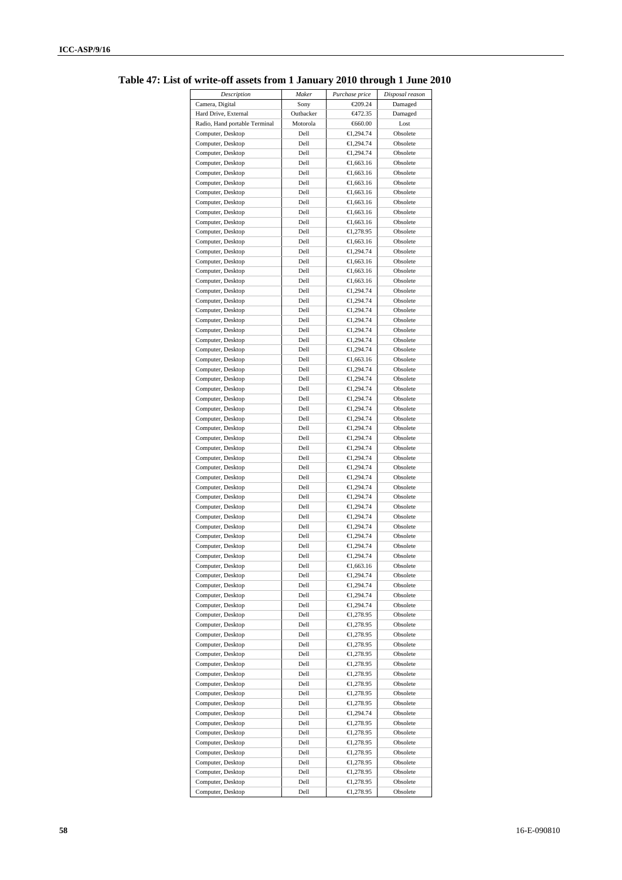**Table 47: List of write-off assets from 1 January 2010 through 1 June 2010**

| *Description* | *Maker* | *Purchase price* | *Disposal reason* |
|---|---|---|---|
| Camera, Digital | Sony | €209.24 | Damaged |
| Hard Drive, External | Outbacker | €472.35 | Damaged |
| Radio, Hand portable Terminal | Motorola | €660.00 | Lost |
| Computer, Desktop | Dell | €1,294.74 | Obsolete |
| Computer, Desktop | Dell | €1,294.74 | Obsolete |
| Computer, Desktop | Dell | €1,294.74 | Obsolete |
| Computer, Desktop | Dell | €1,663.16 | Obsolete |
| Computer, Desktop | Dell | €1,663.16 | Obsolete |
| Computer, Desktop | Dell | €1,663.16 | Obsolete |
| Computer, Desktop | Dell | €1,663.16 | Obsolete |
| Computer, Desktop | Dell | €1,663.16 | Obsolete |
| Computer, Desktop | Dell | €1,663.16 | Obsolete |
| Computer, Desktop | Dell | €1,663.16 | Obsolete |
| Computer, Desktop | Dell | €1,278.95 | Obsolete |
| Computer, Desktop | Dell | €1,663.16 | Obsolete |
| Computer, Desktop | Dell | €1,294.74 | Obsolete |
| Computer, Desktop | Dell | €1,663.16 | Obsolete |
| Computer, Desktop | Dell | €1,663.16 | Obsolete |
| Computer, Desktop | Dell | €1,663.16 | Obsolete |
| Computer, Desktop | Dell | €1,294.74 | Obsolete |
| Computer, Desktop | Dell | €1,294.74 | Obsolete |
| Computer, Desktop | Dell | €1,294.74 | Obsolete |
| Computer, Desktop | Dell | €1,294.74 | Obsolete |
| Computer, Desktop | Dell | €1,294.74 | Obsolete |
| Computer, Desktop | Dell | €1,294.74 | Obsolete |
| Computer, Desktop | Dell | €1,294.74 | Obsolete |
| Computer, Desktop | Dell | €1,663.16 | Obsolete |
| Computer, Desktop | Dell | €1,294.74 | Obsolete |
| Computer, Desktop | Dell | €1,294.74 | Obsolete |
| Computer, Desktop | Dell | €1,294.74 | Obsolete |
| Computer, Desktop | Dell | €1,294.74 | Obsolete |
| Computer, Desktop | Dell | €1,294.74 | Obsolete |
| Computer, Desktop | Dell | €1,294.74 | Obsolete |
| Computer, Desktop | Dell | €1,294.74 | Obsolete |
| Computer, Desktop | Dell | €1,294.74 | Obsolete |
| Computer, Desktop | Dell | €1,294.74 | Obsolete |
| Computer, Desktop | Dell | €1,294.74 | Obsolete |
| Computer, Desktop | Dell | €1,294.74 | Obsolete |
| Computer, Desktop | Dell | €1,294.74 | Obsolete |
| Computer, Desktop | Dell | €1,294.74 | Obsolete |
| Computer, Desktop | Dell | €1,294.74 | Obsolete |
| Computer, Desktop | Dell | €1,294.74 | Obsolete |
| Computer, Desktop | Dell | €1,294.74 | Obsolete |
| Computer, Desktop | Dell | €1,294.74 | Obsolete |
| Computer, Desktop | Dell | €1,294.74 | Obsolete |
| Computer, Desktop | Dell | €1,294.74 | Obsolete |
| Computer, Desktop | Dell | €1,294.74 | Obsolete |
| Computer, Desktop | Dell | €1,663.16 | Obsolete |
| Computer, Desktop | Dell | €1,294.74 | Obsolete |
| Computer, Desktop | Dell | €1,294.74 | Obsolete |
| Computer, Desktop | Dell | €1,294.74 | Obsolete |
| Computer, Desktop | Dell | €1,294.74 | Obsolete |
| Computer, Desktop | Dell | €1,278.95 | Obsolete |
| Computer, Desktop | Dell | €1,278.95 | Obsolete |
| Computer, Desktop | Dell | €1,278.95 | Obsolete |
| Computer, Desktop | Dell | €1,278.95 | Obsolete |
| Computer, Desktop | Dell | €1,278.95 | Obsolete |
| Computer, Desktop | Dell | €1,278.95 | Obsolete |
| Computer, Desktop | Dell | €1,278.95 | Obsolete |
| Computer, Desktop | Dell | €1,278.95 | Obsolete |
| Computer, Desktop | Dell | €1,278.95 | Obsolete |
| Computer, Desktop | Dell | €1,278.95 | Obsolete |
| Computer, Desktop | Dell | €1,294.74 | Obsolete |
| Computer, Desktop | Dell | €1,278.95 | Obsolete |
| Computer, Desktop | Dell | €1,278.95 | Obsolete |
| Computer, Desktop | Dell | €1,278.95 | Obsolete |
| Computer, Desktop | Dell | €1,278.95 | Obsolete |
| Computer, Desktop | Dell | €1,278.95 | Obsolete |
| Computer, Desktop | Dell | €1,278.95 | Obsolete |
| Computer, Desktop | Dell | €1,278.95 | Obsolete |
| Computer, Desktop | Dell | €1,278.95 | Obsolete |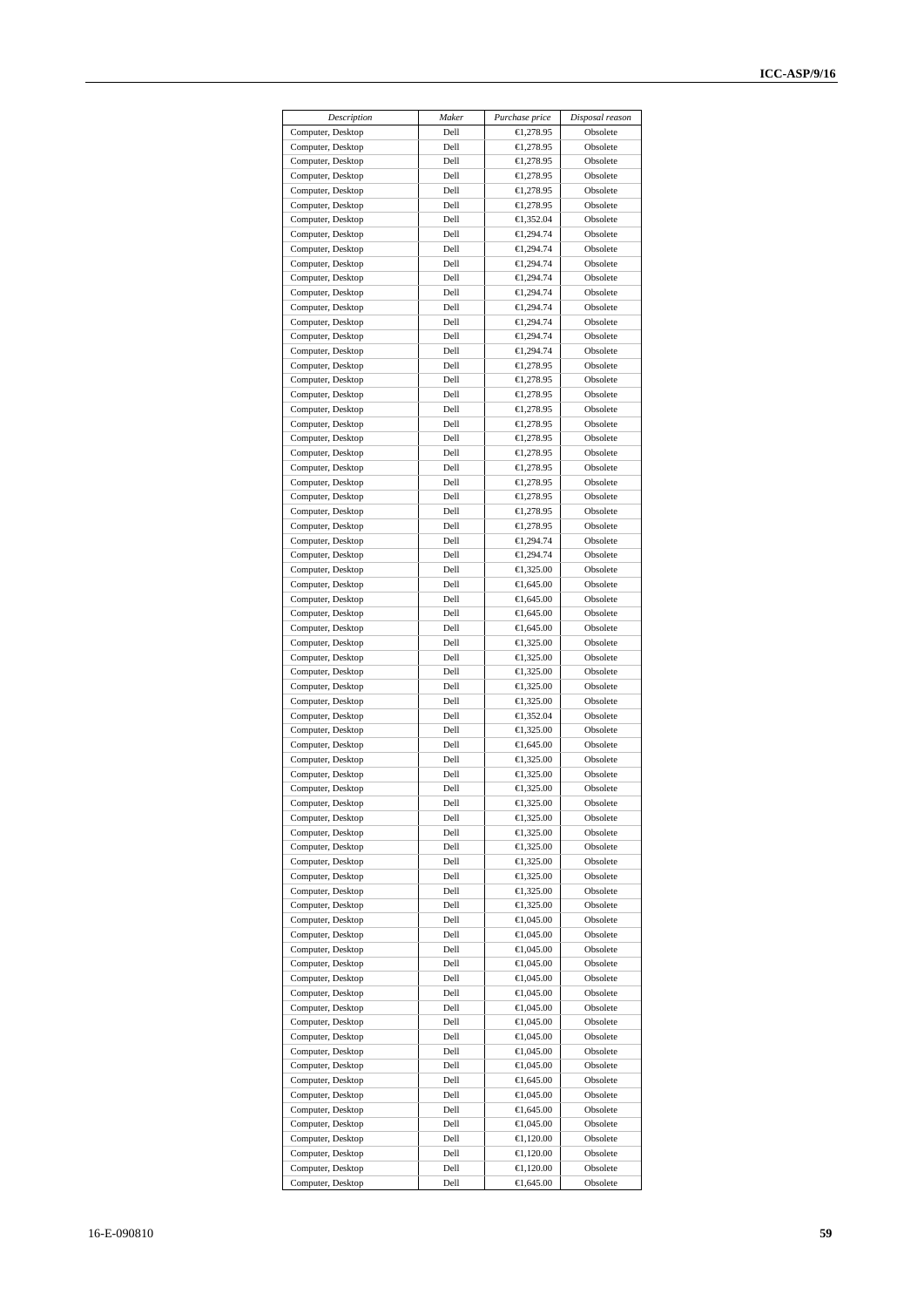| *Description* | *Maker* | *Purchase price* | *Disposal reason* |
|---|---|---|---|
| Computer, Desktop | Dell | €1,278.95 | Obsolete |
| Computer, Desktop | Dell | €1,278.95 | Obsolete |
| Computer, Desktop | Dell | €1,278.95 | Obsolete |
| Computer, Desktop | Dell | €1,278.95 | Obsolete |
| Computer, Desktop | Dell | €1,278.95 | Obsolete |
| Computer, Desktop | Dell | €1,278.95 | Obsolete |
| Computer, Desktop | Dell | €1,352.04 | Obsolete |
| Computer, Desktop | Dell | €1,294.74 | Obsolete |
| Computer, Desktop | Dell | €1,294.74 | Obsolete |
| Computer, Desktop | Dell | €1,294.74 | Obsolete |
| Computer, Desktop | Dell | €1,294.74 | Obsolete |
| Computer, Desktop | Dell | €1,294.74 | Obsolete |
| Computer, Desktop | Dell | €1,294.74 | Obsolete |
| Computer, Desktop | Dell | €1,294.74 | Obsolete |
| Computer, Desktop | Dell | €1,294.74 | Obsolete |
| Computer, Desktop | Dell | €1,294.74 | Obsolete |
| Computer, Desktop | Dell | €1,278.95 | Obsolete |
| Computer, Desktop | Dell | €1,278.95 | Obsolete |
| Computer, Desktop | Dell | €1,278.95 | Obsolete |
| Computer, Desktop | Dell | €1,278.95 | Obsolete |
| Computer, Desktop | Dell | €1,278.95 | Obsolete |
| Computer, Desktop | Dell | €1,278.95 | Obsolete |
| Computer, Desktop | Dell | €1,278.95 | Obsolete |
| Computer, Desktop | Dell | €1,278.95 | Obsolete |
| Computer, Desktop | Dell | €1,278.95 | Obsolete |
| Computer, Desktop | Dell | €1,278.95 | Obsolete |
| Computer, Desktop | Dell | €1,278.95 | Obsolete |
| Computer, Desktop | Dell | €1,278.95 | Obsolete |
| Computer, Desktop | Dell | €1,294.74 | Obsolete |
| Computer, Desktop | Dell | €1,294.74 | Obsolete |
| Computer, Desktop | Dell | €1,325.00 | Obsolete |
| Computer, Desktop | Dell | €1,645.00 | Obsolete |
| Computer, Desktop | Dell | €1,645.00 | Obsolete |
| Computer, Desktop | Dell | €1,645.00 | Obsolete |
| Computer, Desktop | Dell | €1,645.00 | Obsolete |
| Computer, Desktop | Dell | €1,325.00 | Obsolete |
| Computer, Desktop | Dell | €1,325.00 | Obsolete |
| Computer, Desktop | Dell | €1,325.00 | Obsolete |
| Computer, Desktop | Dell | €1,325.00 | Obsolete |
| Computer, Desktop | Dell | €1,325.00 | Obsolete |
| Computer, Desktop | Dell | €1,352.04 | Obsolete |
| Computer, Desktop | Dell | €1,325.00 | Obsolete |
| Computer, Desktop | Dell | €1,645.00 | Obsolete |
| Computer, Desktop | Dell | €1,325.00 | Obsolete |
| Computer, Desktop | Dell | €1,325.00 | Obsolete |
| Computer, Desktop | Dell | €1,325.00 | Obsolete |
| Computer, Desktop | Dell | €1,325.00 | Obsolete |
| Computer, Desktop | Dell | €1,325.00 | Obsolete |
| Computer, Desktop | Dell | €1,325.00 | Obsolete |
| Computer, Desktop | Dell | €1,325.00 | Obsolete |
| Computer, Desktop | Dell | €1,325.00 | Obsolete |
| Computer, Desktop | Dell | €1,325.00 | Obsolete |
| Computer, Desktop | Dell | €1,325.00 | Obsolete |
| Computer, Desktop | Dell | €1,325.00 | Obsolete |
| Computer, Desktop | Dell | €1,045.00 | Obsolete |
| Computer, Desktop | Dell | €1,045.00 | Obsolete |
| Computer, Desktop | Dell | €1,045.00 | Obsolete |
| Computer, Desktop | Dell | €1,045.00 | Obsolete |
| Computer, Desktop | Dell | €1,045.00 | Obsolete |
| Computer, Desktop | Dell | €1,045.00 | Obsolete |
| Computer, Desktop | Dell | €1,045.00 | Obsolete |
| Computer, Desktop | Dell | €1,045.00 | Obsolete |
| Computer, Desktop | Dell | €1,045.00 | Obsolete |
| Computer, Desktop | Dell | €1,045.00 | Obsolete |
| Computer, Desktop | Dell | €1,045.00 | Obsolete |
| Computer, Desktop | Dell | €1,645.00 | Obsolete |
| Computer, Desktop | Dell | €1,045.00 | Obsolete |
| Computer, Desktop | Dell | €1,645.00 | Obsolete |
| Computer, Desktop | Dell | €1,045.00 | Obsolete |
| Computer, Desktop | Dell | €1,120.00 | Obsolete |
| Computer, Desktop | Dell | €1,120.00 | Obsolete |
| Computer, Desktop | Dell | €1,120.00 | Obsolete |
| Computer, Desktop | Dell | €1,645.00 | Obsolete |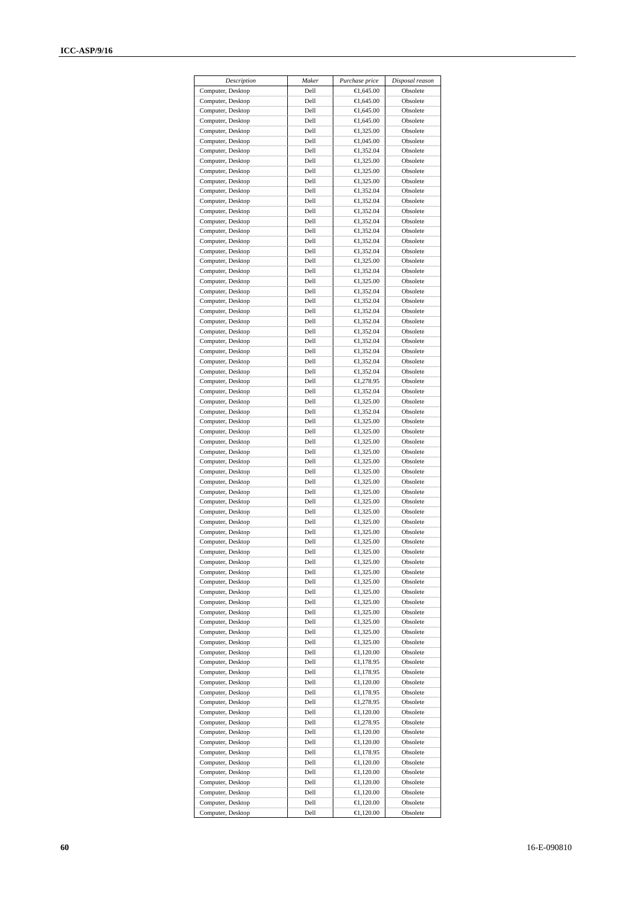| Description | Maker | Purchase price | Disposal reason |
|---|---|---|---|
| Computer, Desktop | Dell | €1,645.00 | Obsolete |
| Computer, Desktop | Dell | €1,645.00 | Obsolete |
| Computer, Desktop | Dell | €1,645.00 | Obsolete |
| Computer, Desktop | Dell | €1,645.00 | Obsolete |
| Computer, Desktop | Dell | €1,325.00 | Obsolete |
| Computer, Desktop | Dell | €1,045.00 | Obsolete |
| Computer, Desktop | Dell | €1,352.04 | Obsolete |
| Computer, Desktop | Dell | €1,325.00 | Obsolete |
| Computer, Desktop | Dell | €1,325.00 | Obsolete |
| Computer, Desktop | Dell | €1,325.00 | Obsolete |
| Computer, Desktop | Dell | €1,352.04 | Obsolete |
| Computer, Desktop | Dell | €1,352.04 | Obsolete |
| Computer, Desktop | Dell | €1,352.04 | Obsolete |
| Computer, Desktop | Dell | €1,352.04 | Obsolete |
| Computer, Desktop | Dell | €1,352.04 | Obsolete |
| Computer, Desktop | Dell | €1,352.04 | Obsolete |
| Computer, Desktop | Dell | €1,352.04 | Obsolete |
| Computer, Desktop | Dell | €1,325.00 | Obsolete |
| Computer, Desktop | Dell | €1,352.04 | Obsolete |
| Computer, Desktop | Dell | €1,325.00 | Obsolete |
| Computer, Desktop | Dell | €1,352.04 | Obsolete |
| Computer, Desktop | Dell | €1,352.04 | Obsolete |
| Computer, Desktop | Dell | €1,352.04 | Obsolete |
| Computer, Desktop | Dell | €1,352.04 | Obsolete |
| Computer, Desktop | Dell | €1,352.04 | Obsolete |
| Computer, Desktop | Dell | €1,352.04 | Obsolete |
| Computer, Desktop | Dell | €1,352.04 | Obsolete |
| Computer, Desktop | Dell | €1,352.04 | Obsolete |
| Computer, Desktop | Dell | €1,352.04 | Obsolete |
| Computer, Desktop | Dell | €1,278.95 | Obsolete |
| Computer, Desktop | Dell | €1,352.04 | Obsolete |
| Computer, Desktop | Dell | €1,325.00 | Obsolete |
| Computer, Desktop | Dell | €1,352.04 | Obsolete |
| Computer, Desktop | Dell | €1,325.00 | Obsolete |
| Computer, Desktop | Dell | €1,325.00 | Obsolete |
| Computer, Desktop | Dell | €1,325.00 | Obsolete |
| Computer, Desktop | Dell | €1,325.00 | Obsolete |
| Computer, Desktop | Dell | €1,325.00 | Obsolete |
| Computer, Desktop | Dell | €1,325.00 | Obsolete |
| Computer, Desktop | Dell | €1,325.00 | Obsolete |
| Computer, Desktop | Dell | €1,325.00 | Obsolete |
| Computer, Desktop | Dell | €1,325.00 | Obsolete |
| Computer, Desktop | Dell | €1,325.00 | Obsolete |
| Computer, Desktop | Dell | €1,325.00 | Obsolete |
| Computer, Desktop | Dell | €1,325.00 | Obsolete |
| Computer, Desktop | Dell | €1,325.00 | Obsolete |
| Computer, Desktop | Dell | €1,325.00 | Obsolete |
| Computer, Desktop | Dell | €1,325.00 | Obsolete |
| Computer, Desktop | Dell | €1,325.00 | Obsolete |
| Computer, Desktop | Dell | €1,325.00 | Obsolete |
| Computer, Desktop | Dell | €1,325.00 | Obsolete |
| Computer, Desktop | Dell | €1,325.00 | Obsolete |
| Computer, Desktop | Dell | €1,325.00 | Obsolete |
| Computer, Desktop | Dell | €1,325.00 | Obsolete |
| Computer, Desktop | Dell | €1,325.00 | Obsolete |
| Computer, Desktop | Dell | €1,325.00 | Obsolete |
| Computer, Desktop | Dell | €1,120.00 | Obsolete |
| Computer, Desktop | Dell | €1,178.95 | Obsolete |
| Computer, Desktop | Dell | €1,178.95 | Obsolete |
| Computer, Desktop | Dell | €1,120.00 | Obsolete |
| Computer, Desktop | Dell | €1,178.95 | Obsolete |
| Computer, Desktop | Dell | €1,278.95 | Obsolete |
| Computer, Desktop | Dell | €1,120.00 | Obsolete |
| Computer, Desktop | Dell | €1,278.95 | Obsolete |
| Computer, Desktop | Dell | €1,120.00 | Obsolete |
| Computer, Desktop | Dell | €1,120.00 | Obsolete |
| Computer, Desktop | Dell | €1,178.95 | Obsolete |
| Computer, Desktop | Dell | €1,120.00 | Obsolete |
| Computer, Desktop | Dell | €1,120.00 | Obsolete |
| Computer, Desktop | Dell | €1,120.00 | Obsolete |
| Computer, Desktop | Dell | €1,120.00 | Obsolete |
| Computer, Desktop | Dell | €1,120.00 | Obsolete |
| Computer, Desktop | Dell | €1,120.00 | Obsolete |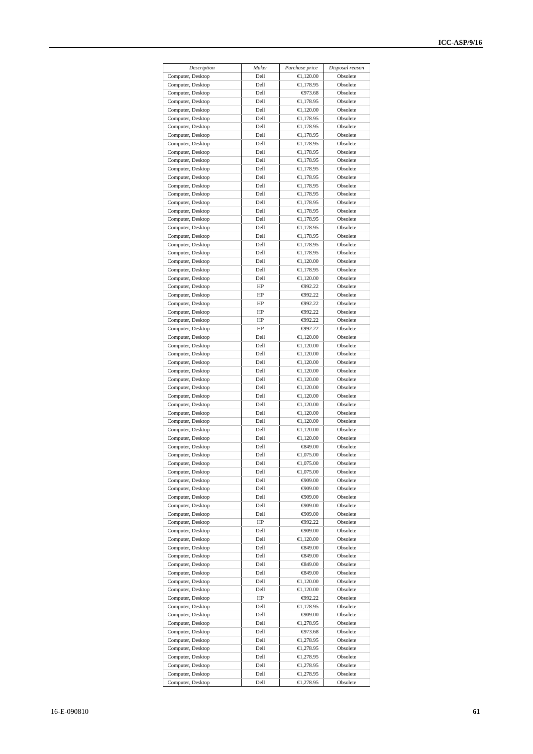| *Description* | *Maker* | *Purchase price* | *Disposal reason* |
|---|---|---|---|
| Computer, Desktop | Dell | €1,120.00 | Obsolete |
| Computer, Desktop | Dell | €1,178.95 | Obsolete |
| Computer, Desktop | Dell | €973.68 | Obsolete |
| Computer, Desktop | Dell | €1,178.95 | Obsolete |
| Computer, Desktop | Dell | €1,120.00 | Obsolete |
| Computer, Desktop | Dell | €1,178.95 | Obsolete |
| Computer, Desktop | Dell | €1,178.95 | Obsolete |
| Computer, Desktop | Dell | €1,178.95 | Obsolete |
| Computer, Desktop | Dell | €1,178.95 | Obsolete |
| Computer, Desktop | Dell | €1,178.95 | Obsolete |
| Computer, Desktop | Dell | €1,178.95 | Obsolete |
| Computer, Desktop | Dell | €1,178.95 | Obsolete |
| Computer, Desktop | Dell | €1,178.95 | Obsolete |
| Computer, Desktop | Dell | €1,178.95 | Obsolete |
| Computer, Desktop | Dell | €1,178.95 | Obsolete |
| Computer, Desktop | Dell | €1,178.95 | Obsolete |
| Computer, Desktop | Dell | €1,178.95 | Obsolete |
| Computer, Desktop | Dell | €1,178.95 | Obsolete |
| Computer, Desktop | Dell | €1,178.95 | Obsolete |
| Computer, Desktop | Dell | €1,178.95 | Obsolete |
| Computer, Desktop | Dell | €1,178.95 | Obsolete |
| Computer, Desktop | Dell | €1,178.95 | Obsolete |
| Computer, Desktop | Dell | €1,120.00 | Obsolete |
| Computer, Desktop | Dell | €1,178.95 | Obsolete |
| Computer, Desktop | Dell | €1,120.00 | Obsolete |
| Computer, Desktop | HP | €992.22 | Obsolete |
| Computer, Desktop | HP | €992.22 | Obsolete |
| Computer, Desktop | HP | €992.22 | Obsolete |
| Computer, Desktop | HP | €992.22 | Obsolete |
| Computer, Desktop | HP | €992.22 | Obsolete |
| Computer, Desktop | HP | €992.22 | Obsolete |
| Computer, Desktop | Dell | €1,120.00 | Obsolete |
| Computer, Desktop | Dell | €1,120.00 | Obsolete |
| Computer, Desktop | Dell | €1,120.00 | Obsolete |
| Computer, Desktop | Dell | €1,120.00 | Obsolete |
| Computer, Desktop | Dell | €1,120.00 | Obsolete |
| Computer, Desktop | Dell | €1,120.00 | Obsolete |
| Computer, Desktop | Dell | €1,120.00 | Obsolete |
| Computer, Desktop | Dell | €1,120.00 | Obsolete |
| Computer, Desktop | Dell | €1,120.00 | Obsolete |
| Computer, Desktop | Dell | €1,120.00 | Obsolete |
| Computer, Desktop | Dell | €1,120.00 | Obsolete |
| Computer, Desktop | Dell | €1,120.00 | Obsolete |
| Computer, Desktop | Dell | €1,120.00 | Obsolete |
| Computer, Desktop | Dell | €849.00 | Obsolete |
| Computer, Desktop | Dell | €1,075.00 | Obsolete |
| Computer, Desktop | Dell | €1,075.00 | Obsolete |
| Computer, Desktop | Dell | €1,075.00 | Obsolete |
| Computer, Desktop | Dell | €909.00 | Obsolete |
| Computer, Desktop | Dell | €909.00 | Obsolete |
| Computer, Desktop | Dell | €909.00 | Obsolete |
| Computer, Desktop | Dell | €909.00 | Obsolete |
| Computer, Desktop | Dell | €909.00 | Obsolete |
| Computer, Desktop | HP | €992.22 | Obsolete |
| Computer, Desktop | Dell | €909.00 | Obsolete |
| Computer, Desktop | Dell | €1,120.00 | Obsolete |
| Computer, Desktop | Dell | €849.00 | Obsolete |
| Computer, Desktop | Dell | €849.00 | Obsolete |
| Computer, Desktop | Dell | €849.00 | Obsolete |
| Computer, Desktop | Dell | €849.00 | Obsolete |
| Computer, Desktop | Dell | €1,120.00 | Obsolete |
| Computer, Desktop | Dell | €1,120.00 | Obsolete |
| Computer, Desktop | HP | €992.22 | Obsolete |
| Computer, Desktop | Dell | €1,178.95 | Obsolete |
| Computer, Desktop | Dell | €909.00 | Obsolete |
| Computer, Desktop | Dell | €1,278.95 | Obsolete |
| Computer, Desktop | Dell | €973.68 | Obsolete |
| Computer, Desktop | Dell | €1,278.95 | Obsolete |
| Computer, Desktop | Dell | €1,278.95 | Obsolete |
| Computer, Desktop | Dell | €1,278.95 | Obsolete |
| Computer, Desktop | Dell | €1,278.95 | Obsolete |
| Computer, Desktop | Dell | €1,278.95 | Obsolete |
| Computer, Desktop | Dell | €1,278.95 | Obsolete |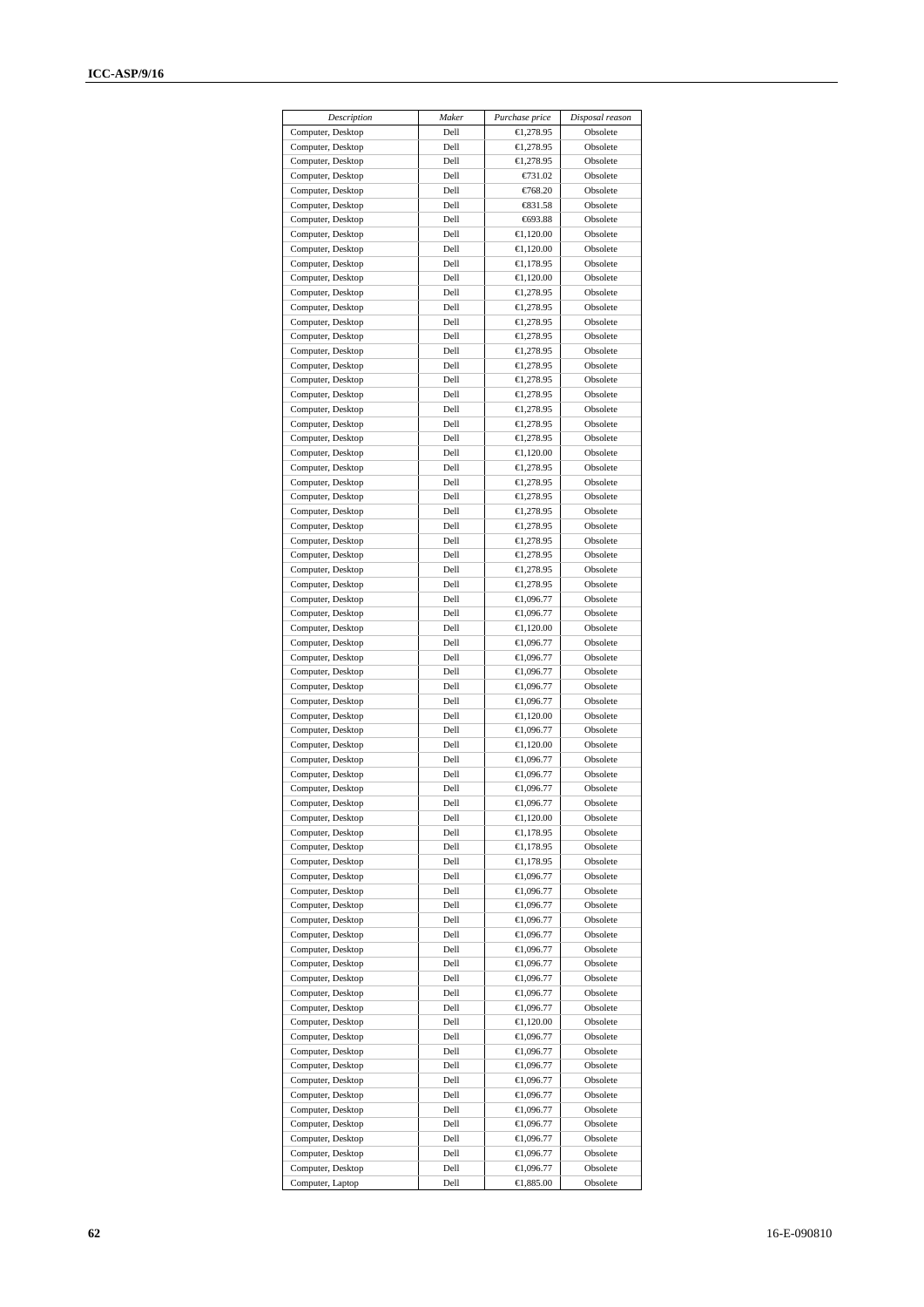| *Description* | *Maker* | *Purchase price* | *Disposal reason* |
|---|---|---|---|
| Computer, Desktop | Dell | €1,278.95 | Obsolete |
| Computer, Desktop | Dell | €1,278.95 | Obsolete |
| Computer, Desktop | Dell | €1,278.95 | Obsolete |
| Computer, Desktop | Dell | €731.02 | Obsolete |
| Computer, Desktop | Dell | €768.20 | Obsolete |
| Computer, Desktop | Dell | €831.58 | Obsolete |
| Computer, Desktop | Dell | €693.88 | Obsolete |
| Computer, Desktop | Dell | €1,120.00 | Obsolete |
| Computer, Desktop | Dell | €1,120.00 | Obsolete |
| Computer, Desktop | Dell | €1,178.95 | Obsolete |
| Computer, Desktop | Dell | €1,120.00 | Obsolete |
| Computer, Desktop | Dell | €1,278.95 | Obsolete |
| Computer, Desktop | Dell | €1,278.95 | Obsolete |
| Computer, Desktop | Dell | €1,278.95 | Obsolete |
| Computer, Desktop | Dell | €1,278.95 | Obsolete |
| Computer, Desktop | Dell | €1,278.95 | Obsolete |
| Computer, Desktop | Dell | €1,278.95 | Obsolete |
| Computer, Desktop | Dell | €1,278.95 | Obsolete |
| Computer, Desktop | Dell | €1,278.95 | Obsolete |
| Computer, Desktop | Dell | €1,278.95 | Obsolete |
| Computer, Desktop | Dell | €1,278.95 | Obsolete |
| Computer, Desktop | Dell | €1,278.95 | Obsolete |
| Computer, Desktop | Dell | €1,120.00 | Obsolete |
| Computer, Desktop | Dell | €1,278.95 | Obsolete |
| Computer, Desktop | Dell | €1,278.95 | Obsolete |
| Computer, Desktop | Dell | €1,278.95 | Obsolete |
| Computer, Desktop | Dell | €1,278.95 | Obsolete |
| Computer, Desktop | Dell | €1,278.95 | Obsolete |
| Computer, Desktop | Dell | €1,278.95 | Obsolete |
| Computer, Desktop | Dell | €1,278.95 | Obsolete |
| Computer, Desktop | Dell | €1,278.95 | Obsolete |
| Computer, Desktop | Dell | €1,278.95 | Obsolete |
| Computer, Desktop | Dell | €1,096.77 | Obsolete |
| Computer, Desktop | Dell | €1,096.77 | Obsolete |
| Computer, Desktop | Dell | €1,120.00 | Obsolete |
| Computer, Desktop | Dell | €1,096.77 | Obsolete |
| Computer, Desktop | Dell | €1,096.77 | Obsolete |
| Computer, Desktop | Dell | €1,096.77 | Obsolete |
| Computer, Desktop | Dell | €1,096.77 | Obsolete |
| Computer, Desktop | Dell | €1,096.77 | Obsolete |
| Computer, Desktop | Dell | €1,120.00 | Obsolete |
| Computer, Desktop | Dell | €1,096.77 | Obsolete |
| Computer, Desktop | Dell | €1,120.00 | Obsolete |
| Computer, Desktop | Dell | €1,096.77 | Obsolete |
| Computer, Desktop | Dell | €1,096.77 | Obsolete |
| Computer, Desktop | Dell | €1,096.77 | Obsolete |
| Computer, Desktop | Dell | €1,096.77 | Obsolete |
| Computer, Desktop | Dell | €1,120.00 | Obsolete |
| Computer, Desktop | Dell | €1,178.95 | Obsolete |
| Computer, Desktop | Dell | €1,178.95 | Obsolete |
| Computer, Desktop | Dell | €1,178.95 | Obsolete |
| Computer, Desktop | Dell | €1,096.77 | Obsolete |
| Computer, Desktop | Dell | €1,096.77 | Obsolete |
| Computer, Desktop | Dell | €1,096.77 | Obsolete |
| Computer, Desktop | Dell | €1,096.77 | Obsolete |
| Computer, Desktop | Dell | €1,096.77 | Obsolete |
| Computer, Desktop | Dell | €1,096.77 | Obsolete |
| Computer, Desktop | Dell | €1,096.77 | Obsolete |
| Computer, Desktop | Dell | €1,096.77 | Obsolete |
| Computer, Desktop | Dell | €1,096.77 | Obsolete |
| Computer, Desktop | Dell | €1,096.77 | Obsolete |
| Computer, Desktop | Dell | €1,120.00 | Obsolete |
| Computer, Desktop | Dell | €1,096.77 | Obsolete |
| Computer, Desktop | Dell | €1,096.77 | Obsolete |
| Computer, Desktop | Dell | €1,096.77 | Obsolete |
| Computer, Desktop | Dell | €1,096.77 | Obsolete |
| Computer, Desktop | Dell | €1,096.77 | Obsolete |
| Computer, Desktop | Dell | €1,096.77 | Obsolete |
| Computer, Desktop | Dell | €1,096.77 | Obsolete |
| Computer, Desktop | Dell | €1,096.77 | Obsolete |
| Computer, Desktop | Dell | €1,096.77 | Obsolete |
| Computer, Desktop | Dell | €1,096.77 | Obsolete |
| Computer, Desktop | Dell | €1,096.77 | Obsolete |
| Computer, Laptop | Dell | €1,885.00 | Obsolete |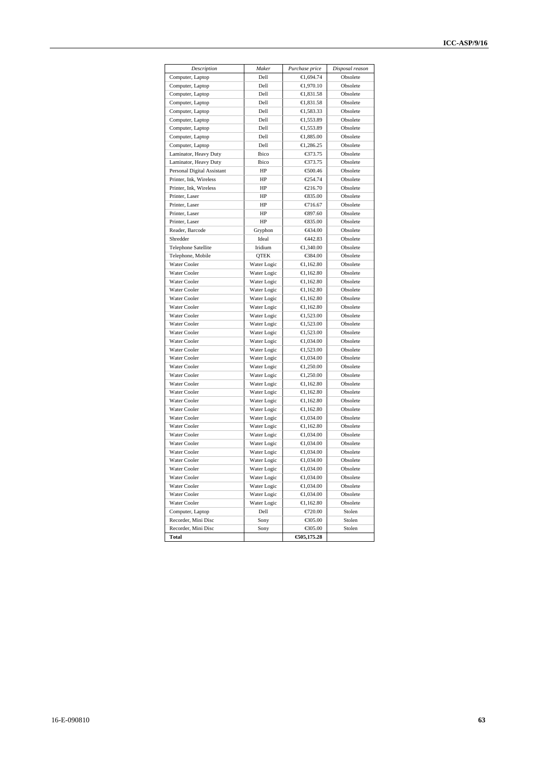| *Description* | *Maker* | *Purchase price* | *Disposal reason* |
|---|---|---|---|
| Computer, Laptop | Dell | €1,694.74 | Obsolete |
| Computer, Laptop | Dell | €1,970.10 | Obsolete |
| Computer, Laptop | Dell | €1,831.58 | Obsolete |
| Computer, Laptop | Dell | €1,831.58 | Obsolete |
| Computer, Laptop | Dell | €1,583.33 | Obsolete |
| Computer, Laptop | Dell | €1,553.89 | Obsolete |
| Computer, Laptop | Dell | €1,553.89 | Obsolete |
| Computer, Laptop | Dell | €1,885.00 | Obsolete |
| Computer, Laptop | Dell | €1,286.25 | Obsolete |
| Laminator, Heavy Duty | Ibico | €373.75 | Obsolete |
| Laminator, Heavy Duty | Ibico | €373.75 | Obsolete |
| Personal Digital Assistant | HP | €500.46 | Obsolete |
| Printer, Ink, Wireless | HP | €254.74 | Obsolete |
| Printer, Ink, Wireless | HP | €216.70 | Obsolete |
| Printer, Laser | HP | €835.00 | Obsolete |
| Printer, Laser | HP | €716.67 | Obsolete |
| Printer, Laser | HP | €897.60 | Obsolete |
| Printer, Laser | HP | €835.00 | Obsolete |
| Reader, Barcode | Gryphon | €434.00 | Obsolete |
| Shredder | Ideal | €442.83 | Obsolete |
| Telephone Satellite | Iridium | €1,340.00 | Obsolete |
| Telephone, Mobile | QTEK | €384.00 | Obsolete |
| Water Cooler | Water Logic | €1,162.80 | Obsolete |
| Water Cooler | Water Logic | €1,162.80 | Obsolete |
| Water Cooler | Water Logic | €1,162.80 | Obsolete |
| Water Cooler | Water Logic | €1,162.80 | Obsolete |
| Water Cooler | Water Logic | €1,162.80 | Obsolete |
| Water Cooler | Water Logic | €1,162.80 | Obsolete |
| Water Cooler | Water Logic | €1,523.00 | Obsolete |
| Water Cooler | Water Logic | €1,523.00 | Obsolete |
| Water Cooler | Water Logic | €1,523.00 | Obsolete |
| Water Cooler | Water Logic | €1,034.00 | Obsolete |
| Water Cooler | Water Logic | €1,523.00 | Obsolete |
| Water Cooler | Water Logic | €1,034.00 | Obsolete |
| Water Cooler | Water Logic | €1,250.00 | Obsolete |
| Water Cooler | Water Logic | €1,250.00 | Obsolete |
| Water Cooler | Water Logic | €1,162.80 | Obsolete |
| Water Cooler | Water Logic | €1,162.80 | Obsolete |
| Water Cooler | Water Logic | €1,162.80 | Obsolete |
| Water Cooler | Water Logic | €1,162.80 | Obsolete |
| Water Cooler | Water Logic | €1,034.00 | Obsolete |
| Water Cooler | Water Logic | €1,162.80 | Obsolete |
| Water Cooler | Water Logic | €1,034.00 | Obsolete |
| Water Cooler | Water Logic | €1,034.00 | Obsolete |
| Water Cooler | Water Logic | €1,034.00 | Obsolete |
| Water Cooler | Water Logic | €1,034.00 | Obsolete |
| Water Cooler | Water Logic | €1,034.00 | Obsolete |
| Water Cooler | Water Logic | €1,034.00 | Obsolete |
| Water Cooler | Water Logic | €1,034.00 | Obsolete |
| Water Cooler | Water Logic | €1,034.00 | Obsolete |
| Water Cooler | Water Logic | €1,162.80 | Obsolete |
| Computer, Laptop | Dell | €720.00 | Stolen |
| Recorder, Mini Disc | Sony | €305.00 | Stolen |
| Recorder, Mini Disc | Sony | €305.00 | Stolen |
| **Total** | | **€505,175.28** | |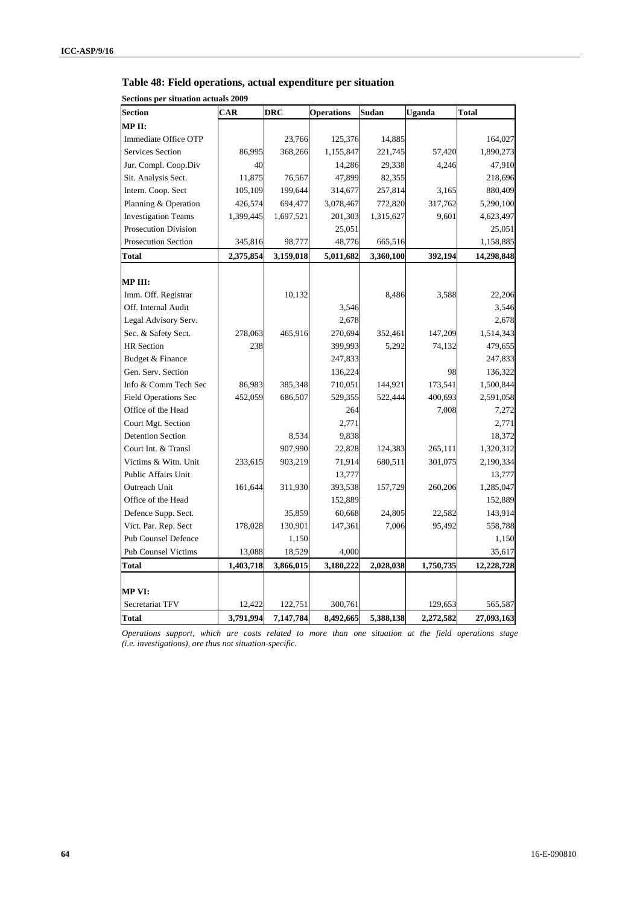## Table 48: Field operations, actual expenditure per situation

**Sections per situation actuals 2009**

| Section | CAR | DRC | Operations | Sudan | Uganda | Total |
|---|---|---|---|---|---|---|
| **MP II:** | | | | | | |
| Immediate Office OTP | | 23,766 | 125,376 | 14,885 | | 164,027 |
| Services Section | 86,995 | 368,266 | 1,155,847 | 221,745 | 57,420 | 1,890,273 |
| Jur. Compl. Coop.Div | 40 | | 14,286 | 29,338 | 4,246 | 47,910 |
| Sit. Analysis Sect. | 11,875 | 76,567 | 47,899 | 82,355 | | 218,696 |
| Intern. Coop. Sect | 105,109 | 199,644 | 314,677 | 257,814 | 3,165 | 880,409 |
| Planning & Operation | 426,574 | 694,477 | 3,078,467 | 772,820 | 317,762 | 5,290,100 |
| Investigation Teams | 1,399,445 | 1,697,521 | 201,303 | 1,315,627 | 9,601 | 4,623,497 |
| Prosecution Division | | | 25,051 | | | 25,051 |
| Prosecution Section | 345,816 | 98,777 | 48,776 | 665,516 | | 1,158,885 |
| **Total** | **2,375,854** | **3,159,018** | **5,011,682** | **3,360,100** | **392,194** | **14,298,848** |
| | | | | | | |
| **MP III:** | | | | | | |
| Imm. Off. Registrar | | 10,132 | | 8,486 | 3,588 | 22,206 |
| Off. Internal Audit | | | 3,546 | | | 3,546 |
| Legal Advisory Serv. | | | 2,678 | | | 2,678 |
| Sec. & Safety Sect. | 278,063 | 465,916 | 270,694 | 352,461 | 147,209 | 1,514,343 |
| HR Section | 238 | | 399,993 | 5,292 | 74,132 | 479,655 |
| Budget & Finance | | | 247,833 | | | 247,833 |
| Gen. Serv. Section | | | 136,224 | | 98 | 136,322 |
| Info & Comm Tech Sec | 86,983 | 385,348 | 710,051 | 144,921 | 173,541 | 1,500,844 |
| Field Operations Sec | 452,059 | 686,507 | 529,355 | 522,444 | 400,693 | 2,591,058 |
| Office of the Head | | | 264 | | 7,008 | 7,272 |
| Court Mgt. Section | | | 2,771 | | | 2,771 |
| Detention Section | | 8,534 | 9,838 | | | 18,372 |
| Court Int. & Transl | | 907,990 | 22,828 | 124,383 | 265,111 | 1,320,312 |
| Victims & Witn. Unit | 233,615 | 903,219 | 71,914 | 680,511 | 301,075 | 2,190,334 |
| Public Affairs Unit | | | 13,777 | | | 13,777 |
| Outreach Unit | 161,644 | 311,930 | 393,538 | 157,729 | 260,206 | 1,285,047 |
| Office of the Head | | | 152,889 | | | 152,889 |
| Defence Supp. Sect. | | 35,859 | 60,668 | 24,805 | 22,582 | 143,914 |
| Vict. Par. Rep. Sect | 178,028 | 130,901 | 147,361 | 7,006 | 95,492 | 558,788 |
| Pub Counsel Defence | | 1,150 | | | | 1,150 |
| Pub Counsel Victims | 13,088 | 18,529 | 4,000 | | | 35,617 |
| **Total** | **1,403,718** | **3,866,015** | **3,180,222** | **2,028,038** | **1,750,735** | **12,228,728** |
| | | | | | | |
| **MP VI:** | | | | | | |
| Secretariat TFV | 12,422 | 122,751 | 300,761 | | 129,653 | 565,587 |
| **Total** | **3,791,994** | **7,147,784** | **8,492,665** | **5,388,138** | **2,272,582** | **27,093,163** |

*Operations support, which are costs related to more than one situation at the field operations stage (i.e. investigations), are thus not situation-specific.*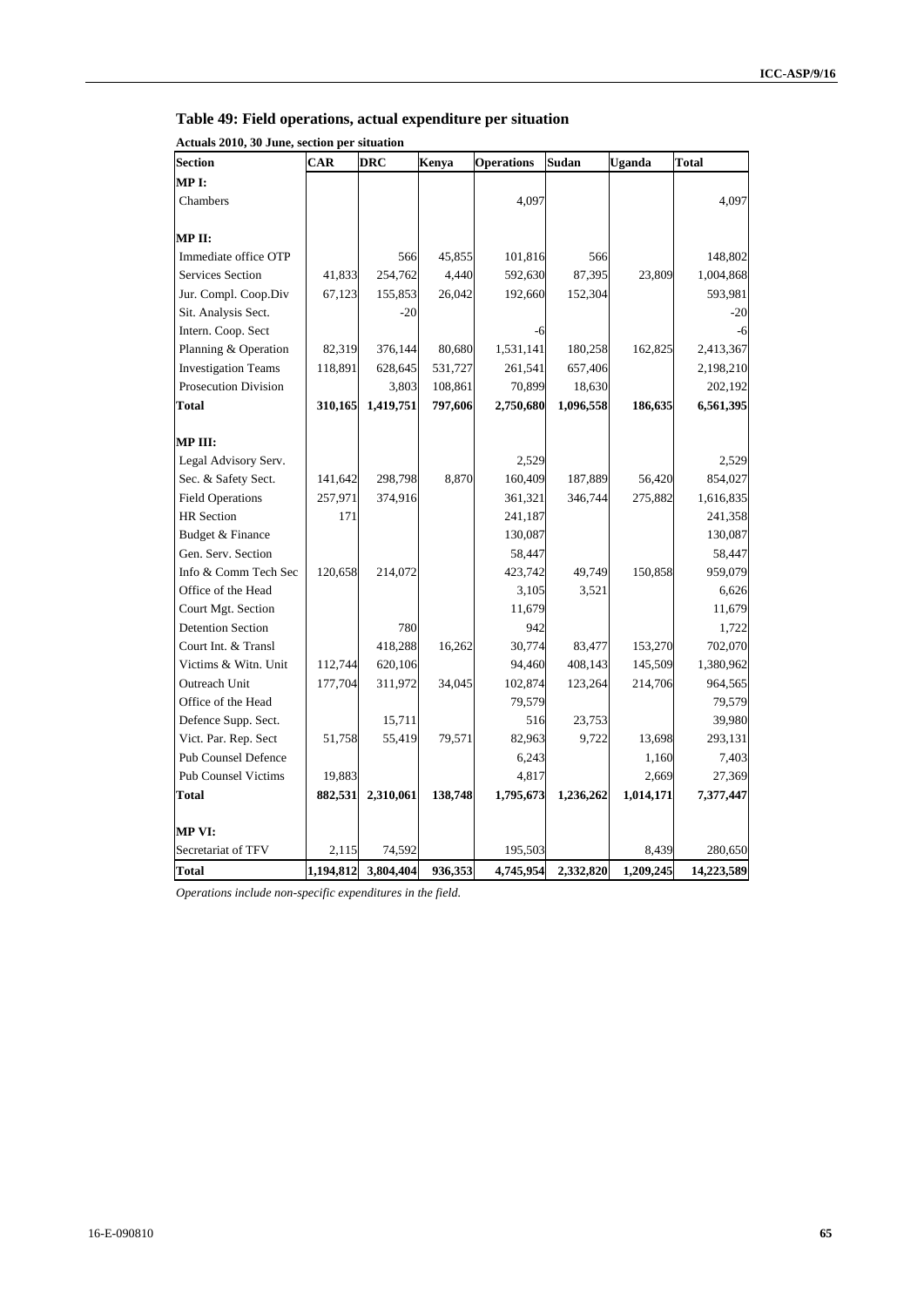## Table 49: Field operations, actual expenditure per situation

**Actuals 2010, 30 June, section per situation**

| Section | CAR | DRC | Kenya | Operations | Sudan | Uganda | Total |
|---|---|---|---|---|---|---|---|
| **MP I:** | | | | | | | |
| Chambers | | | | 4,097 | | | 4,097 |
| | | | | | | | |
| **MP II:** | | | | | | | |
| Immediate office OTP | | 566 | 45,855 | 101,816 | 566 | | 148,802 |
| Services Section | 41,833 | 254,762 | 4,440 | 592,630 | 87,395 | 23,809 | 1,004,868 |
| Jur. Compl. Coop.Div | 67,123 | 155,853 | 26,042 | 192,660 | 152,304 | | 593,981 |
| Sit. Analysis Sect. | | -20 | | | | | -20 |
| Intern. Coop. Sect | | | | -6 | | | -6 |
| Planning & Operation | 82,319 | 376,144 | 80,680 | 1,531,141 | 180,258 | 162,825 | 2,413,367 |
| Investigation Teams | 118,891 | 628,645 | 531,727 | 261,541 | 657,406 | | 2,198,210 |
| Prosecution Division | | 3,803 | 108,861 | 70,899 | 18,630 | | 202,192 |
| **Total** | **310,165** | **1,419,751** | **797,606** | **2,750,680** | **1,096,558** | **186,635** | **6,561,395** |
| | | | | | | | |
| **MP III:** | | | | | | | |
| Legal Advisory Serv. | | | | 2,529 | | | 2,529 |
| Sec. & Safety Sect. | 141,642 | 298,798 | 8,870 | 160,409 | 187,889 | 56,420 | 854,027 |
| Field Operations | 257,971 | 374,916 | | 361,321 | 346,744 | 275,882 | 1,616,835 |
| HR Section | 171 | | | 241,187 | | | 241,358 |
| Budget & Finance | | | | 130,087 | | | 130,087 |
| Gen. Serv. Section | | | | 58,447 | | | 58,447 |
| Info & Comm Tech Sec | 120,658 | 214,072 | | 423,742 | 49,749 | 150,858 | 959,079 |
| Office of the Head | | | | 3,105 | 3,521 | | 6,626 |
| Court Mgt. Section | | | | 11,679 | | | 11,679 |
| Detention Section | | 780 | | 942 | | | 1,722 |
| Court Int. & Transl | | 418,288 | 16,262 | 30,774 | 83,477 | 153,270 | 702,070 |
| Victims & Witn. Unit | 112,744 | 620,106 | | 94,460 | 408,143 | 145,509 | 1,380,962 |
| Outreach Unit | 177,704 | 311,972 | 34,045 | 102,874 | 123,264 | 214,706 | 964,565 |
| Office of the Head | | | | 79,579 | | | 79,579 |
| Defence Supp. Sect. | | 15,711 | | 516 | 23,753 | | 39,980 |
| Vict. Par. Rep. Sect | 51,758 | 55,419 | 79,571 | 82,963 | 9,722 | 13,698 | 293,131 |
| Pub Counsel Defence | | | | 6,243 | | 1,160 | 7,403 |
| Pub Counsel Victims | 19,883 | | | 4,817 | | 2,669 | 27,369 |
| **Total** | **882,531** | **2,310,061** | **138,748** | **1,795,673** | **1,236,262** | **1,014,171** | **7,377,447** |
| | | | | | | | |
| **MP VI:** | | | | | | | |
| Secretariat of TFV | 2,115 | 74,592 | | 195,503 | | 8,439 | 280,650 |
| **Total** | **1,194,812** | **3,804,404** | **936,353** | **4,745,954** | **2,332,820** | **1,209,245** | **14,223,589** |

*Operations include non-specific expenditures in the field.*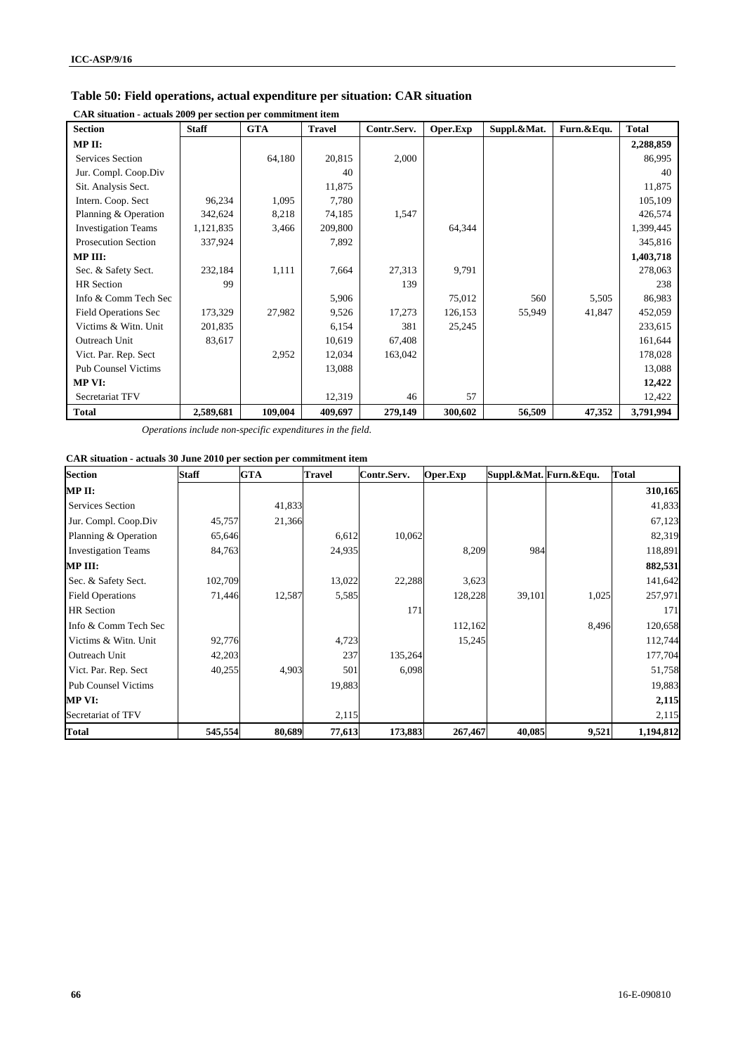## Table 50: Field operations, actual expenditure per situation: CAR situation

**CAR situation - actuals 2009 per section per commitment item**

| Section | Staff | GTA | Travel | Contr.Serv. | Oper.Exp | Suppl.&Mat. | Furn.&Equ. | Total |
|---|---|---|---|---|---|---|---|---|
| **MP II:** | | | | | | | | **2,288,859** |
| Services Section | | 64,180 | 20,815 | 2,000 | | | | 86,995 |
| Jur. Compl. Coop.Div | | | 40 | | | | | 40 |
| Sit. Analysis Sect. | | | 11,875 | | | | | 11,875 |
| Intern. Coop. Sect | 96,234 | 1,095 | 7,780 | | | | | 105,109 |
| Planning & Operation | 342,624 | 8,218 | 74,185 | 1,547 | | | | 426,574 |
| Investigation Teams | 1,121,835 | 3,466 | 209,800 | | 64,344 | | | 1,399,445 |
| Prosecution Section | 337,924 | | 7,892 | | | | | 345,816 |
| **MP III:** | | | | | | | | **1,403,718** |
| Sec. & Safety Sect. | 232,184 | 1,111 | 7,664 | 27,313 | 9,791 | | | 278,063 |
| HR Section | 99 | | | 139 | | | | 238 |
| Info & Comm Tech Sec | | | 5,906 | | 75,012 | 560 | 5,505 | 86,983 |
| Field Operations Sec | 173,329 | 27,982 | 9,526 | 17,273 | 126,153 | 55,949 | 41,847 | 452,059 |
| Victims & Witn. Unit | 201,835 | | 6,154 | 381 | 25,245 | | | 233,615 |
| Outreach Unit | 83,617 | | 10,619 | 67,408 | | | | 161,644 |
| Vict. Par. Rep. Sect | | 2,952 | 12,034 | 163,042 | | | | 178,028 |
| Pub Counsel Victims | | | 13,088 | | | | | 13,088 |
| **MP VI:** | | | | | | | | **12,422** |
| Secretariat TFV | | | 12,319 | 46 | 57 | | | 12,422 |
| **Total** | **2,589,681** | **109,004** | **409,697** | **279,149** | **300,602** | **56,509** | **47,352** | **3,791,994** |

*Operations include non-specific expenditures in the field.*

**CAR situation - actuals 30 June 2010 per section per commitment item**

| Section | Staff | GTA | Travel | Contr.Serv. | Oper.Exp | Suppl.&Mat. | Furn.&Equ. | Total |
|---|---|---|---|---|---|---|---|---|
| **MP II:** | | | | | | | | **310,165** |
| Services Section | | 41,833 | | | | | | 41,833 |
| Jur. Compl. Coop.Div | 45,757 | 21,366 | | | | | | 67,123 |
| Planning & Operation | 65,646 | | 6,612 | 10,062 | | | | 82,319 |
| Investigation Teams | 84,763 | | 24,935 | | 8,209 | 984 | | 118,891 |
| **MP III:** | | | | | | | | **882,531** |
| Sec. & Safety Sect. | 102,709 | | 13,022 | 22,288 | 3,623 | | | 141,642 |
| Field Operations | 71,446 | 12,587 | 5,585 | | 128,228 | 39,101 | 1,025 | 257,971 |
| HR Section | | | | 171 | | | | 171 |
| Info & Comm Tech Sec | | | | | 112,162 | | 8,496 | 120,658 |
| Victims & Witn. Unit | 92,776 | | 4,723 | | 15,245 | | | 112,744 |
| Outreach Unit | 42,203 | | 237 | 135,264 | | | | 177,704 |
| Vict. Par. Rep. Sect | 40,255 | 4,903 | 501 | 6,098 | | | | 51,758 |
| Pub Counsel Victims | | | 19,883 | | | | | 19,883 |
| **MP VI:** | | | | | | | | **2,115** |
| Secretariat of TFV | | | 2,115 | | | | | 2,115 |
| **Total** | **545,554** | **80,689** | **77,613** | **173,883** | **267,467** | **40,085** | **9,521** | **1,194,812** |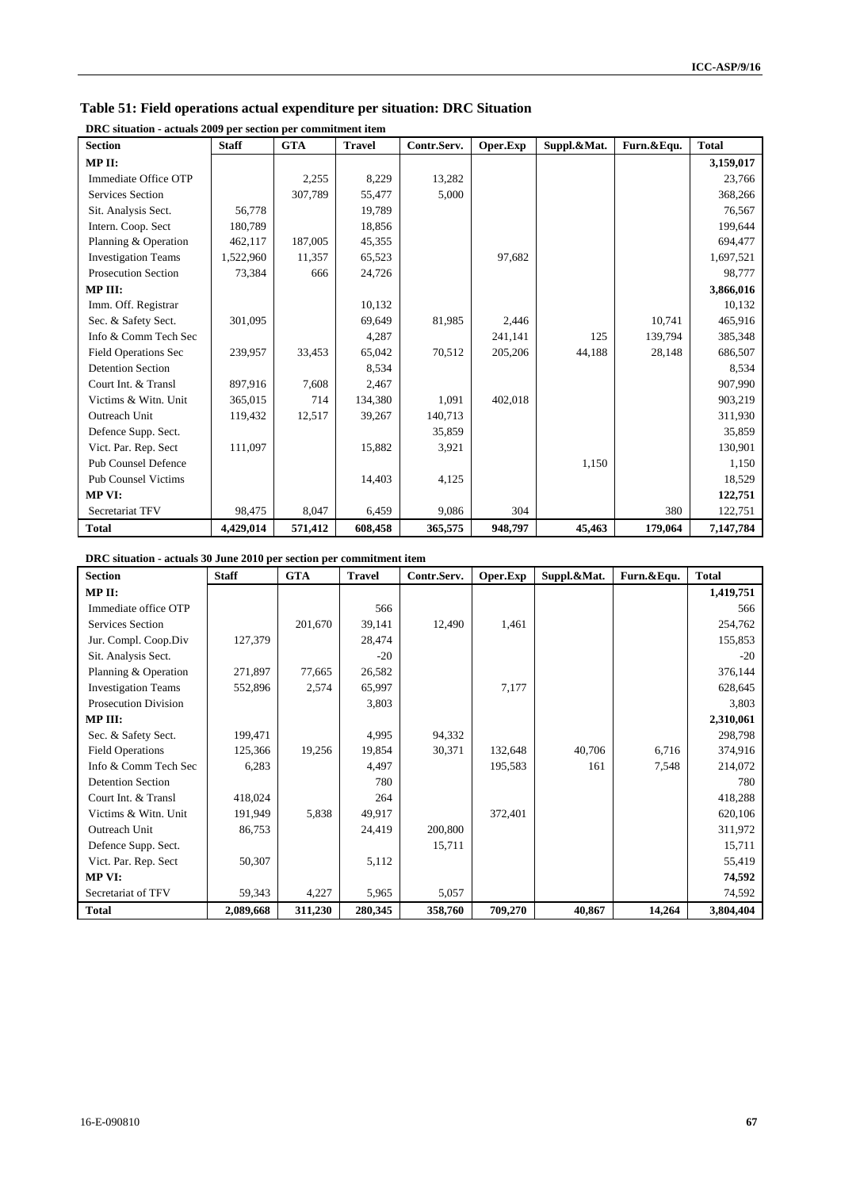## Table 51: Field operations actual expenditure per situation: DRC Situation

**DRC situation - actuals 2009 per section per commitment item**

| Section | Staff | GTA | Travel | Contr.Serv. | Oper.Exp | Suppl.&Mat. | Furn.&Equ. | Total |
|---|---|---|---|---|---|---|---|---|
| **MP II:** | | | | | | | | **3,159,017** |
| Immediate Office OTP | | 2,255 | 8,229 | 13,282 | | | | 23,766 |
| Services Section | | 307,789 | 55,477 | 5,000 | | | | 368,266 |
| Sit. Analysis Sect. | 56,778 | | 19,789 | | | | | 76,567 |
| Intern. Coop. Sect | 180,789 | | 18,856 | | | | | 199,644 |
| Planning & Operation | 462,117 | 187,005 | 45,355 | | | | | 694,477 |
| Investigation Teams | 1,522,960 | 11,357 | 65,523 | | 97,682 | | | 1,697,521 |
| Prosecution Section | 73,384 | 666 | 24,726 | | | | | 98,777 |
| **MP III:** | | | | | | | | **3,866,016** |
| Imm. Off. Registrar | | | 10,132 | | | | | 10,132 |
| Sec. & Safety Sect. | 301,095 | | 69,649 | 81,985 | 2,446 | | 10,741 | 465,916 |
| Info & Comm Tech Sec | | | 4,287 | | 241,141 | 125 | 139,794 | 385,348 |
| Field Operations Sec | 239,957 | 33,453 | 65,042 | 70,512 | 205,206 | 44,188 | 28,148 | 686,507 |
| Detention Section | | | 8,534 | | | | | 8,534 |
| Court Int. & Transl | 897,916 | 7,608 | 2,467 | | | | | 907,990 |
| Victims & Witn. Unit | 365,015 | 714 | 134,380 | 1,091 | 402,018 | | | 903,219 |
| Outreach Unit | 119,432 | 12,517 | 39,267 | 140,713 | | | | 311,930 |
| Defence Supp. Sect. | | | | 35,859 | | | | 35,859 |
| Vict. Par. Rep. Sect | 111,097 | | 15,882 | 3,921 | | | | 130,901 |
| Pub Counsel Defence | | | | | | 1,150 | | 1,150 |
| Pub Counsel Victims | | | 14,403 | 4,125 | | | | 18,529 |
| **MP VI:** | | | | | | | | **122,751** |
| Secretariat TFV | 98,475 | 8,047 | 6,459 | 9,086 | 304 | | 380 | 122,751 |
| **Total** | **4,429,014** | **571,412** | **608,458** | **365,575** | **948,797** | **45,463** | **179,064** | **7,147,784** |

**DRC situation - actuals 30 June 2010 per section per commitment item**

| Section | Staff | GTA | Travel | Contr.Serv. | Oper.Exp | Suppl.&Mat. | Furn.&Equ. | Total |
|---|---|---|---|---|---|---|---|---|
| **MP II:** | | | | | | | | **1,419,751** |
| Immediate office OTP | | | 566 | | | | | 566 |
| Services Section | | 201,670 | 39,141 | 12,490 | 1,461 | | | 254,762 |
| Jur. Compl. Coop.Div | 127,379 | | 28,474 | | | | | 155,853 |
| Sit. Analysis Sect. | | | -20 | | | | | -20 |
| Planning & Operation | 271,897 | 77,665 | 26,582 | | | | | 376,144 |
| Investigation Teams | 552,896 | 2,574 | 65,997 | | 7,177 | | | 628,645 |
| Prosecution Division | | | 3,803 | | | | | 3,803 |
| **MP III:** | | | | | | | | **2,310,061** |
| Sec. & Safety Sect. | 199,471 | | 4,995 | 94,332 | | | | 298,798 |
| Field Operations | 125,366 | 19,256 | 19,854 | 30,371 | 132,648 | 40,706 | 6,716 | 374,916 |
| Info & Comm Tech Sec | 6,283 | | 4,497 | | 195,583 | 161 | 7,548 | 214,072 |
| Detention Section | | | 780 | | | | | 780 |
| Court Int. & Transl | 418,024 | | 264 | | | | | 418,288 |
| Victims & Witn. Unit | 191,949 | 5,838 | 49,917 | | 372,401 | | | 620,106 |
| Outreach Unit | 86,753 | | 24,419 | 200,800 | | | | 311,972 |
| Defence Supp. Sect. | | | | 15,711 | | | | 15,711 |
| Vict. Par. Rep. Sect | 50,307 | | 5,112 | | | | | 55,419 |
| **MP VI:** | | | | | | | | **74,592** |
| Secretariat of TFV | 59,343 | 4,227 | 5,965 | 5,057 | | | | 74,592 |
| **Total** | **2,089,668** | **311,230** | **280,345** | **358,760** | **709,270** | **40,867** | **14,264** | **3,804,404** |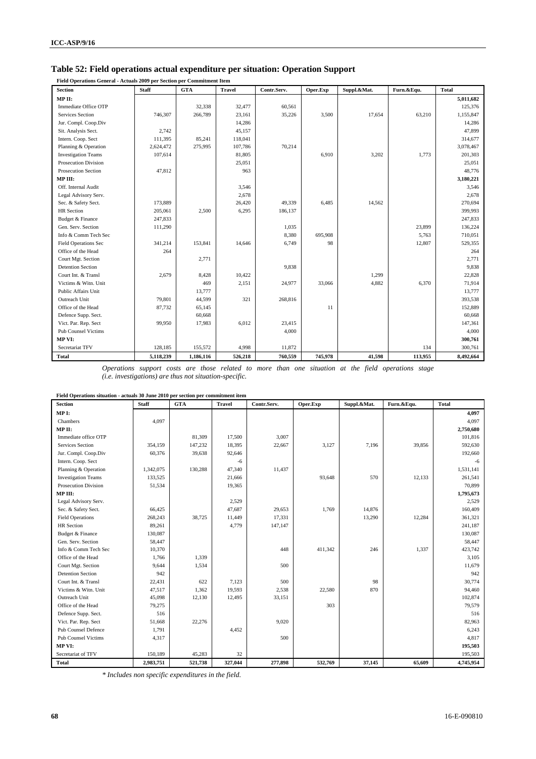## Table 52: Field operations actual expenditure per situation: Operation Support

**Field Operations General - Actuals 2009 per Section per Commitment Item**

| Section | Staff | GTA | Travel | Contr.Serv. | Oper.Exp | Suppl.&Mat. | Furn.&Equ. | Total |
|---|---|---|---|---|---|---|---|---|
| **MP II:** | | | | | | | | **5,011,682** |
| Immediate Office OTP | | 32,338 | 32,477 | 60,561 | | | | 125,376 |
| Services Section | 746,307 | 266,789 | 23,161 | 35,226 | 3,500 | 17,654 | 63,210 | 1,155,847 |
| Jur. Compl. Coop.Div | | | 14,286 | | | | | 14,286 |
| Sit. Analysis Sect. | 2,742 | | 45,157 | | | | | 47,899 |
| Intern. Coop. Sect | 111,395 | 85,241 | 118,041 | | | | | 314,677 |
| Planning & Operation | 2,624,472 | 275,995 | 107,786 | 70,214 | | | | 3,078,467 |
| Investigation Teams | 107,614 | | 81,805 | | 6,910 | 3,202 | 1,773 | 201,303 |
| Prosecution Division | | | 25,051 | | | | | 25,051 |
| Prosecution Section | 47,812 | | 963 | | | | | 48,776 |
| **MP III:** | | | | | | | | **3,180,221** |
| Off. Internal Audit | | | 3,546 | | | | | 3,546 |
| Legal Advisory Serv. | | | 2,678 | | | | | 2,678 |
| Sec. & Safety Sect. | 173,889 | | 26,420 | 49,339 | 6,485 | 14,562 | | 270,694 |
| HR Section | 205,061 | 2,500 | 6,295 | 186,137 | | | | 399,993 |
| Budget & Finance | 247,833 | | | | | | | 247,833 |
| Gen. Serv. Section | 111,290 | | | 1,035 | | | 23,899 | 136,224 |
| Info & Comm Tech Sec | | | | 8,380 | 695,908 | | 5,763 | 710,051 |
| Field Operations Sec | 341,214 | 153,841 | 14,646 | 6,749 | 98 | | 12,807 | 529,355 |
| Office of the Head | 264 | | | | | | | 264 |
| Court Mgt. Section | | 2,771 | | | | | | 2,771 |
| Detention Section | | | | 9,838 | | | | 9,838 |
| Court Int. & Transl | 2,679 | 8,428 | 10,422 | | | 1,299 | | 22,828 |
| Victims & Witn. Unit | | 469 | 2,151 | 24,977 | 33,066 | 4,882 | 6,370 | 71,914 |
| Public Affairs Unit | | 13,777 | | | | | | 13,777 |
| Outreach Unit | 79,801 | 44,599 | 321 | 268,816 | | | | 393,538 |
| Office of the Head | 87,732 | 65,145 | | | 11 | | | 152,889 |
| Defence Supp. Sect. | | 60,668 | | | | | | 60,668 |
| Vict. Par. Rep. Sect | 99,950 | 17,983 | 6,012 | 23,415 | | | | 147,361 |
| Pub Counsel Victims | | | | 4,000 | | | | 4,000 |
| **MP VI:** | | | | | | | | **300,761** |
| Secretariat TFV | 128,185 | 155,572 | 4,998 | 11,872 | | | 134 | 300,761 |
| **Total** | **5,118,239** | **1,186,116** | **526,218** | **760,559** | **745,978** | **41,598** | **113,955** | **8,492,664** |

*Operations support costs are those related to more than one situation at the field operations stage (i.e. investigations) are thus not situation-specific.*

**Field Operations situation - actuals 30 June 2010 per section per commitment item**

| Section | Staff | GTA | Travel | Contr.Serv. | Oper.Exp | Suppl.&Mat. | Furn.&Equ. | Total |
|---|---|---|---|---|---|---|---|---|
| **MP I:** | | | | | | | | **4,097** |
| Chambers | 4,097 | | | | | | | 4,097 |
| **MP II:** | | | | | | | | **2,750,680** |
| Immediate office OTP | | 81,309 | 17,500 | 3,007 | | | | 101,816 |
| Services Section | 354,159 | 147,232 | 18,395 | 22,667 | 3,127 | 7,196 | 39,856 | 592,630 |
| Jur. Compl. Coop.Div | 60,376 | 39,638 | 92,646 | | | | | 192,660 |
| Intern. Coop. Sect | | | -6 | | | | | -6 |
| Planning & Operation | 1,342,075 | 130,288 | 47,340 | 11,437 | | | | 1,531,141 |
| Investigation Teams | 133,525 | | 21,666 | | 93,648 | 570 | 12,133 | 261,541 |
| Prosecution Division | 51,534 | | 19,365 | | | | | 70,899 |
| **MP III:** | | | | | | | | **1,795,673** |
| Legal Advisory Serv. | | | 2,529 | | | | | 2,529 |
| Sec. & Safety Sect. | 66,425 | | 47,687 | 29,653 | 1,769 | 14,876 | | 160,409 |
| Field Operations | 268,243 | 38,725 | 11,449 | 17,331 | | 13,290 | 12,284 | 361,321 |
| HR Section | 89,261 | | 4,779 | 147,147 | | | | 241,187 |
| Budget & Finance | 130,087 | | | | | | | 130,087 |
| Gen. Serv. Section | 58,447 | | | | | | | 58,447 |
| Info & Comm Tech Sec | 10,370 | | | 448 | 411,342 | 246 | 1,337 | 423,742 |
| Office of the Head | 1,766 | 1,339 | | | | | | 3,105 |
| Court Mgt. Section | 9,644 | 1,534 | | 500 | | | | 11,679 |
| Detention Section | 942 | | | | | | | 942 |
| Court Int. & Transl | 22,431 | 622 | 7,123 | 500 | | 98 | | 30,774 |
| Victims & Witn. Unit | 47,517 | 1,362 | 19,593 | 2,538 | 22,580 | 870 | | 94,460 |
| Outreach Unit | 45,098 | 12,130 | 12,495 | 33,151 | | | | 102,874 |
| Office of the Head | 79,275 | | | | 303 | | | 79,579 |
| Defence Supp. Sect. | 516 | | | | | | | 516 |
| Vict. Par. Rep. Sect | 51,668 | 22,276 | | 9,020 | | | | 82,963 |
| Pub Counsel Defence | 1,791 | | 4,452 | | | | | 6,243 |
| Pub Counsel Victims | 4,317 | | | 500 | | | | 4,817 |
| **MP VI:** | | | | | | | | **195,503** |
| Secretariat of TFV | 150,189 | 45,283 | 32 | | | | | 195,503 |
| **Total** | **2,983,751** | **521,738** | **327,044** | **277,898** | **532,769** | **37,145** | **65,609** | **4,745,954** |

*\* Includes non specific expenditures in the field.*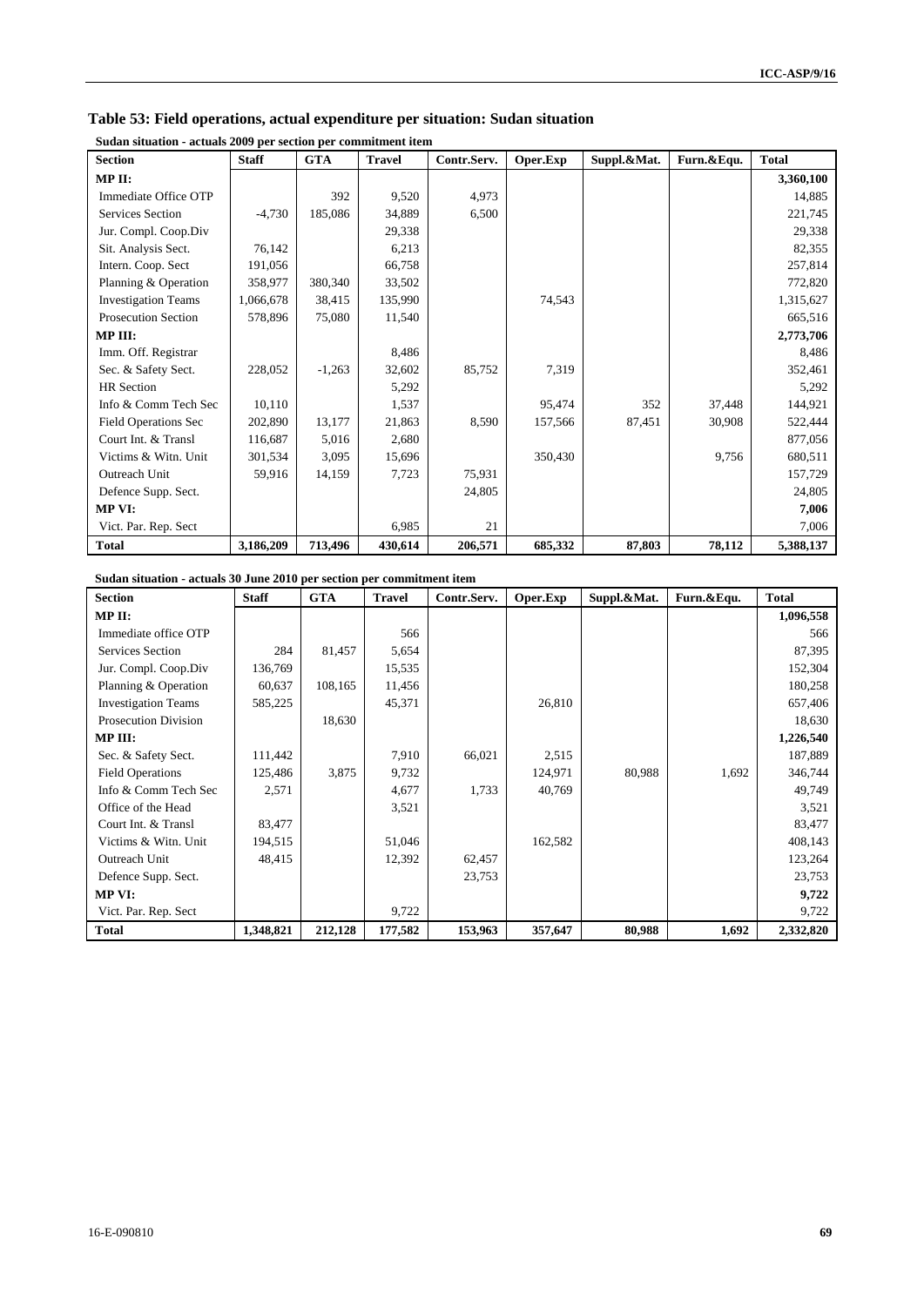## Table 53: Field operations, actual expenditure per situation: Sudan situation

**Sudan situation - actuals 2009 per section per commitment item**

| Section | Staff | GTA | Travel | Contr.Serv. | Oper.Exp | Suppl.&Mat. | Furn.&Equ. | Total |
|---|---|---|---|---|---|---|---|---|
| **MP II:** | | | | | | | | **3,360,100** |
| Immediate Office OTP | | 392 | 9,520 | 4,973 | | | | 14,885 |
| Services Section | -4,730 | 185,086 | 34,889 | 6,500 | | | | 221,745 |
| Jur. Compl. Coop.Div | | | 29,338 | | | | | 29,338 |
| Sit. Analysis Sect. | 76,142 | | 6,213 | | | | | 82,355 |
| Intern. Coop. Sect | 191,056 | | 66,758 | | | | | 257,814 |
| Planning & Operation | 358,977 | 380,340 | 33,502 | | | | | 772,820 |
| Investigation Teams | 1,066,678 | 38,415 | 135,990 | | 74,543 | | | 1,315,627 |
| Prosecution Section | 578,896 | 75,080 | 11,540 | | | | | 665,516 |
| **MP III:** | | | | | | | | **2,773,706** |
| Imm. Off. Registrar | | | 8,486 | | | | | 8,486 |
| Sec. & Safety Sect. | 228,052 | -1,263 | 32,602 | 85,752 | 7,319 | | | 352,461 |
| HR Section | | | 5,292 | | | | | 5,292 |
| Info & Comm Tech Sec | 10,110 | | 1,537 | | 95,474 | 352 | 37,448 | 144,921 |
| Field Operations Sec | 202,890 | 13,177 | 21,863 | 8,590 | 157,566 | 87,451 | 30,908 | 522,444 |
| Court Int. & Transl | 116,687 | 5,016 | 2,680 | | | | | 877,056 |
| Victims & Witn. Unit | 301,534 | 3,095 | 15,696 | | 350,430 | | 9,756 | 680,511 |
| Outreach Unit | 59,916 | 14,159 | 7,723 | 75,931 | | | | 157,729 |
| Defence Supp. Sect. | | | | 24,805 | | | | 24,805 |
| **MP VI:** | | | | | | | | **7,006** |
| Vict. Par. Rep. Sect | | | 6,985 | 21 | | | | 7,006 |
| **Total** | **3,186,209** | **713,496** | **430,614** | **206,571** | **685,332** | **87,803** | **78,112** | **5,388,137** |

**Sudan situation - actuals 30 June 2010 per section per commitment item**

| Section | Staff | GTA | Travel | Contr.Serv. | Oper.Exp | Suppl.&Mat. | Furn.&Equ. | Total |
|---|---|---|---|---|---|---|---|---|
| **MP II:** | | | | | | | | **1,096,558** |
| Immediate office OTP | | | 566 | | | | | 566 |
| Services Section | 284 | 81,457 | 5,654 | | | | | 87,395 |
| Jur. Compl. Coop.Div | 136,769 | | 15,535 | | | | | 152,304 |
| Planning & Operation | 60,637 | 108,165 | 11,456 | | | | | 180,258 |
| Investigation Teams | 585,225 | | 45,371 | | 26,810 | | | 657,406 |
| Prosecution Division | | 18,630 | | | | | | 18,630 |
| **MP III:** | | | | | | | | **1,226,540** |
| Sec. & Safety Sect. | 111,442 | | 7,910 | 66,021 | 2,515 | | | 187,889 |
| Field Operations | 125,486 | 3,875 | 9,732 | | 124,971 | 80,988 | 1,692 | 346,744 |
| Info & Comm Tech Sec | 2,571 | | 4,677 | 1,733 | 40,769 | | | 49,749 |
| Office of the Head | | | 3,521 | | | | | 3,521 |
| Court Int. & Transl | 83,477 | | | | | | | 83,477 |
| Victims & Witn. Unit | 194,515 | | 51,046 | | 162,582 | | | 408,143 |
| Outreach Unit | 48,415 | | 12,392 | 62,457 | | | | 123,264 |
| Defence Supp. Sect. | | | | 23,753 | | | | 23,753 |
| **MP VI:** | | | | | | | | **9,722** |
| Vict. Par. Rep. Sect | | | 9,722 | | | | | 9,722 |
| **Total** | **1,348,821** | **212,128** | **177,582** | **153,963** | **357,647** | **80,988** | **1,692** | **2,332,820** |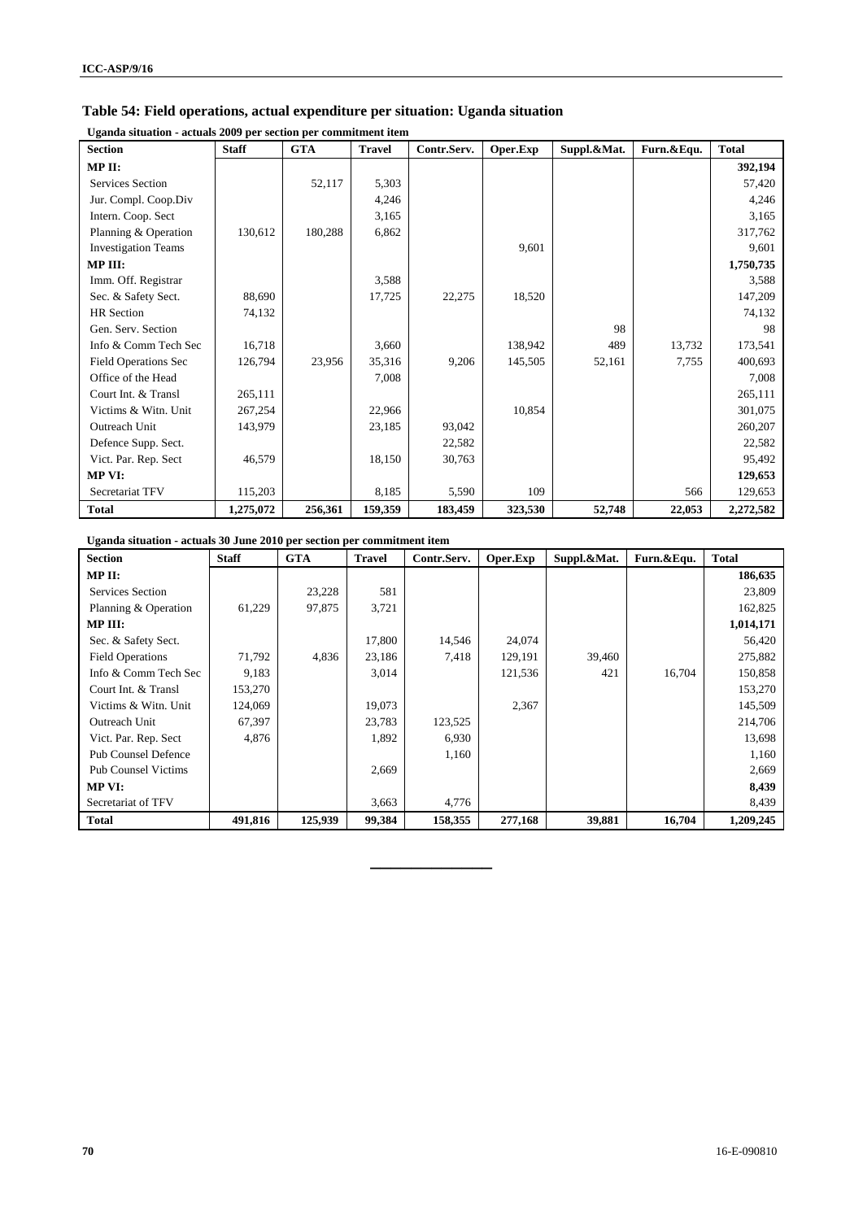## Table 54: Field operations, actual expenditure per situation: Uganda situation

**Uganda situation - actuals 2009 per section per commitment item**

| Section | Staff | GTA | Travel | Contr.Serv. | Oper.Exp | Suppl.&Mat. | Furn.&Equ. | Total |
|---|---|---|---|---|---|---|---|---|
| **MP II:** | | | | | | | | **392,194** |
| Services Section | | 52,117 | 5,303 | | | | | 57,420 |
| Jur. Compl. Coop.Div | | | 4,246 | | | | | 4,246 |
| Intern. Coop. Sect | | | 3,165 | | | | | 3,165 |
| Planning & Operation | 130,612 | 180,288 | 6,862 | | | | | 317,762 |
| Investigation Teams | | | | | 9,601 | | | 9,601 |
| **MP III:** | | | | | | | | **1,750,735** |
| Imm. Off. Registrar | | | 3,588 | | | | | 3,588 |
| Sec. & Safety Sect. | 88,690 | | 17,725 | 22,275 | 18,520 | | | 147,209 |
| HR Section | 74,132 | | | | | | | 74,132 |
| Gen. Serv. Section | | | | | | 98 | | 98 |
| Info & Comm Tech Sec | 16,718 | | 3,660 | | 138,942 | 489 | 13,732 | 173,541 |
| Field Operations Sec | 126,794 | 23,956 | 35,316 | 9,206 | 145,505 | 52,161 | 7,755 | 400,693 |
| Office of the Head | | | 7,008 | | | | | 7,008 |
| Court Int. & Transl | 265,111 | | | | | | | 265,111 |
| Victims & Witn. Unit | 267,254 | | 22,966 | | 10,854 | | | 301,075 |
| Outreach Unit | 143,979 | | 23,185 | 93,042 | | | | 260,207 |
| Defence Supp. Sect. | | | | 22,582 | | | | 22,582 |
| Vict. Par. Rep. Sect | 46,579 | | 18,150 | 30,763 | | | | 95,492 |
| **MP VI:** | | | | | | | | **129,653** |
| Secretariat TFV | 115,203 | | 8,185 | 5,590 | 109 | | 566 | 129,653 |
| **Total** | **1,275,072** | **256,361** | **159,359** | **183,459** | **323,530** | **52,748** | **22,053** | **2,272,582** |

**Uganda situation - actuals 30 June 2010 per section per commitment item**

| Section | Staff | GTA | Travel | Contr.Serv. | Oper.Exp | Suppl.&Mat. | Furn.&Equ. | Total |
|---|---|---|---|---|---|---|---|---|
| **MP II:** | | | | | | | | **186,635** |
| Services Section | | 23,228 | 581 | | | | | 23,809 |
| Planning & Operation | 61,229 | 97,875 | 3,721 | | | | | 162,825 |
| **MP III:** | | | | | | | | **1,014,171** |
| Sec. & Safety Sect. | | | 17,800 | 14,546 | 24,074 | | | 56,420 |
| Field Operations | 71,792 | 4,836 | 23,186 | 7,418 | 129,191 | 39,460 | | 275,882 |
| Info & Comm Tech Sec | 9,183 | | 3,014 | | 121,536 | 421 | 16,704 | 150,858 |
| Court Int. & Transl | 153,270 | | | | | | | 153,270 |
| Victims & Witn. Unit | 124,069 | | 19,073 | | 2,367 | | | 145,509 |
| Outreach Unit | 67,397 | | 23,783 | 123,525 | | | | 214,706 |
| Vict. Par. Rep. Sect | 4,876 | | 1,892 | 6,930 | | | | 13,698 |
| Pub Counsel Defence | | | | 1,160 | | | | 1,160 |
| Pub Counsel Victims | | | 2,669 | | | | | 2,669 |
| **MP VI:** | | | | | | | | **8,439** |
| Secretariat of TFV | | | 3,663 | 4,776 | | | | 8,439 |
| **Total** | **491,816** | **125,939** | **99,384** | **158,355** | **277,168** | **39,881** | **16,704** | **1,209,245** |